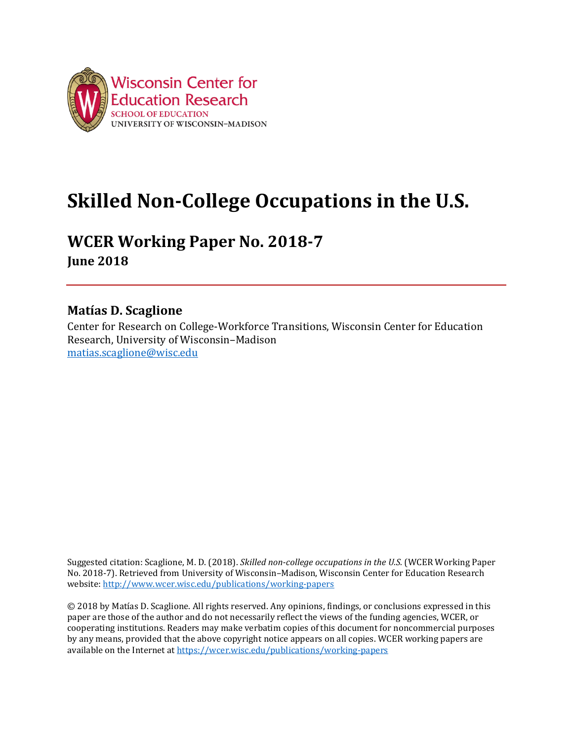Wisconsin Center for Education Research
SCHOOL OF EDUCATION
UNIVERSITY OF WISCONSIN–MADISON

# Skilled Non-College Occupations in the U.S.

## WCER Working Paper No. 2018-7

**June 2018**

---

**Matías D. Scaglione**

Center for Research on College-Workforce Transitions, Wisconsin Center for Education Research, University of Wisconsin–Madison
matias.scaglione@wisc.edu

Suggested citation: Scaglione, M. D. (2018). *Skilled non-college occupations in the U.S.* (WCER Working Paper No. 2018-7). Retrieved from University of Wisconsin–Madison, Wisconsin Center for Education Research website: http://www.wcer.wisc.edu/publications/working-papers

© 2018 by Matías D. Scaglione. All rights reserved. Any opinions, findings, or conclusions expressed in this paper are those of the author and do not necessarily reflect the views of the funding agencies, WCER, or cooperating institutions. Readers may make verbatim copies of this document for noncommercial purposes by any means, provided that the above copyright notice appears on all copies. WCER working papers are available on the Internet at https://wcer.wisc.edu/publications/working-papers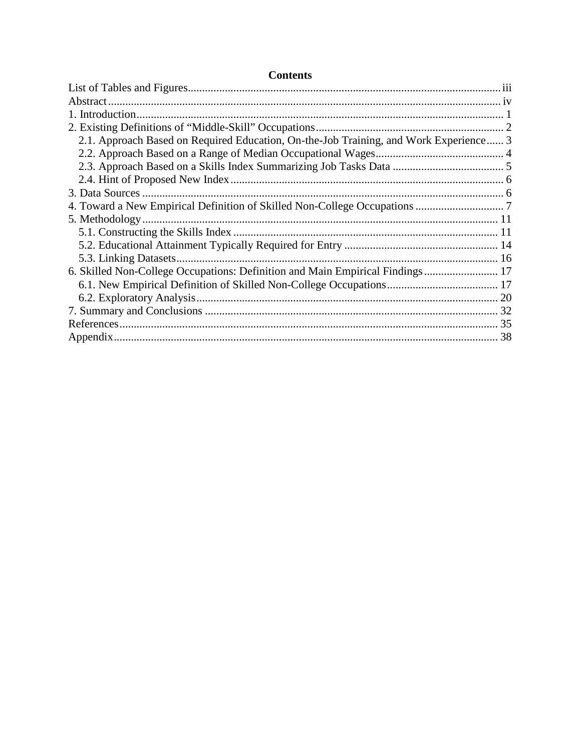# Contents

List of Tables and Figures ..... iii
Abstract ..... iv
1. Introduction ..... 1
2. Existing Definitions of "Middle-Skill" Occupations ..... 2
   2.1. Approach Based on Required Education, On-the-Job Training, and Work Experience ..... 3
   2.2. Approach Based on a Range of Median Occupational Wages ..... 4
   2.3. Approach Based on a Skills Index Summarizing Job Tasks Data ..... 5
   2.4. Hint of Proposed New Index ..... 6
3. Data Sources ..... 6
4. Toward a New Empirical Definition of Skilled Non-College Occupations ..... 7
5. Methodology ..... 11
   5.1. Constructing the Skills Index ..... 11
   5.2. Educational Attainment Typically Required for Entry ..... 14
   5.3. Linking Datasets ..... 16
6. Skilled Non-College Occupations: Definition and Main Empirical Findings ..... 17
   6.1. New Empirical Definition of Skilled Non-College Occupations ..... 17
   6.2. Exploratory Analysis ..... 20
7. Summary and Conclusions ..... 32
References ..... 35
Appendix ..... 38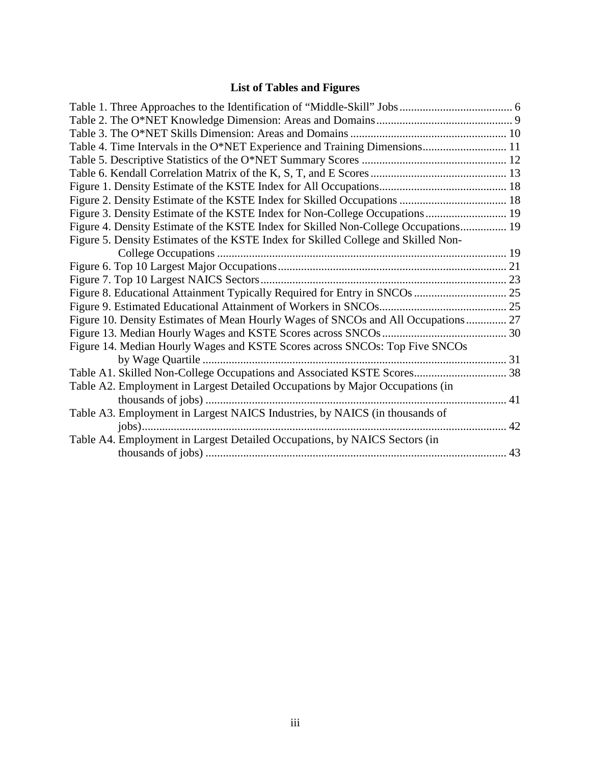# List of Tables and Figures

Table 1. Three Approaches to the Identification of "Middle-Skill" Jobs ....... 6
Table 2. The O*NET Knowledge Dimension: Areas and Domains ....... 9
Table 3. The O*NET Skills Dimension: Areas and Domains ....... 10
Table 4. Time Intervals in the O*NET Experience and Training Dimensions ....... 11
Table 5. Descriptive Statistics of the O*NET Summary Scores ....... 12
Table 6. Kendall Correlation Matrix of the K, S, T, and E Scores ....... 13
Figure 1. Density Estimate of the KSTE Index for All Occupations ....... 18
Figure 2. Density Estimate of the KSTE Index for Skilled Occupations ....... 18
Figure 3. Density Estimate of the KSTE Index for Non-College Occupations ....... 19
Figure 4. Density Estimate of the KSTE Index for Skilled Non-College Occupations ....... 19
Figure 5. Density Estimates of the KSTE Index for Skilled College and Skilled Non-College Occupations ....... 19
Figure 6. Top 10 Largest Major Occupations ....... 21
Figure 7. Top 10 Largest NAICS Sectors ....... 23
Figure 8. Educational Attainment Typically Required for Entry in SNCOs ....... 25
Figure 9. Estimated Educational Attainment of Workers in SNCOs ....... 25
Figure 10. Density Estimates of Mean Hourly Wages of SNCOs and All Occupations ....... 27
Figure 13. Median Hourly Wages and KSTE Scores across SNCOs ....... 30
Figure 14. Median Hourly Wages and KSTE Scores across SNCOs: Top Five SNCOs by Wage Quartile ....... 31
Table A1. Skilled Non-College Occupations and Associated KSTE Scores ....... 38
Table A2. Employment in Largest Detailed Occupations by Major Occupations (in thousands of jobs) ....... 41
Table A3. Employment in Largest NAICS Industries, by NAICS (in thousands of jobs) ....... 42
Table A4. Employment in Largest Detailed Occupations, by NAICS Sectors (in thousands of jobs) ....... 43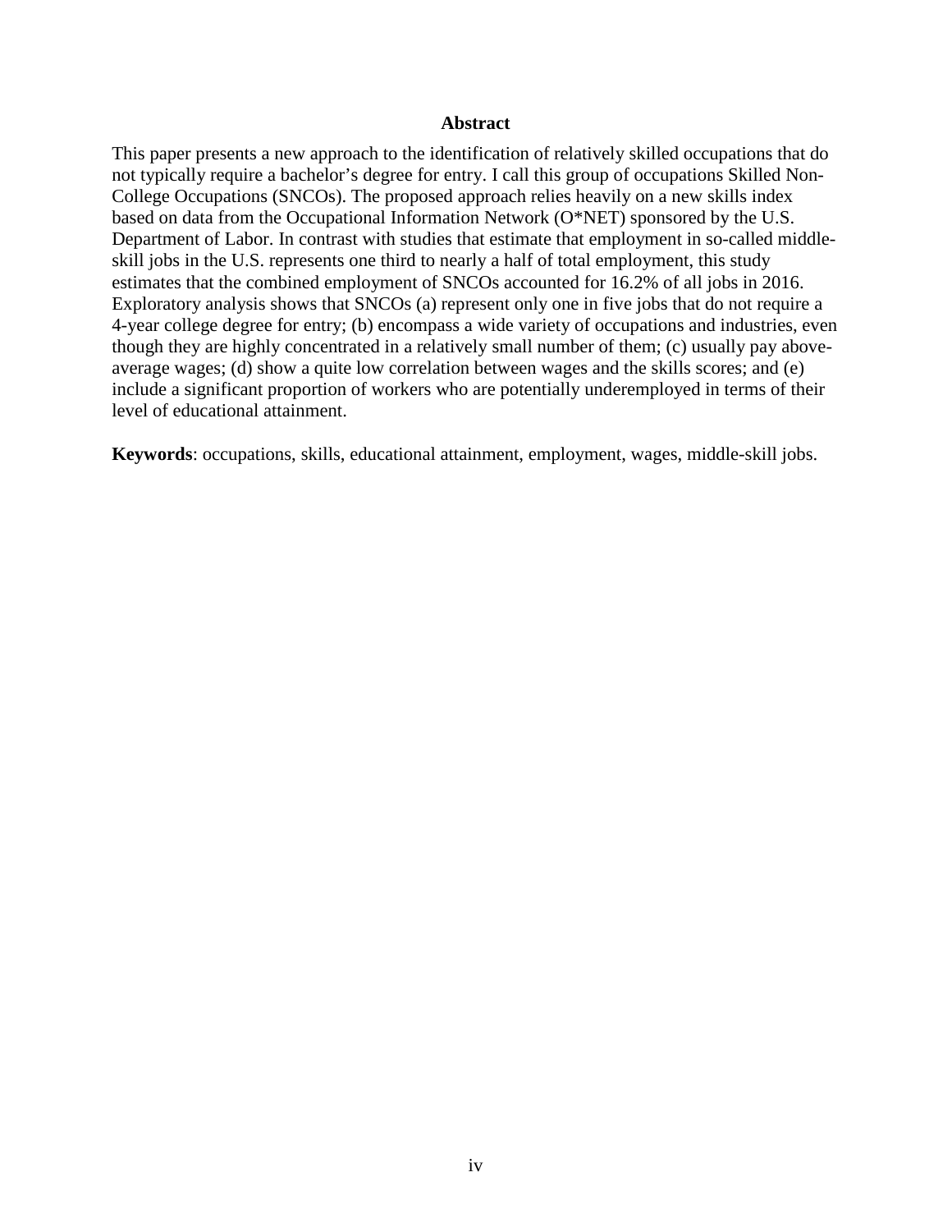## Abstract

This paper presents a new approach to the identification of relatively skilled occupations that do not typically require a bachelor's degree for entry. I call this group of occupations Skilled Non-College Occupations (SNCOs). The proposed approach relies heavily on a new skills index based on data from the Occupational Information Network (O*NET) sponsored by the U.S. Department of Labor. In contrast with studies that estimate that employment in so-called middle-skill jobs in the U.S. represents one third to nearly a half of total employment, this study estimates that the combined employment of SNCOs accounted for 16.2% of all jobs in 2016. Exploratory analysis shows that SNCOs (a) represent only one in five jobs that do not require a 4-year college degree for entry; (b) encompass a wide variety of occupations and industries, even though they are highly concentrated in a relatively small number of them; (c) usually pay above-average wages; (d) show a quite low correlation between wages and the skills scores; and (e) include a significant proportion of workers who are potentially underemployed in terms of their level of educational attainment.

**Keywords**: occupations, skills, educational attainment, employment, wages, middle-skill jobs.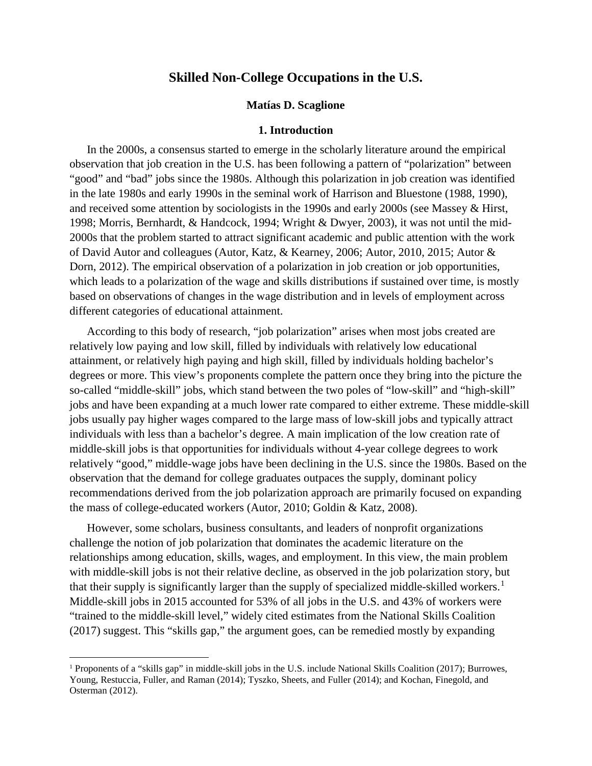# Skilled Non-College Occupations in the U.S.

**Matías D. Scaglione**

## 1. Introduction

In the 2000s, a consensus started to emerge in the scholarly literature around the empirical observation that job creation in the U.S. has been following a pattern of "polarization" between "good" and "bad" jobs since the 1980s. Although this polarization in job creation was identified in the late 1980s and early 1990s in the seminal work of Harrison and Bluestone (1988, 1990), and received some attention by sociologists in the 1990s and early 2000s (see Massey & Hirst, 1998; Morris, Bernhardt, & Handcock, 1994; Wright & Dwyer, 2003), it was not until the mid-2000s that the problem started to attract significant academic and public attention with the work of David Autor and colleagues (Autor, Katz, & Kearney, 2006; Autor, 2010, 2015; Autor & Dorn, 2012). The empirical observation of a polarization in job creation or job opportunities, which leads to a polarization of the wage and skills distributions if sustained over time, is mostly based on observations of changes in the wage distribution and in levels of employment across different categories of educational attainment.

According to this body of research, "job polarization" arises when most jobs created are relatively low paying and low skill, filled by individuals with relatively low educational attainment, or relatively high paying and high skill, filled by individuals holding bachelor's degrees or more. This view's proponents complete the pattern once they bring into the picture the so-called "middle-skill" jobs, which stand between the two poles of "low-skill" and "high-skill" jobs and have been expanding at a much lower rate compared to either extreme. These middle-skill jobs usually pay higher wages compared to the large mass of low-skill jobs and typically attract individuals with less than a bachelor's degree. A main implication of the low creation rate of middle-skill jobs is that opportunities for individuals without 4-year college degrees to work relatively "good," middle-wage jobs have been declining in the U.S. since the 1980s. Based on the observation that the demand for college graduates outpaces the supply, dominant policy recommendations derived from the job polarization approach are primarily focused on expanding the mass of college-educated workers (Autor, 2010; Goldin & Katz, 2008).

However, some scholars, business consultants, and leaders of nonprofit organizations challenge the notion of job polarization that dominates the academic literature on the relationships among education, skills, wages, and employment. In this view, the main problem with middle-skill jobs is not their relative decline, as observed in the job polarization story, but that their supply is significantly larger than the supply of specialized middle-skilled workers.[1] Middle-skill jobs in 2015 accounted for 53% of all jobs in the U.S. and 43% of workers were "trained to the middle-skill level," widely cited estimates from the National Skills Coalition (2017) suggest. This "skills gap," the argument goes, can be remedied mostly by expanding

[1] Proponents of a "skills gap" in middle-skill jobs in the U.S. include National Skills Coalition (2017); Burrowes, Young, Restuccia, Fuller, and Raman (2014); Tyszko, Sheets, and Fuller (2014); and Kochan, Finegold, and Osterman (2012).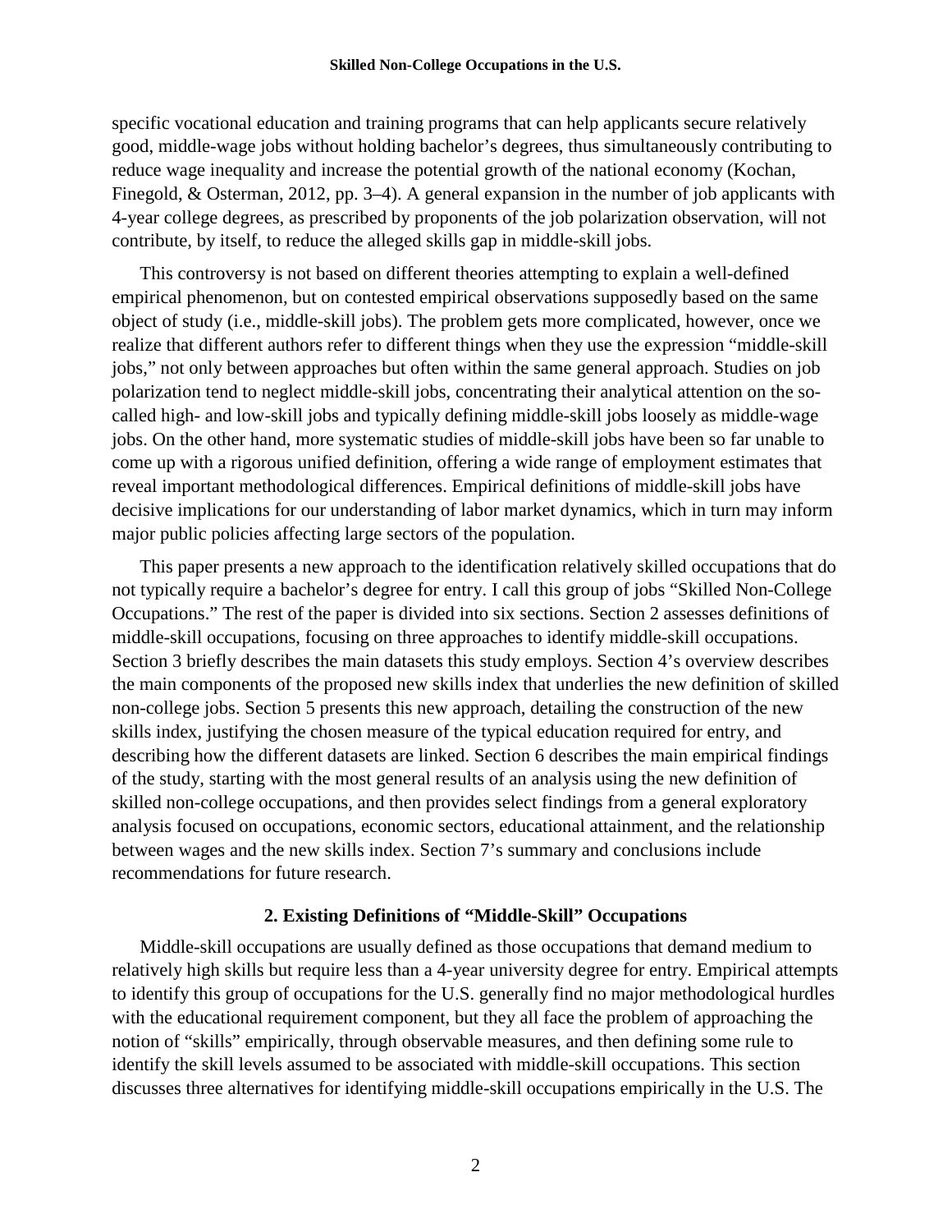specific vocational education and training programs that can help applicants secure relatively good, middle-wage jobs without holding bachelor's degrees, thus simultaneously contributing to reduce wage inequality and increase the potential growth of the national economy (Kochan, Finegold, & Osterman, 2012, pp. 3–4). A general expansion in the number of job applicants with 4-year college degrees, as prescribed by proponents of the job polarization observation, will not contribute, by itself, to reduce the alleged skills gap in middle-skill jobs.

This controversy is not based on different theories attempting to explain a well-defined empirical phenomenon, but on contested empirical observations supposedly based on the same object of study (i.e., middle-skill jobs). The problem gets more complicated, however, once we realize that different authors refer to different things when they use the expression "middle-skill jobs," not only between approaches but often within the same general approach. Studies on job polarization tend to neglect middle-skill jobs, concentrating their analytical attention on the so-called high- and low-skill jobs and typically defining middle-skill jobs loosely as middle-wage jobs. On the other hand, more systematic studies of middle-skill jobs have been so far unable to come up with a rigorous unified definition, offering a wide range of employment estimates that reveal important methodological differences. Empirical definitions of middle-skill jobs have decisive implications for our understanding of labor market dynamics, which in turn may inform major public policies affecting large sectors of the population.

This paper presents a new approach to the identification relatively skilled occupations that do not typically require a bachelor's degree for entry. I call this group of jobs "Skilled Non-College Occupations." The rest of the paper is divided into six sections. Section 2 assesses definitions of middle-skill occupations, focusing on three approaches to identify middle-skill occupations. Section 3 briefly describes the main datasets this study employs. Section 4's overview describes the main components of the proposed new skills index that underlies the new definition of skilled non-college jobs. Section 5 presents this new approach, detailing the construction of the new skills index, justifying the chosen measure of the typical education required for entry, and describing how the different datasets are linked. Section 6 describes the main empirical findings of the study, starting with the most general results of an analysis using the new definition of skilled non-college occupations, and then provides select findings from a general exploratory analysis focused on occupations, economic sectors, educational attainment, and the relationship between wages and the new skills index. Section 7's summary and conclusions include recommendations for future research.

## 2. Existing Definitions of "Middle-Skill" Occupations

Middle-skill occupations are usually defined as those occupations that demand medium to relatively high skills but require less than a 4-year university degree for entry. Empirical attempts to identify this group of occupations for the U.S. generally find no major methodological hurdles with the educational requirement component, but they all face the problem of approaching the notion of "skills" empirically, through observable measures, and then defining some rule to identify the skill levels assumed to be associated with middle-skill occupations. This section discusses three alternatives for identifying middle-skill occupations empirically in the U.S. The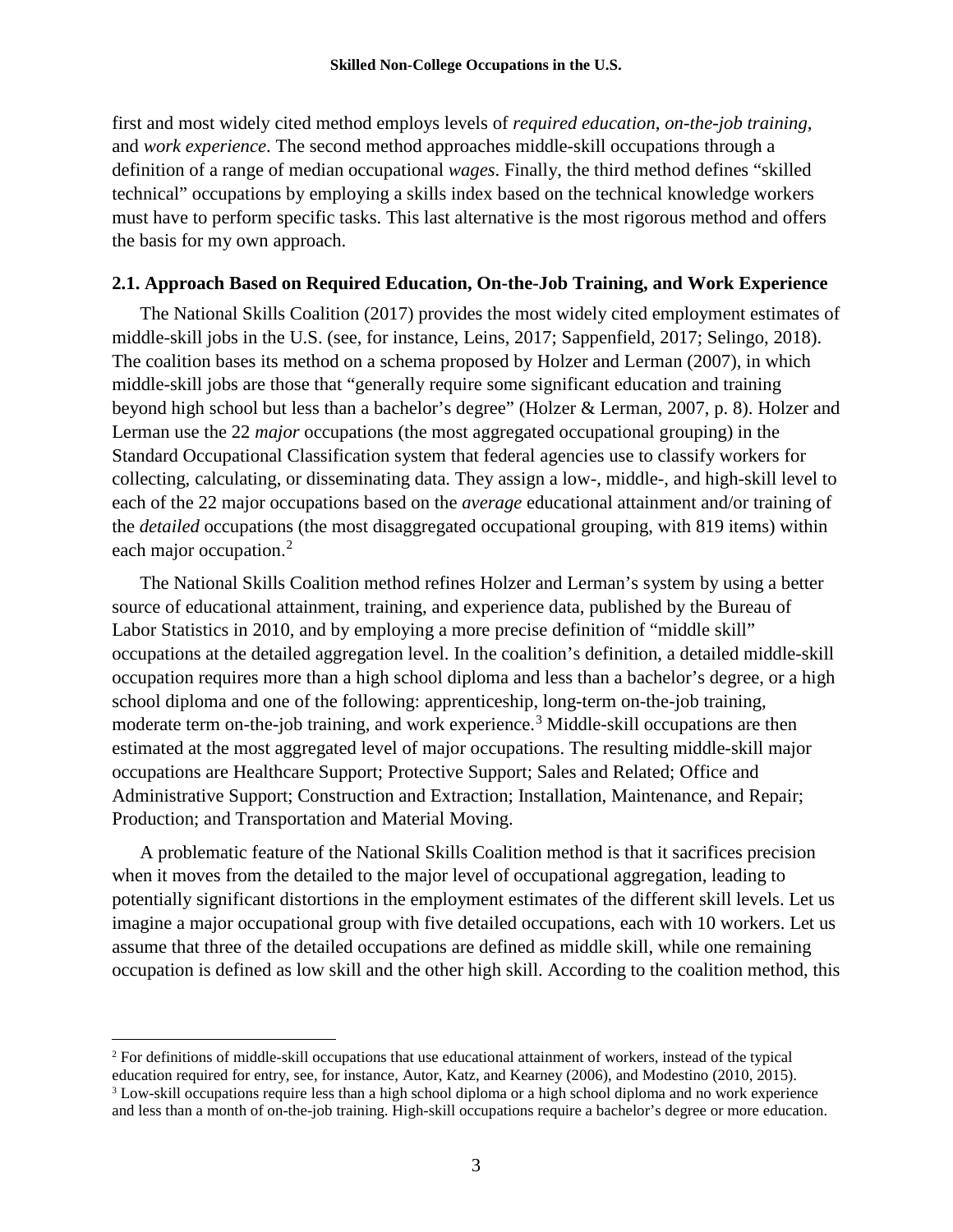first and most widely cited method employs levels of *required education*, *on-the-job training*, and *work experience*. The second method approaches middle-skill occupations through a definition of a range of median occupational *wages*. Finally, the third method defines "skilled technical" occupations by employing a skills index based on the technical knowledge workers must have to perform specific tasks. This last alternative is the most rigorous method and offers the basis for my own approach.

### 2.1. Approach Based on Required Education, On-the-Job Training, and Work Experience

The National Skills Coalition (2017) provides the most widely cited employment estimates of middle-skill jobs in the U.S. (see, for instance, Leins, 2017; Sappenfield, 2017; Selingo, 2018). The coalition bases its method on a schema proposed by Holzer and Lerman (2007), in which middle-skill jobs are those that "generally require some significant education and training beyond high school but less than a bachelor's degree" (Holzer & Lerman, 2007, p. 8). Holzer and Lerman use the 22 *major* occupations (the most aggregated occupational grouping) in the Standard Occupational Classification system that federal agencies use to classify workers for collecting, calculating, or disseminating data. They assign a low-, middle-, and high-skill level to each of the 22 major occupations based on the *average* educational attainment and/or training of the *detailed* occupations (the most disaggregated occupational grouping, with 819 items) within each major occupation.[2]

The National Skills Coalition method refines Holzer and Lerman's system by using a better source of educational attainment, training, and experience data, published by the Bureau of Labor Statistics in 2010, and by employing a more precise definition of "middle skill" occupations at the detailed aggregation level. In the coalition's definition, a detailed middle-skill occupation requires more than a high school diploma and less than a bachelor's degree, or a high school diploma and one of the following: apprenticeship, long-term on-the-job training, moderate term on-the-job training, and work experience.[3] Middle-skill occupations are then estimated at the most aggregated level of major occupations. The resulting middle-skill major occupations are Healthcare Support; Protective Support; Sales and Related; Office and Administrative Support; Construction and Extraction; Installation, Maintenance, and Repair; Production; and Transportation and Material Moving.

A problematic feature of the National Skills Coalition method is that it sacrifices precision when it moves from the detailed to the major level of occupational aggregation, leading to potentially significant distortions in the employment estimates of the different skill levels. Let us imagine a major occupational group with five detailed occupations, each with 10 workers. Let us assume that three of the detailed occupations are defined as middle skill, while one remaining occupation is defined as low skill and the other high skill. According to the coalition method, this

---

[2] For definitions of middle-skill occupations that use educational attainment of workers, instead of the typical education required for entry, see, for instance, Autor, Katz, and Kearney (2006), and Modestino (2010, 2015).

[3] Low-skill occupations require less than a high school diploma or a high school diploma and no work experience and less than a month of on-the-job training. High-skill occupations require a bachelor's degree or more education.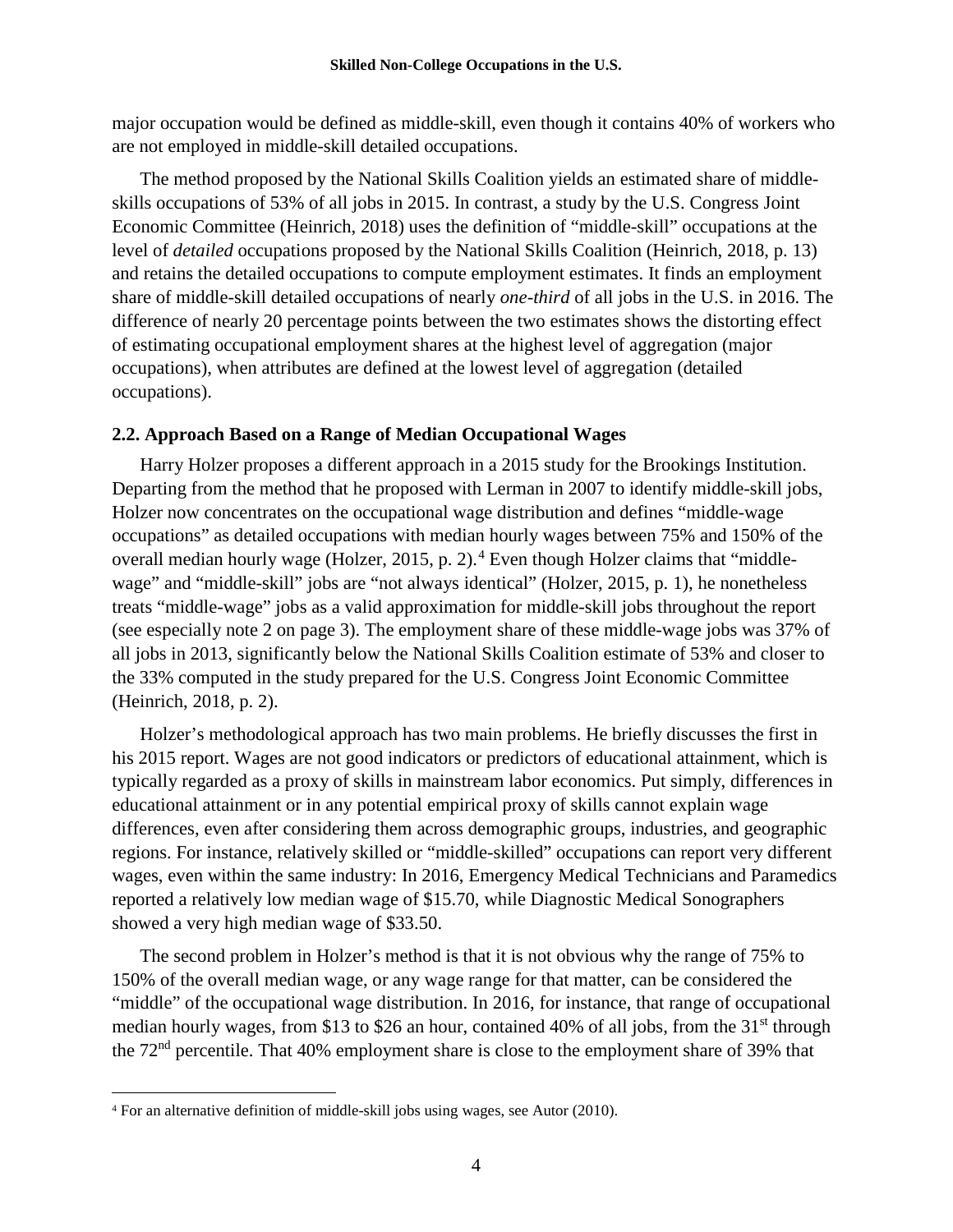major occupation would be defined as middle-skill, even though it contains 40% of workers who are not employed in middle-skill detailed occupations.

The method proposed by the National Skills Coalition yields an estimated share of middle-skills occupations of 53% of all jobs in 2015. In contrast, a study by the U.S. Congress Joint Economic Committee (Heinrich, 2018) uses the definition of "middle-skill" occupations at the level of *detailed* occupations proposed by the National Skills Coalition (Heinrich, 2018, p. 13) and retains the detailed occupations to compute employment estimates. It finds an employment share of middle-skill detailed occupations of nearly *one-third* of all jobs in the U.S. in 2016. The difference of nearly 20 percentage points between the two estimates shows the distorting effect of estimating occupational employment shares at the highest level of aggregation (major occupations), when attributes are defined at the lowest level of aggregation (detailed occupations).

### 2.2. Approach Based on a Range of Median Occupational Wages

Harry Holzer proposes a different approach in a 2015 study for the Brookings Institution. Departing from the method that he proposed with Lerman in 2007 to identify middle-skill jobs, Holzer now concentrates on the occupational wage distribution and defines "middle-wage occupations" as detailed occupations with median hourly wages between 75% and 150% of the overall median hourly wage (Holzer, 2015, p. 2).[4] Even though Holzer claims that "middle-wage" and "middle-skill" jobs are "not always identical" (Holzer, 2015, p. 1), he nonetheless treats "middle-wage" jobs as a valid approximation for middle-skill jobs throughout the report (see especially note 2 on page 3). The employment share of these middle-wage jobs was 37% of all jobs in 2013, significantly below the National Skills Coalition estimate of 53% and closer to the 33% computed in the study prepared for the U.S. Congress Joint Economic Committee (Heinrich, 2018, p. 2).

Holzer's methodological approach has two main problems. He briefly discusses the first in his 2015 report. Wages are not good indicators or predictors of educational attainment, which is typically regarded as a proxy of skills in mainstream labor economics. Put simply, differences in educational attainment or in any potential empirical proxy of skills cannot explain wage differences, even after considering them across demographic groups, industries, and geographic regions. For instance, relatively skilled or "middle-skilled" occupations can report very different wages, even within the same industry: In 2016, Emergency Medical Technicians and Paramedics reported a relatively low median wage of $15.70, while Diagnostic Medical Sonographers showed a very high median wage of $33.50.

The second problem in Holzer's method is that it is not obvious why the range of 75% to 150% of the overall median wage, or any wage range for that matter, can be considered the "middle" of the occupational wage distribution. In 2016, for instance, that range of occupational median hourly wages, from $13 to $26 an hour, contained 40% of all jobs, from the 31st through the 72nd percentile. That 40% employment share is close to the employment share of 39% that

[4] For an alternative definition of middle-skill jobs using wages, see Autor (2010).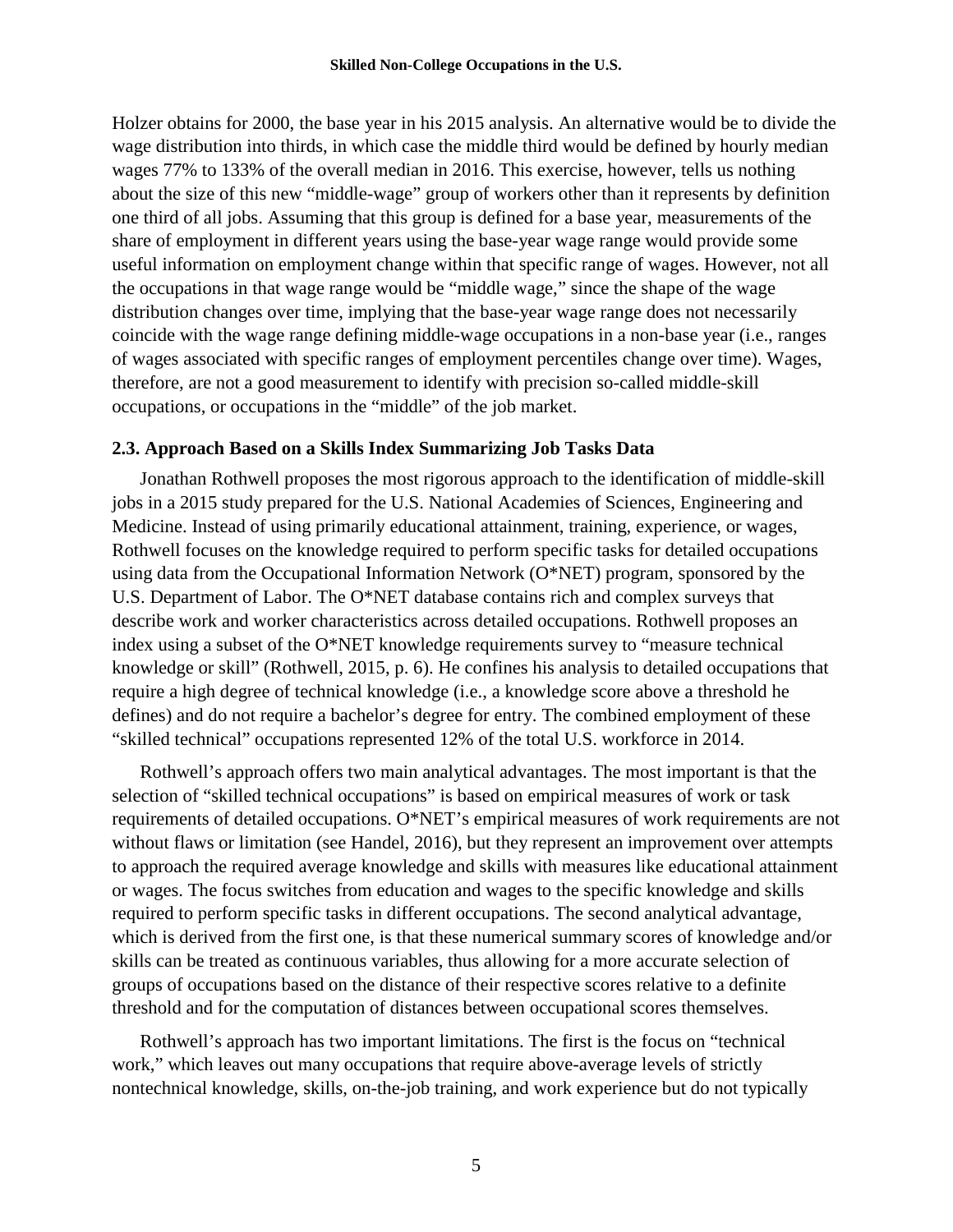Holzer obtains for 2000, the base year in his 2015 analysis. An alternative would be to divide the wage distribution into thirds, in which case the middle third would be defined by hourly median wages 77% to 133% of the overall median in 2016. This exercise, however, tells us nothing about the size of this new "middle-wage" group of workers other than it represents by definition one third of all jobs. Assuming that this group is defined for a base year, measurements of the share of employment in different years using the base-year wage range would provide some useful information on employment change within that specific range of wages. However, not all the occupations in that wage range would be "middle wage," since the shape of the wage distribution changes over time, implying that the base-year wage range does not necessarily coincide with the wage range defining middle-wage occupations in a non-base year (i.e., ranges of wages associated with specific ranges of employment percentiles change over time). Wages, therefore, are not a good measurement to identify with precision so-called middle-skill occupations, or occupations in the "middle" of the job market.

### 2.3. Approach Based on a Skills Index Summarizing Job Tasks Data

Jonathan Rothwell proposes the most rigorous approach to the identification of middle-skill jobs in a 2015 study prepared for the U.S. National Academies of Sciences, Engineering and Medicine. Instead of using primarily educational attainment, training, experience, or wages, Rothwell focuses on the knowledge required to perform specific tasks for detailed occupations using data from the Occupational Information Network (O*NET) program, sponsored by the U.S. Department of Labor. The O*NET database contains rich and complex surveys that describe work and worker characteristics across detailed occupations. Rothwell proposes an index using a subset of the O*NET knowledge requirements survey to "measure technical knowledge or skill" (Rothwell, 2015, p. 6). He confines his analysis to detailed occupations that require a high degree of technical knowledge (i.e., a knowledge score above a threshold he defines) and do not require a bachelor's degree for entry. The combined employment of these "skilled technical" occupations represented 12% of the total U.S. workforce in 2014.

Rothwell's approach offers two main analytical advantages. The most important is that the selection of "skilled technical occupations" is based on empirical measures of work or task requirements of detailed occupations. O*NET's empirical measures of work requirements are not without flaws or limitation (see Handel, 2016), but they represent an improvement over attempts to approach the required average knowledge and skills with measures like educational attainment or wages. The focus switches from education and wages to the specific knowledge and skills required to perform specific tasks in different occupations. The second analytical advantage, which is derived from the first one, is that these numerical summary scores of knowledge and/or skills can be treated as continuous variables, thus allowing for a more accurate selection of groups of occupations based on the distance of their respective scores relative to a definite threshold and for the computation of distances between occupational scores themselves.

Rothwell's approach has two important limitations. The first is the focus on "technical work," which leaves out many occupations that require above-average levels of strictly nontechnical knowledge, skills, on-the-job training, and work experience but do not typically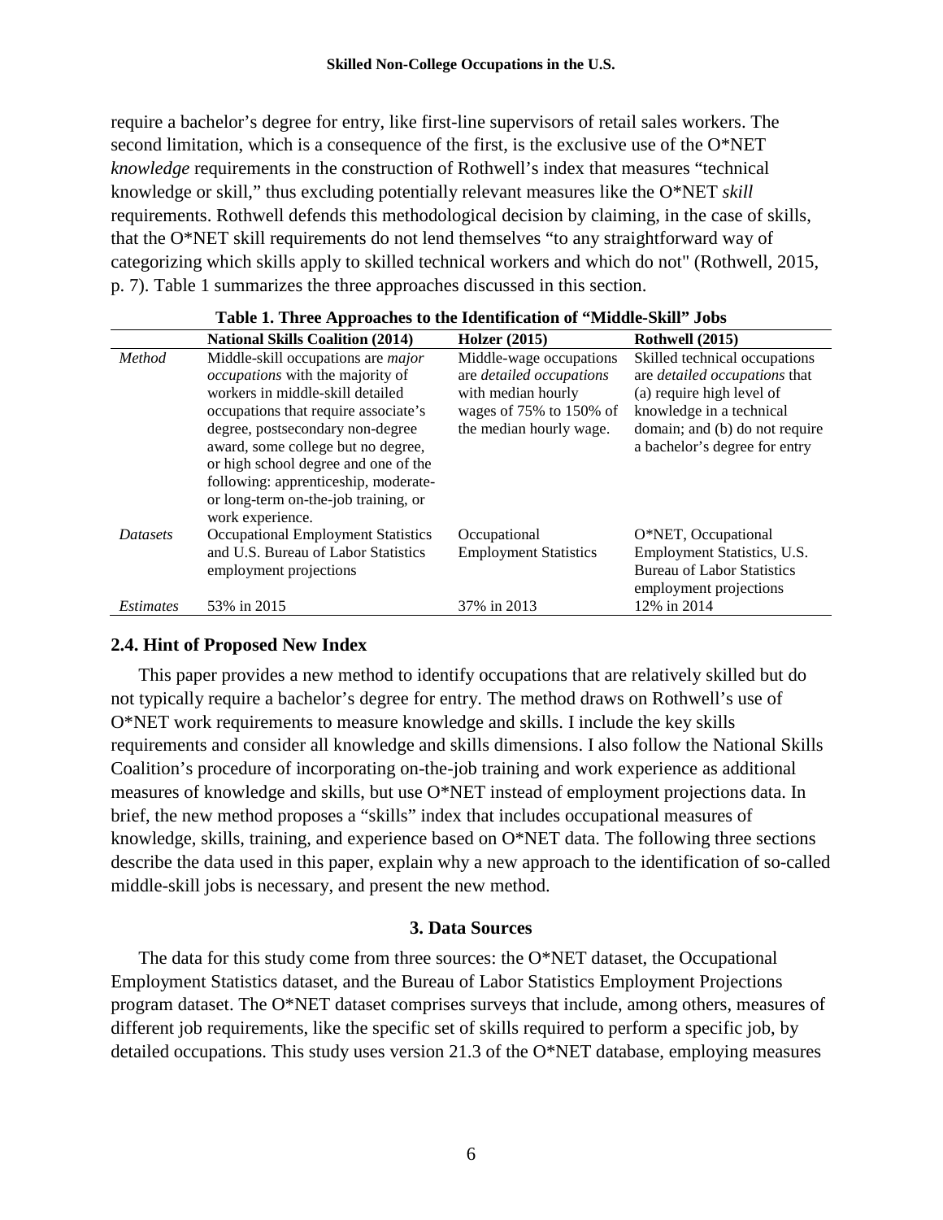require a bachelor's degree for entry, like first-line supervisors of retail sales workers. The second limitation, which is a consequence of the first, is the exclusive use of the O*NET *knowledge* requirements in the construction of Rothwell's index that measures "technical knowledge or skill," thus excluding potentially relevant measures like the O*NET *skill* requirements. Rothwell defends this methodological decision by claiming, in the case of skills, that the O*NET skill requirements do not lend themselves "to any straightforward way of categorizing which skills apply to skilled technical workers and which do not" (Rothwell, 2015, p. 7). Table 1 summarizes the three approaches discussed in this section.

**Table 1. Three Approaches to the Identification of "Middle-Skill" Jobs**

| | **National Skills Coalition (2014)** | **Holzer (2015)** | **Rothwell (2015)** |
|---|---|---|---|
| *Method* | Middle-skill occupations are *major occupations* with the majority of workers in middle-skill detailed occupations that require associate's degree, postsecondary non-degree award, some college but no degree, or high school degree and one of the following: apprenticeship, moderate- or long-term on-the-job training, or work experience. | Middle-wage occupations are *detailed occupations* with median hourly wages of 75% to 150% of the median hourly wage. | Skilled technical occupations are *detailed occupations* that (a) require high level of knowledge in a technical domain; and (b) do not require a bachelor's degree for entry |
| *Datasets* | Occupational Employment Statistics and U.S. Bureau of Labor Statistics employment projections | Occupational Employment Statistics | O*NET, Occupational Employment Statistics, U.S. Bureau of Labor Statistics employment projections |
| *Estimates* | 53% in 2015 | 37% in 2013 | 12% in 2014 |

### 2.4. Hint of Proposed New Index

This paper provides a new method to identify occupations that are relatively skilled but do not typically require a bachelor's degree for entry. The method draws on Rothwell's use of O*NET work requirements to measure knowledge and skills. I include the key skills requirements and consider all knowledge and skills dimensions. I also follow the National Skills Coalition's procedure of incorporating on-the-job training and work experience as additional measures of knowledge and skills, but use O*NET instead of employment projections data. In brief, the new method proposes a "skills" index that includes occupational measures of knowledge, skills, training, and experience based on O*NET data. The following three sections describe the data used in this paper, explain why a new approach to the identification of so-called middle-skill jobs is necessary, and present the new method.

## 3. Data Sources

The data for this study come from three sources: the O*NET dataset, the Occupational Employment Statistics dataset, and the Bureau of Labor Statistics Employment Projections program dataset. The O*NET dataset comprises surveys that include, among others, measures of different job requirements, like the specific set of skills required to perform a specific job, by detailed occupations. This study uses version 21.3 of the O*NET database, employing measures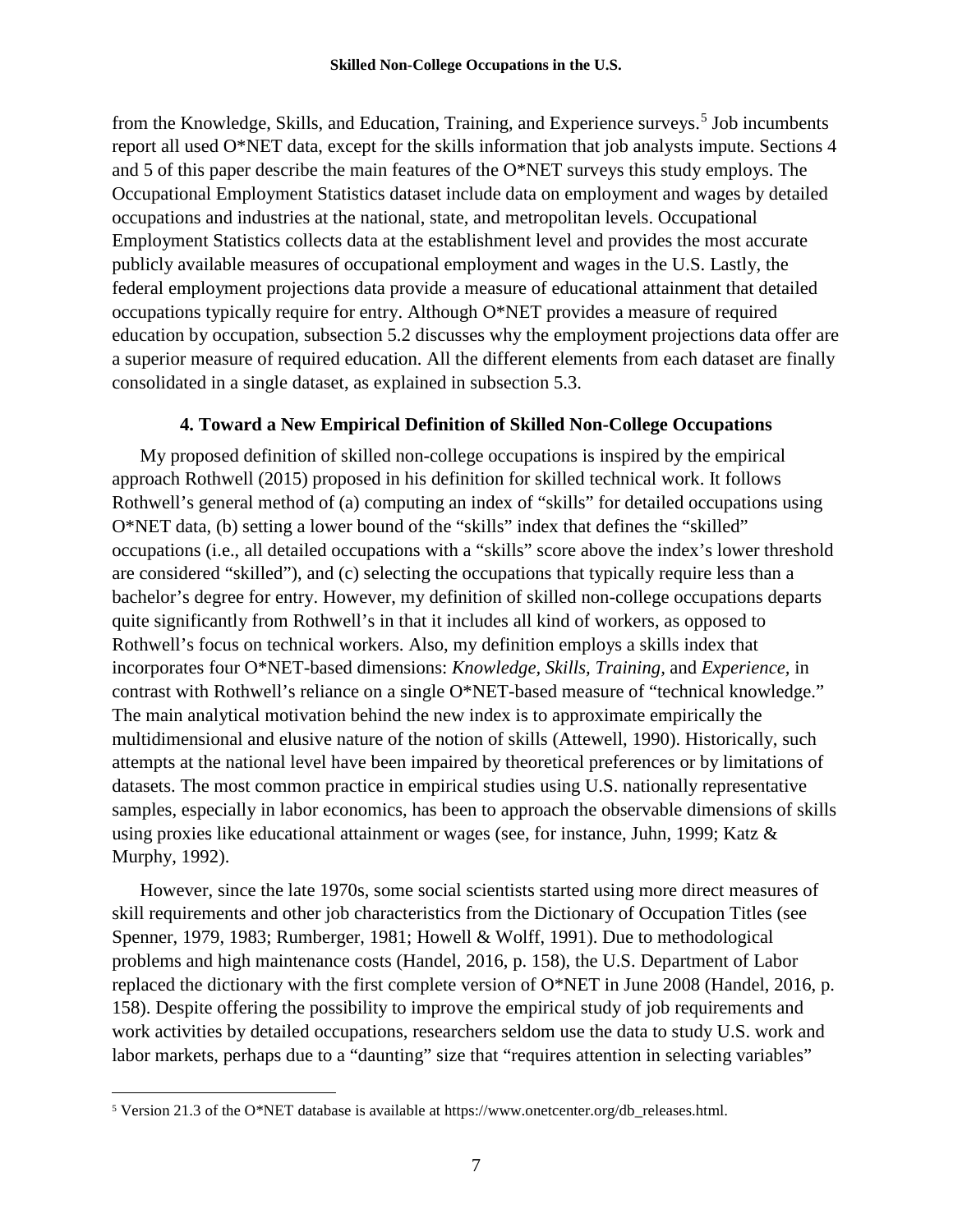from the Knowledge, Skills, and Education, Training, and Experience surveys.[5] Job incumbents report all used O*NET data, except for the skills information that job analysts impute. Sections 4 and 5 of this paper describe the main features of the O*NET surveys this study employs. The Occupational Employment Statistics dataset include data on employment and wages by detailed occupations and industries at the national, state, and metropolitan levels. Occupational Employment Statistics collects data at the establishment level and provides the most accurate publicly available measures of occupational employment and wages in the U.S. Lastly, the federal employment projections data provide a measure of educational attainment that detailed occupations typically require for entry. Although O*NET provides a measure of required education by occupation, subsection 5.2 discusses why the employment projections data offer are a superior measure of required education. All the different elements from each dataset are finally consolidated in a single dataset, as explained in subsection 5.3.

## 4. Toward a New Empirical Definition of Skilled Non-College Occupations

My proposed definition of skilled non-college occupations is inspired by the empirical approach Rothwell (2015) proposed in his definition for skilled technical work. It follows Rothwell's general method of (a) computing an index of "skills" for detailed occupations using O*NET data, (b) setting a lower bound of the "skills" index that defines the "skilled" occupations (i.e., all detailed occupations with a "skills" score above the index's lower threshold are considered "skilled"), and (c) selecting the occupations that typically require less than a bachelor's degree for entry. However, my definition of skilled non-college occupations departs quite significantly from Rothwell's in that it includes all kind of workers, as opposed to Rothwell's focus on technical workers. Also, my definition employs a skills index that incorporates four O*NET-based dimensions: *Knowledge, Skills, Training,* and *Experience,* in contrast with Rothwell's reliance on a single O*NET-based measure of "technical knowledge." The main analytical motivation behind the new index is to approximate empirically the multidimensional and elusive nature of the notion of skills (Attewell, 1990). Historically, such attempts at the national level have been impaired by theoretical preferences or by limitations of datasets. The most common practice in empirical studies using U.S. nationally representative samples, especially in labor economics, has been to approach the observable dimensions of skills using proxies like educational attainment or wages (see, for instance, Juhn, 1999; Katz & Murphy, 1992).

However, since the late 1970s, some social scientists started using more direct measures of skill requirements and other job characteristics from the Dictionary of Occupation Titles (see Spenner, 1979, 1983; Rumberger, 1981; Howell & Wolff, 1991). Due to methodological problems and high maintenance costs (Handel, 2016, p. 158), the U.S. Department of Labor replaced the dictionary with the first complete version of O*NET in June 2008 (Handel, 2016, p. 158). Despite offering the possibility to improve the empirical study of job requirements and work activities by detailed occupations, researchers seldom use the data to study U.S. work and labor markets, perhaps due to a "daunting" size that "requires attention in selecting variables"

[5] Version 21.3 of the O*NET database is available at https://www.onetcenter.org/db_releases.html.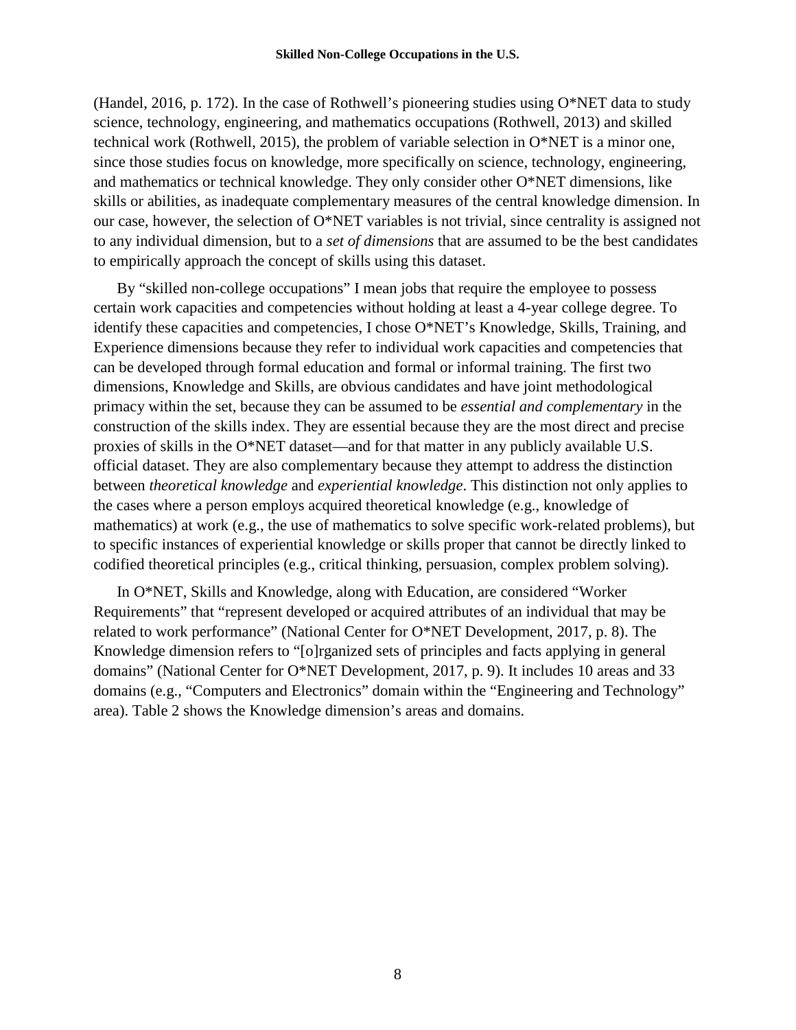(Handel, 2016, p. 172). In the case of Rothwell's pioneering studies using O*NET data to study science, technology, engineering, and mathematics occupations (Rothwell, 2013) and skilled technical work (Rothwell, 2015), the problem of variable selection in O*NET is a minor one, since those studies focus on knowledge, more specifically on science, technology, engineering, and mathematics or technical knowledge. They only consider other O*NET dimensions, like skills or abilities, as inadequate complementary measures of the central knowledge dimension. In our case, however, the selection of O*NET variables is not trivial, since centrality is assigned not to any individual dimension, but to a *set of dimensions* that are assumed to be the best candidates to empirically approach the concept of skills using this dataset.

By "skilled non-college occupations" I mean jobs that require the employee to possess certain work capacities and competencies without holding at least a 4-year college degree. To identify these capacities and competencies, I chose O*NET's Knowledge, Skills, Training, and Experience dimensions because they refer to individual work capacities and competencies that can be developed through formal education and formal or informal training. The first two dimensions, Knowledge and Skills, are obvious candidates and have joint methodological primacy within the set, because they can be assumed to be *essential and complementary* in the construction of the skills index. They are essential because they are the most direct and precise proxies of skills in the O*NET dataset—and for that matter in any publicly available U.S. official dataset. They are also complementary because they attempt to address the distinction between *theoretical knowledge* and *experiential knowledge*. This distinction not only applies to the cases where a person employs acquired theoretical knowledge (e.g., knowledge of mathematics) at work (e.g., the use of mathematics to solve specific work-related problems), but to specific instances of experiential knowledge or skills proper that cannot be directly linked to codified theoretical principles (e.g., critical thinking, persuasion, complex problem solving).

In O*NET, Skills and Knowledge, along with Education, are considered "Worker Requirements" that "represent developed or acquired attributes of an individual that may be related to work performance" (National Center for O*NET Development, 2017, p. 8). The Knowledge dimension refers to "[o]rganized sets of principles and facts applying in general domains" (National Center for O*NET Development, 2017, p. 9). It includes 10 areas and 33 domains (e.g., "Computers and Electronics" domain within the "Engineering and Technology" area). Table 2 shows the Knowledge dimension's areas and domains.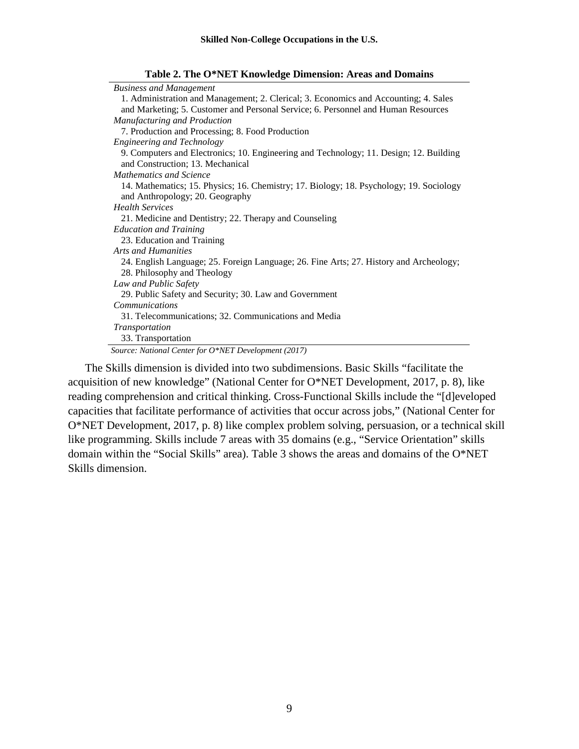**Table 2. The O*NET Knowledge Dimension: Areas and Domains**

| Areas and Domains |
|---|
| *Business and Management* |
| 1. Administration and Management; 2. Clerical; 3. Economics and Accounting; 4. Sales and Marketing; 5. Customer and Personal Service; 6. Personnel and Human Resources |
| *Manufacturing and Production* |
| 7. Production and Processing; 8. Food Production |
| *Engineering and Technology* |
| 9. Computers and Electronics; 10. Engineering and Technology; 11. Design; 12. Building and Construction; 13. Mechanical |
| *Mathematics and Science* |
| 14. Mathematics; 15. Physics; 16. Chemistry; 17. Biology; 18. Psychology; 19. Sociology and Anthropology; 20. Geography |
| *Health Services* |
| 21. Medicine and Dentistry; 22. Therapy and Counseling |
| *Education and Training* |
| 23. Education and Training |
| *Arts and Humanities* |
| 24. English Language; 25. Foreign Language; 26. Fine Arts; 27. History and Archeology; 28. Philosophy and Theology |
| *Law and Public Safety* |
| 29. Public Safety and Security; 30. Law and Government |
| *Communications* |
| 31. Telecommunications; 32. Communications and Media |
| *Transportation* |
| 33. Transportation |

*Source: National Center for O*NET Development (2017)*

The Skills dimension is divided into two subdimensions. Basic Skills "facilitate the acquisition of new knowledge" (National Center for O*NET Development, 2017, p. 8), like reading comprehension and critical thinking. Cross-Functional Skills include the "[d]eveloped capacities that facilitate performance of activities that occur across jobs," (National Center for O*NET Development, 2017, p. 8) like complex problem solving, persuasion, or a technical skill like programming. Skills include 7 areas with 35 domains (e.g., "Service Orientation" skills domain within the "Social Skills" area). Table 3 shows the areas and domains of the O*NET Skills dimension.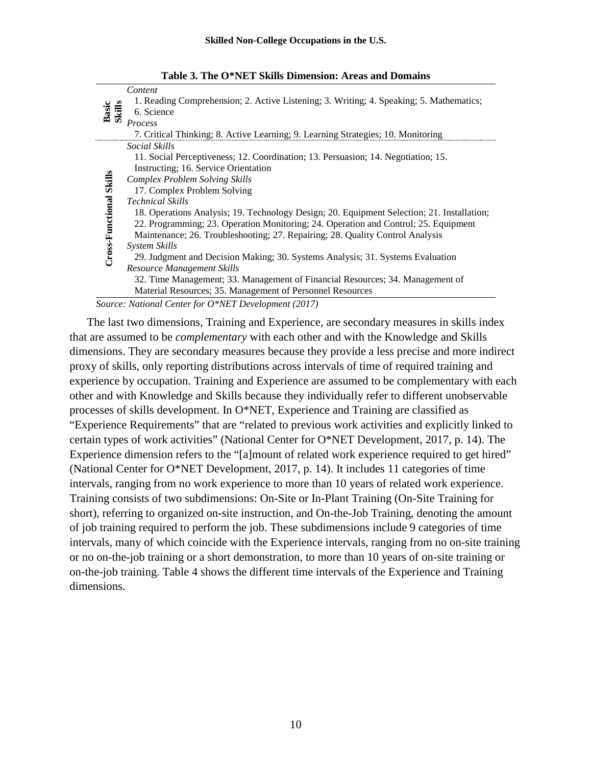**Table 3. The O*NET Skills Dimension: Areas and Domains**

| | |
|---|---|
| **Basic Skills** | *Content*<br>1. Reading Comprehension; 2. Active Listening; 3. Writing; 4. Speaking; 5. Mathematics; 6. Science<br>*Process*<br>7. Critical Thinking; 8. Active Learning; 9. Learning Strategies; 10. Monitoring |
| **Cross-Functional Skills** | *Social Skills*<br>11. Social Perceptiveness; 12. Coordination; 13. Persuasion; 14. Negotiation; 15. Instructing; 16. Service Orientation<br>*Complex Problem Solving Skills*<br>17. Complex Problem Solving<br>*Technical Skills*<br>18. Operations Analysis; 19. Technology Design; 20. Equipment Selection; 21. Installation; 22. Programming; 23. Operation Monitoring; 24. Operation and Control; 25. Equipment Maintenance; 26. Troubleshooting; 27. Repairing; 28. Quality Control Analysis<br>*System Skills*<br>29. Judgment and Decision Making; 30. Systems Analysis; 31. Systems Evaluation<br>*Resource Management Skills*<br>32. Time Management; 33. Management of Financial Resources; 34. Management of Material Resources; 35. Management of Personnel Resources |

*Source: National Center for O*NET Development (2017)*

The last two dimensions, Training and Experience, are secondary measures in skills index that are assumed to be *complementary* with each other and with the Knowledge and Skills dimensions. They are secondary measures because they provide a less precise and more indirect proxy of skills, only reporting distributions across intervals of time of required training and experience by occupation. Training and Experience are assumed to be complementary with each other and with Knowledge and Skills because they individually refer to different unobservable processes of skills development. In O*NET, Experience and Training are classified as "Experience Requirements" that are "related to previous work activities and explicitly linked to certain types of work activities" (National Center for O*NET Development, 2017, p. 14). The Experience dimension refers to the "[a]mount of related work experience required to get hired" (National Center for O*NET Development, 2017, p. 14). It includes 11 categories of time intervals, ranging from no work experience to more than 10 years of related work experience. Training consists of two subdimensions: On-Site or In-Plant Training (On-Site Training for short), referring to organized on-site instruction, and On-the-Job Training, denoting the amount of job training required to perform the job. These subdimensions include 9 categories of time intervals, many of which coincide with the Experience intervals, ranging from no on-site training or no on-the-job training or a short demonstration, to more than 10 years of on-site training or on-the-job training. Table 4 shows the different time intervals of the Experience and Training dimensions.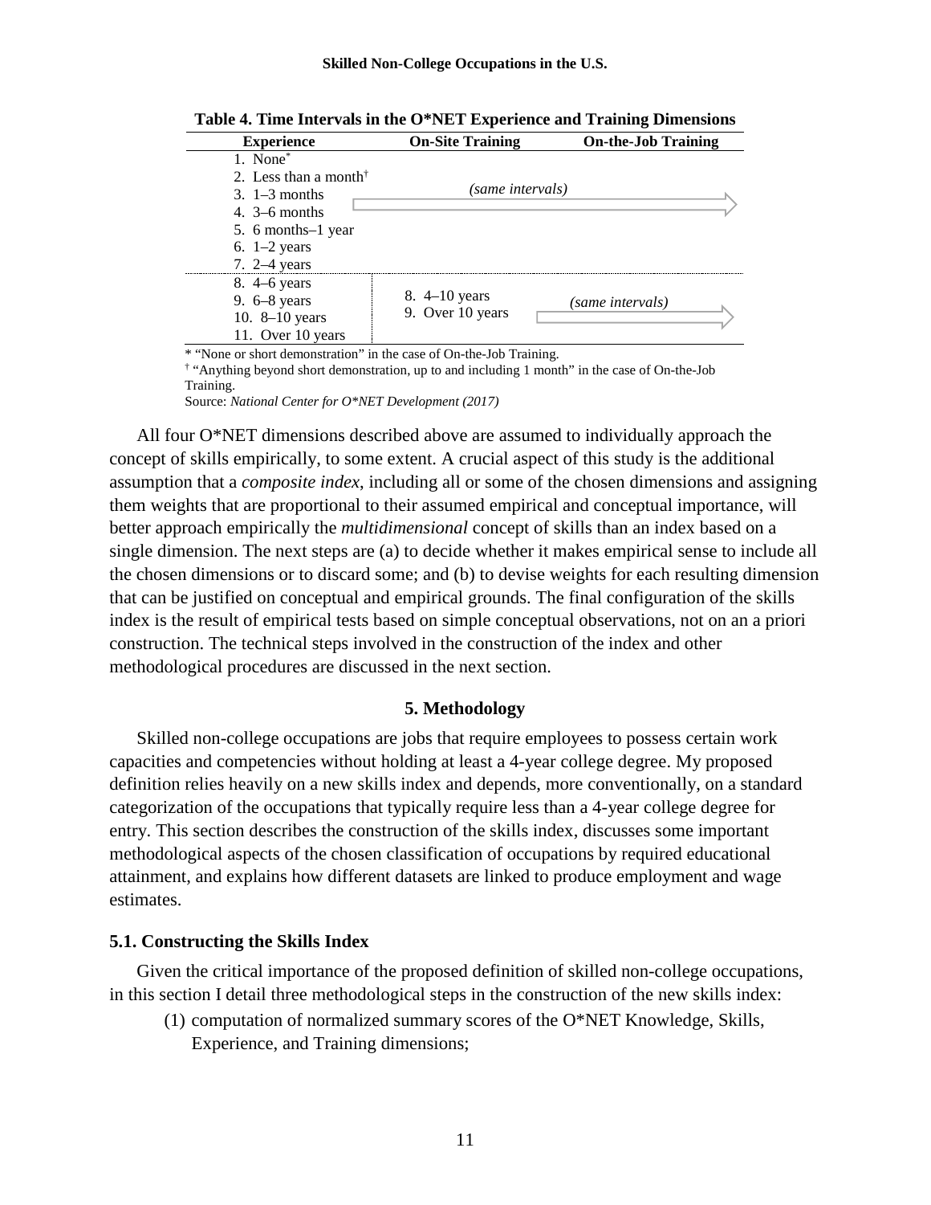**Table 4. Time Intervals in the O*NET Experience and Training Dimensions**

| Experience | On-Site Training | On-the-Job Training |
|---|---|---|
| 1. None* | *(same intervals)* | *(same intervals)* |
| 2. Less than a month† | *(same intervals)* | *(same intervals)* |
| 3. 1–3 months | *(same intervals)* | *(same intervals)* |
| 4. 3–6 months | *(same intervals)* | *(same intervals)* |
| 5. 6 months–1 year | *(same intervals)* | *(same intervals)* |
| 6. 1–2 years | *(same intervals)* | *(same intervals)* |
| 7. 2–4 years | *(same intervals)* | *(same intervals)* |
| 8. 4–6 years<br>9. 6–8 years<br>10. 8–10 years<br>11. Over 10 years | 8. 4–10 years<br>9. Over 10 years | *(same intervals)* |

\* "None or short demonstration" in the case of On-the-Job Training.
† "Anything beyond short demonstration, up to and including 1 month" in the case of On-the-Job Training.
Source: *National Center for O*NET Development (2017)*

All four O*NET dimensions described above are assumed to individually approach the concept of skills empirically, to some extent. A crucial aspect of this study is the additional assumption that a *composite index*, including all or some of the chosen dimensions and assigning them weights that are proportional to their assumed empirical and conceptual importance, will better approach empirically the *multidimensional* concept of skills than an index based on a single dimension. The next steps are (a) to decide whether it makes empirical sense to include all the chosen dimensions or to discard some; and (b) to devise weights for each resulting dimension that can be justified on conceptual and empirical grounds. The final configuration of the skills index is the result of empirical tests based on simple conceptual observations, not on an a priori construction. The technical steps involved in the construction of the index and other methodological procedures are discussed in the next section.

## 5. Methodology

Skilled non-college occupations are jobs that require employees to possess certain work capacities and competencies without holding at least a 4-year college degree. My proposed definition relies heavily on a new skills index and depends, more conventionally, on a standard categorization of the occupations that typically require less than a 4-year college degree for entry. This section describes the construction of the skills index, discusses some important methodological aspects of the chosen classification of occupations by required educational attainment, and explains how different datasets are linked to produce employment and wage estimates.

### 5.1. Constructing the Skills Index

Given the critical importance of the proposed definition of skilled non-college occupations, in this section I detail three methodological steps in the construction of the new skills index:

(1) computation of normalized summary scores of the O*NET Knowledge, Skills, Experience, and Training dimensions;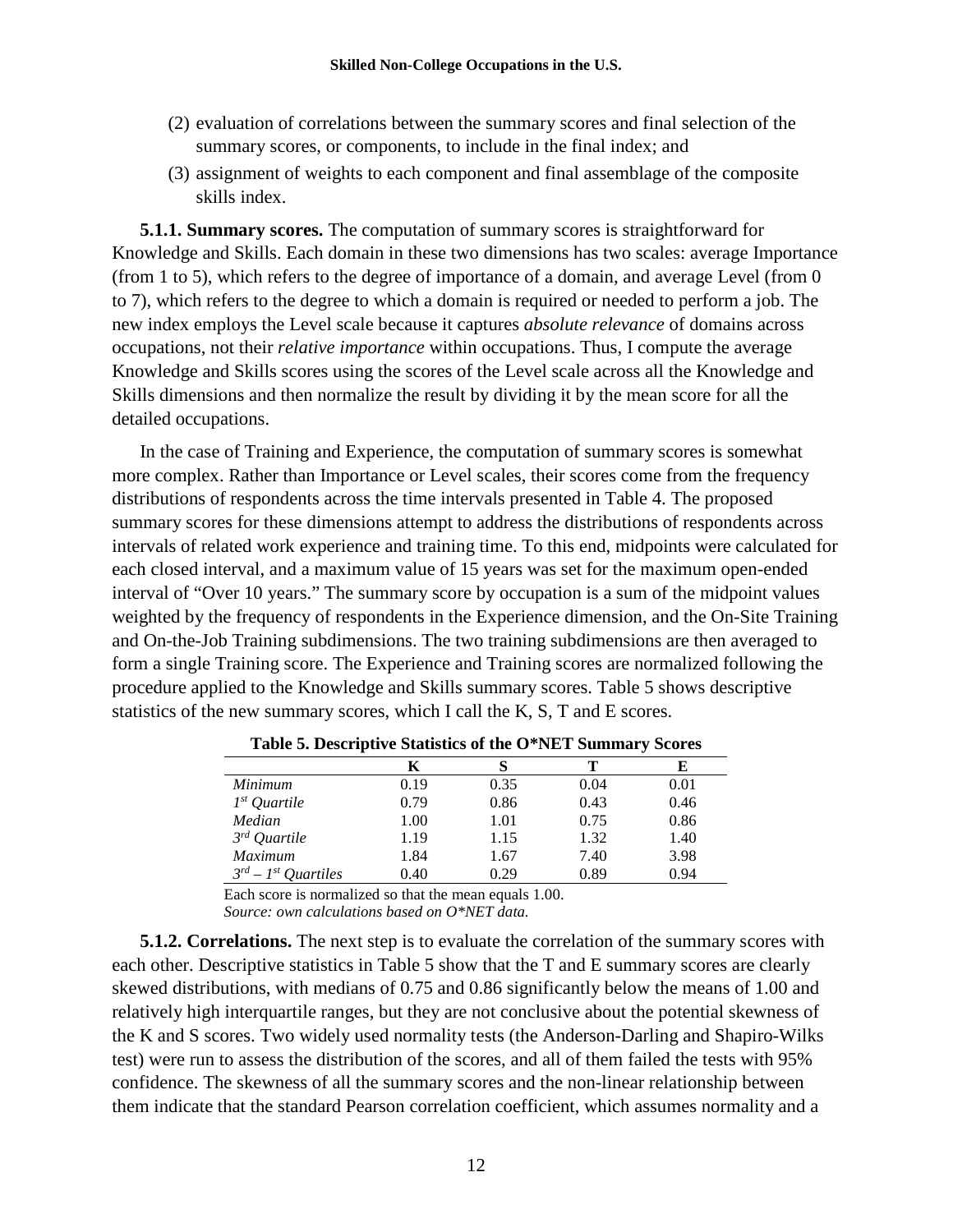(2) evaluation of correlations between the summary scores and final selection of the summary scores, or components, to include in the final index; and

(3) assignment of weights to each component and final assemblage of the composite skills index.

**5.1.1. Summary scores.** The computation of summary scores is straightforward for Knowledge and Skills. Each domain in these two dimensions has two scales: average Importance (from 1 to 5), which refers to the degree of importance of a domain, and average Level (from 0 to 7), which refers to the degree to which a domain is required or needed to perform a job. The new index employs the Level scale because it captures *absolute relevance* of domains across occupations, not their *relative importance* within occupations. Thus, I compute the average Knowledge and Skills scores using the scores of the Level scale across all the Knowledge and Skills dimensions and then normalize the result by dividing it by the mean score for all the detailed occupations.

In the case of Training and Experience, the computation of summary scores is somewhat more complex. Rather than Importance or Level scales, their scores come from the frequency distributions of respondents across the time intervals presented in Table 4. The proposed summary scores for these dimensions attempt to address the distributions of respondents across intervals of related work experience and training time. To this end, midpoints were calculated for each closed interval, and a maximum value of 15 years was set for the maximum open-ended interval of "Over 10 years." The summary score by occupation is a sum of the midpoint values weighted by the frequency of respondents in the Experience dimension, and the On-Site Training and On-the-Job Training subdimensions. The two training subdimensions are then averaged to form a single Training score. The Experience and Training scores are normalized following the procedure applied to the Knowledge and Skills summary scores. Table 5 shows descriptive statistics of the new summary scores, which I call the K, S, T and E scores.

**Table 5. Descriptive Statistics of the O*NET Summary Scores**

| | K | S | T | E |
|---|---|---|---|---|
| *Minimum* | 0.19 | 0.35 | 0.04 | 0.01 |
| *1st Quartile* | 0.79 | 0.86 | 0.43 | 0.46 |
| *Median* | 1.00 | 1.01 | 0.75 | 0.86 |
| *3rd Quartile* | 1.19 | 1.15 | 1.32 | 1.40 |
| *Maximum* | 1.84 | 1.67 | 7.40 | 3.98 |
| *3rd – 1st Quartiles* | 0.40 | 0.29 | 0.89 | 0.94 |

Each score is normalized so that the mean equals 1.00.
*Source: own calculations based on O*NET data.*

**5.1.2. Correlations.** The next step is to evaluate the correlation of the summary scores with each other. Descriptive statistics in Table 5 show that the T and E summary scores are clearly skewed distributions, with medians of 0.75 and 0.86 significantly below the means of 1.00 and relatively high interquartile ranges, but they are not conclusive about the potential skewness of the K and S scores. Two widely used normality tests (the Anderson-Darling and Shapiro-Wilks test) were run to assess the distribution of the scores, and all of them failed the tests with 95% confidence. The skewness of all the summary scores and the non-linear relationship between them indicate that the standard Pearson correlation coefficient, which assumes normality and a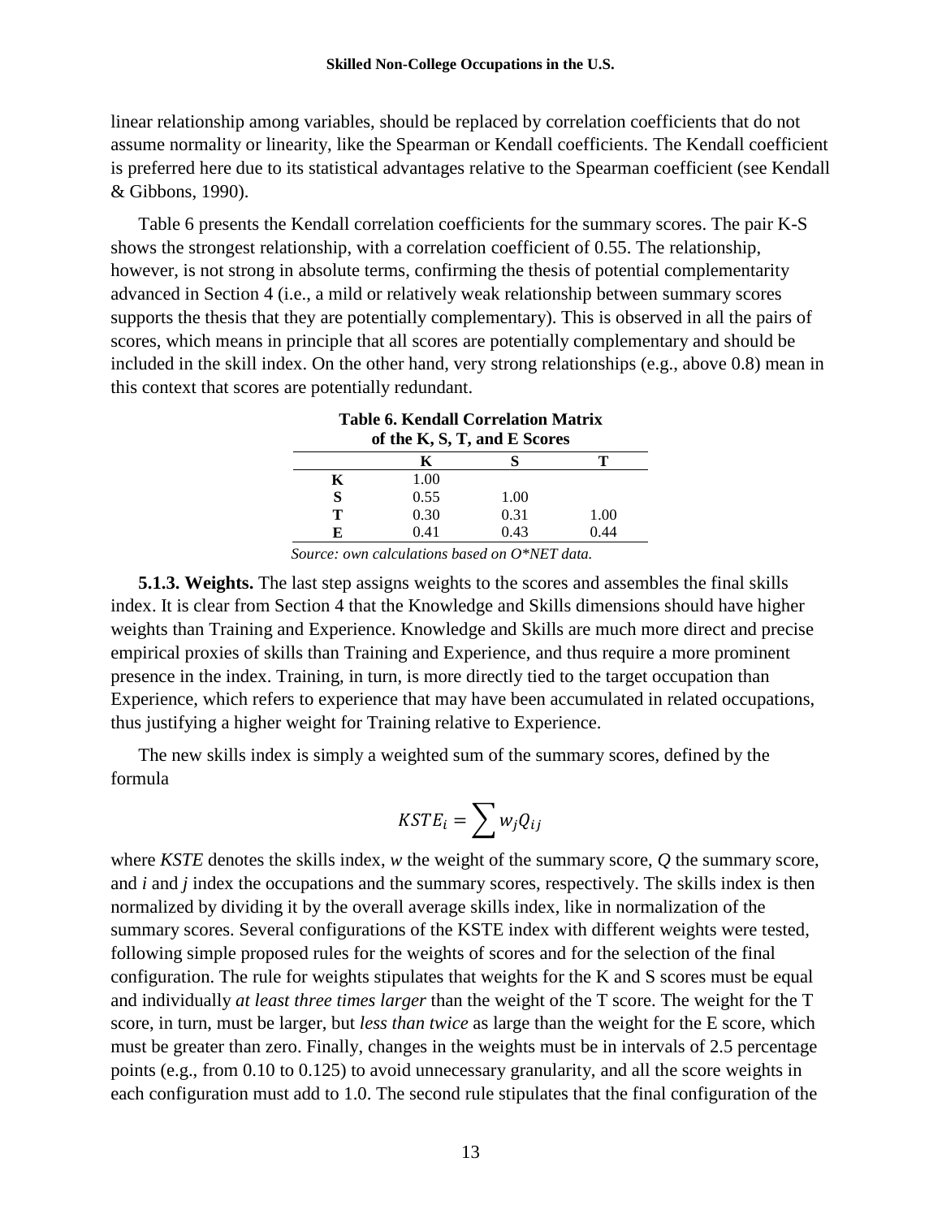linear relationship among variables, should be replaced by correlation coefficients that do not assume normality or linearity, like the Spearman or Kendall coefficients. The Kendall coefficient is preferred here due to its statistical advantages relative to the Spearman coefficient (see Kendall & Gibbons, 1990).

Table 6 presents the Kendall correlation coefficients for the summary scores. The pair K-S shows the strongest relationship, with a correlation coefficient of 0.55. The relationship, however, is not strong in absolute terms, confirming the thesis of potential complementarity advanced in Section 4 (i.e., a mild or relatively weak relationship between summary scores supports the thesis that they are potentially complementary). This is observed in all the pairs of scores, which means in principle that all scores are potentially complementary and should be included in the skill index. On the other hand, very strong relationships (e.g., above 0.8) mean in this context that scores are potentially redundant.

**Table 6. Kendall Correlation Matrix of the K, S, T, and E Scores**

| | K | S | T |
|---|---|---|---|
| **K** | 1.00 | | |
| **S** | 0.55 | 1.00 | |
| **T** | 0.30 | 0.31 | 1.00 |
| **E** | 0.41 | 0.43 | 0.44 |

*Source: own calculations based on O\*NET data.*

**5.1.3. Weights.** The last step assigns weights to the scores and assembles the final skills index. It is clear from Section 4 that the Knowledge and Skills dimensions should have higher weights than Training and Experience. Knowledge and Skills are much more direct and precise empirical proxies of skills than Training and Experience, and thus require a more prominent presence in the index. Training, in turn, is more directly tied to the target occupation than Experience, which refers to experience that may have been accumulated in related occupations, thus justifying a higher weight for Training relative to Experience.

The new skills index is simply a weighted sum of the summary scores, defined by the formula

$$KSTE_i = \sum w_j Q_{ij}$$

where *KSTE* denotes the skills index, *w* the weight of the summary score, *Q* the summary score, and *i* and *j* index the occupations and the summary scores, respectively. The skills index is then normalized by dividing it by the overall average skills index, like in normalization of the summary scores. Several configurations of the KSTE index with different weights were tested, following simple proposed rules for the weights of scores and for the selection of the final configuration. The rule for weights stipulates that weights for the K and S scores must be equal and individually *at least three times larger* than the weight of the T score. The weight for the T score, in turn, must be larger, but *less than twice* as large than the weight for the E score, which must be greater than zero. Finally, changes in the weights must be in intervals of 2.5 percentage points (e.g., from 0.10 to 0.125) to avoid unnecessary granularity, and all the score weights in each configuration must add to 1.0. The second rule stipulates that the final configuration of the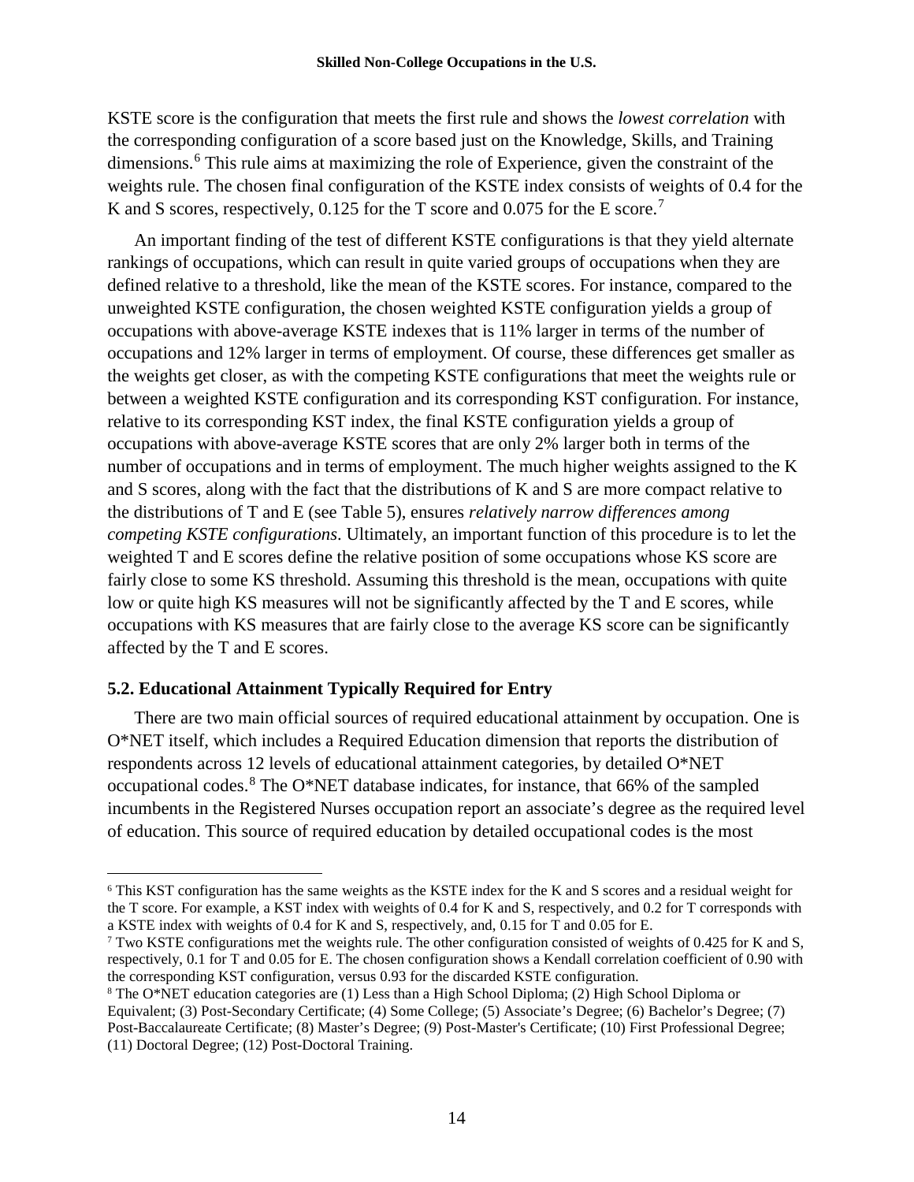KSTE score is the configuration that meets the first rule and shows the *lowest correlation* with the corresponding configuration of a score based just on the Knowledge, Skills, and Training dimensions.[6] This rule aims at maximizing the role of Experience, given the constraint of the weights rule. The chosen final configuration of the KSTE index consists of weights of 0.4 for the K and S scores, respectively, 0.125 for the T score and 0.075 for the E score.[7]

An important finding of the test of different KSTE configurations is that they yield alternate rankings of occupations, which can result in quite varied groups of occupations when they are defined relative to a threshold, like the mean of the KSTE scores. For instance, compared to the unweighted KSTE configuration, the chosen weighted KSTE configuration yields a group of occupations with above-average KSTE indexes that is 11% larger in terms of the number of occupations and 12% larger in terms of employment. Of course, these differences get smaller as the weights get closer, as with the competing KSTE configurations that meet the weights rule or between a weighted KSTE configuration and its corresponding KST configuration. For instance, relative to its corresponding KST index, the final KSTE configuration yields a group of occupations with above-average KSTE scores that are only 2% larger both in terms of the number of occupations and in terms of employment. The much higher weights assigned to the K and S scores, along with the fact that the distributions of K and S are more compact relative to the distributions of T and E (see Table 5), ensures *relatively narrow differences among competing KSTE configurations*. Ultimately, an important function of this procedure is to let the weighted T and E scores define the relative position of some occupations whose KS score are fairly close to some KS threshold. Assuming this threshold is the mean, occupations with quite low or quite high KS measures will not be significantly affected by the T and E scores, while occupations with KS measures that are fairly close to the average KS score can be significantly affected by the T and E scores.

### 5.2. Educational Attainment Typically Required for Entry

There are two main official sources of required educational attainment by occupation. One is O*NET itself, which includes a Required Education dimension that reports the distribution of respondents across 12 levels of educational attainment categories, by detailed O*NET occupational codes.[8] The O*NET database indicates, for instance, that 66% of the sampled incumbents in the Registered Nurses occupation report an associate's degree as the required level of education. This source of required education by detailed occupational codes is the most

---

[6] This KST configuration has the same weights as the KSTE index for the K and S scores and a residual weight for the T score. For example, a KST index with weights of 0.4 for K and S, respectively, and 0.2 for T corresponds with a KSTE index with weights of 0.4 for K and S, respectively, and, 0.15 for T and 0.05 for E.

[7] Two KSTE configurations met the weights rule. The other configuration consisted of weights of 0.425 for K and S, respectively, 0.1 for T and 0.05 for E. The chosen configuration shows a Kendall correlation coefficient of 0.90 with the corresponding KST configuration, versus 0.93 for the discarded KSTE configuration.

[8] The O*NET education categories are (1) Less than a High School Diploma; (2) High School Diploma or Equivalent; (3) Post-Secondary Certificate; (4) Some College; (5) Associate's Degree; (6) Bachelor's Degree; (7) Post-Baccalaureate Certificate; (8) Master's Degree; (9) Post-Master's Certificate; (10) First Professional Degree; (11) Doctoral Degree; (12) Post-Doctoral Training.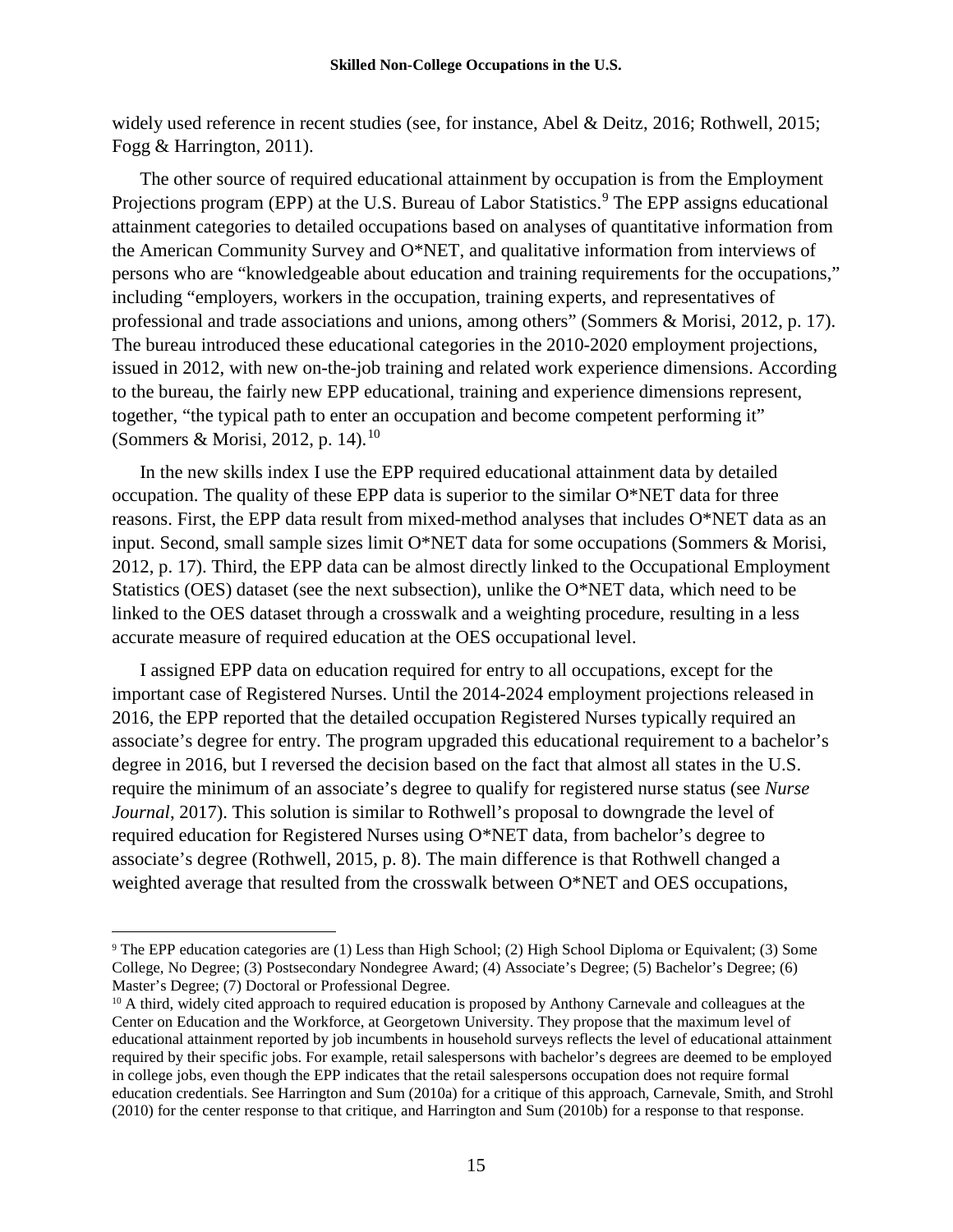widely used reference in recent studies (see, for instance, Abel & Deitz, 2016; Rothwell, 2015; Fogg & Harrington, 2011).

The other source of required educational attainment by occupation is from the Employment Projections program (EPP) at the U.S. Bureau of Labor Statistics.[9] The EPP assigns educational attainment categories to detailed occupations based on analyses of quantitative information from the American Community Survey and O*NET, and qualitative information from interviews of persons who are "knowledgeable about education and training requirements for the occupations," including "employers, workers in the occupation, training experts, and representatives of professional and trade associations and unions, among others" (Sommers & Morisi, 2012, p. 17). The bureau introduced these educational categories in the 2010-2020 employment projections, issued in 2012, with new on-the-job training and related work experience dimensions. According to the bureau, the fairly new EPP educational, training and experience dimensions represent, together, "the typical path to enter an occupation and become competent performing it" (Sommers & Morisi, 2012, p. 14).[10]

In the new skills index I use the EPP required educational attainment data by detailed occupation. The quality of these EPP data is superior to the similar O*NET data for three reasons. First, the EPP data result from mixed-method analyses that includes O*NET data as an input. Second, small sample sizes limit O*NET data for some occupations (Sommers & Morisi, 2012, p. 17). Third, the EPP data can be almost directly linked to the Occupational Employment Statistics (OES) dataset (see the next subsection), unlike the O*NET data, which need to be linked to the OES dataset through a crosswalk and a weighting procedure, resulting in a less accurate measure of required education at the OES occupational level.

I assigned EPP data on education required for entry to all occupations, except for the important case of Registered Nurses. Until the 2014-2024 employment projections released in 2016, the EPP reported that the detailed occupation Registered Nurses typically required an associate's degree for entry. The program upgraded this educational requirement to a bachelor's degree in 2016, but I reversed the decision based on the fact that almost all states in the U.S. require the minimum of an associate's degree to qualify for registered nurse status (see *Nurse Journal*, 2017). This solution is similar to Rothwell's proposal to downgrade the level of required education for Registered Nurses using O*NET data, from bachelor's degree to associate's degree (Rothwell, 2015, p. 8). The main difference is that Rothwell changed a weighted average that resulted from the crosswalk between O*NET and OES occupations,

---

[9] The EPP education categories are (1) Less than High School; (2) High School Diploma or Equivalent; (3) Some College, No Degree; (3) Postsecondary Nondegree Award; (4) Associate's Degree; (5) Bachelor's Degree; (6) Master's Degree; (7) Doctoral or Professional Degree.

[10] A third, widely cited approach to required education is proposed by Anthony Carnevale and colleagues at the Center on Education and the Workforce, at Georgetown University. They propose that the maximum level of educational attainment reported by job incumbents in household surveys reflects the level of educational attainment required by their specific jobs. For example, retail salespersons with bachelor's degrees are deemed to be employed in college jobs, even though the EPP indicates that the retail salespersons occupation does not require formal education credentials. See Harrington and Sum (2010a) for a critique of this approach, Carnevale, Smith, and Strohl (2010) for the center response to that critique, and Harrington and Sum (2010b) for a response to that response.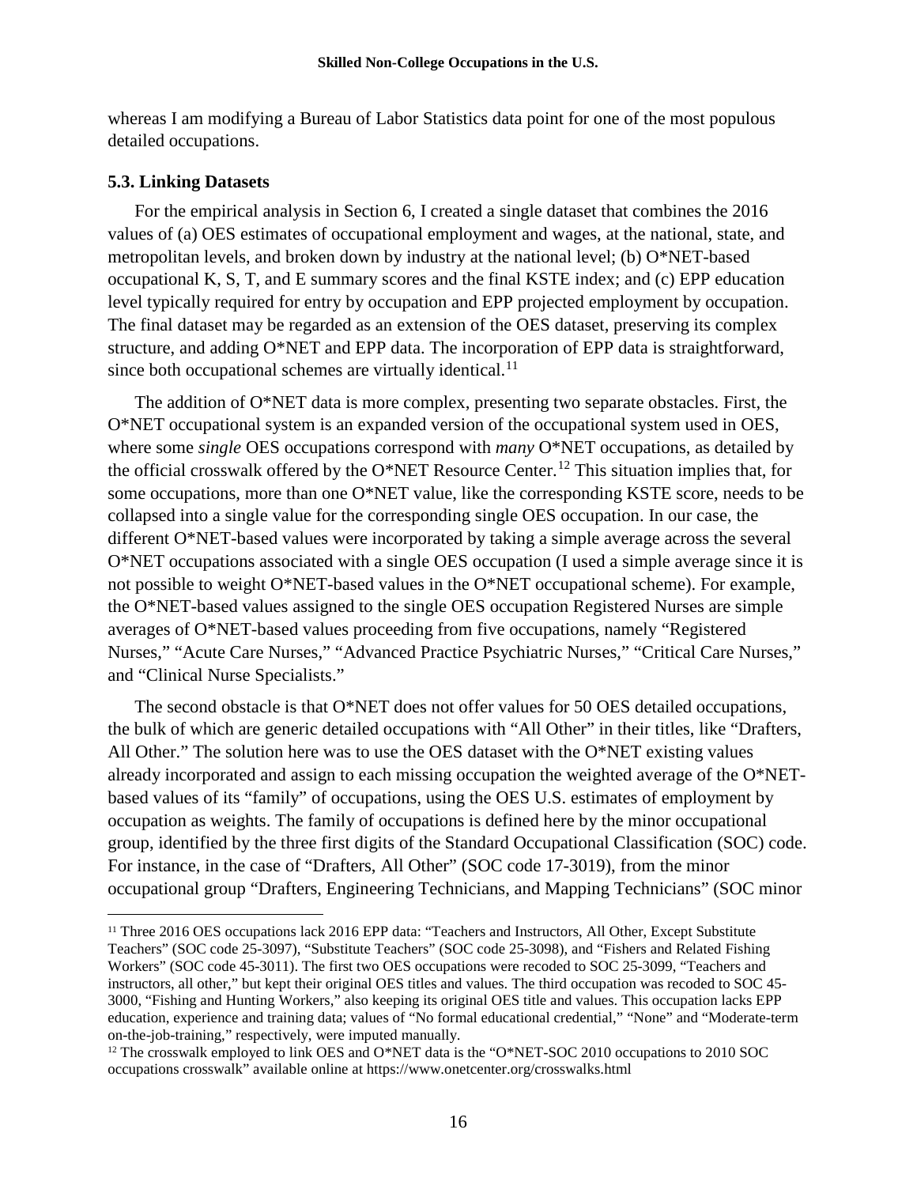whereas I am modifying a Bureau of Labor Statistics data point for one of the most populous detailed occupations.

### 5.3. Linking Datasets

For the empirical analysis in Section 6, I created a single dataset that combines the 2016 values of (a) OES estimates of occupational employment and wages, at the national, state, and metropolitan levels, and broken down by industry at the national level; (b) O*NET-based occupational K, S, T, and E summary scores and the final KSTE index; and (c) EPP education level typically required for entry by occupation and EPP projected employment by occupation. The final dataset may be regarded as an extension of the OES dataset, preserving its complex structure, and adding O*NET and EPP data. The incorporation of EPP data is straightforward, since both occupational schemes are virtually identical.[11]

The addition of O*NET data is more complex, presenting two separate obstacles. First, the O*NET occupational system is an expanded version of the occupational system used in OES, where some *single* OES occupations correspond with *many* O*NET occupations, as detailed by the official crosswalk offered by the O*NET Resource Center.[12] This situation implies that, for some occupations, more than one O*NET value, like the corresponding KSTE score, needs to be collapsed into a single value for the corresponding single OES occupation. In our case, the different O*NET-based values were incorporated by taking a simple average across the several O*NET occupations associated with a single OES occupation (I used a simple average since it is not possible to weight O*NET-based values in the O*NET occupational scheme). For example, the O*NET-based values assigned to the single OES occupation Registered Nurses are simple averages of O*NET-based values proceeding from five occupations, namely "Registered Nurses," "Acute Care Nurses," "Advanced Practice Psychiatric Nurses," "Critical Care Nurses," and "Clinical Nurse Specialists."

The second obstacle is that O*NET does not offer values for 50 OES detailed occupations, the bulk of which are generic detailed occupations with "All Other" in their titles, like "Drafters, All Other." The solution here was to use the OES dataset with the O*NET existing values already incorporated and assign to each missing occupation the weighted average of the O*NET-based values of its "family" of occupations, using the OES U.S. estimates of employment by occupation as weights. The family of occupations is defined here by the minor occupational group, identified by the three first digits of the Standard Occupational Classification (SOC) code. For instance, in the case of "Drafters, All Other" (SOC code 17-3019), from the minor occupational group "Drafters, Engineering Technicians, and Mapping Technicians" (SOC minor

---

[11] Three 2016 OES occupations lack 2016 EPP data: "Teachers and Instructors, All Other, Except Substitute Teachers" (SOC code 25-3097), "Substitute Teachers" (SOC code 25-3098), and "Fishers and Related Fishing Workers" (SOC code 45-3011). The first two OES occupations were recoded to SOC 25-3099, "Teachers and instructors, all other," but kept their original OES titles and values. The third occupation was recoded to SOC 45-3000, "Fishing and Hunting Workers," also keeping its original OES title and values. This occupation lacks EPP education, experience and training data; values of "No formal educational credential," "None" and "Moderate-term on-the-job-training," respectively, were imputed manually.

[12] The crosswalk employed to link OES and O*NET data is the "O*NET-SOC 2010 occupations to 2010 SOC occupations crosswalk" available online at https://www.onetcenter.org/crosswalks.html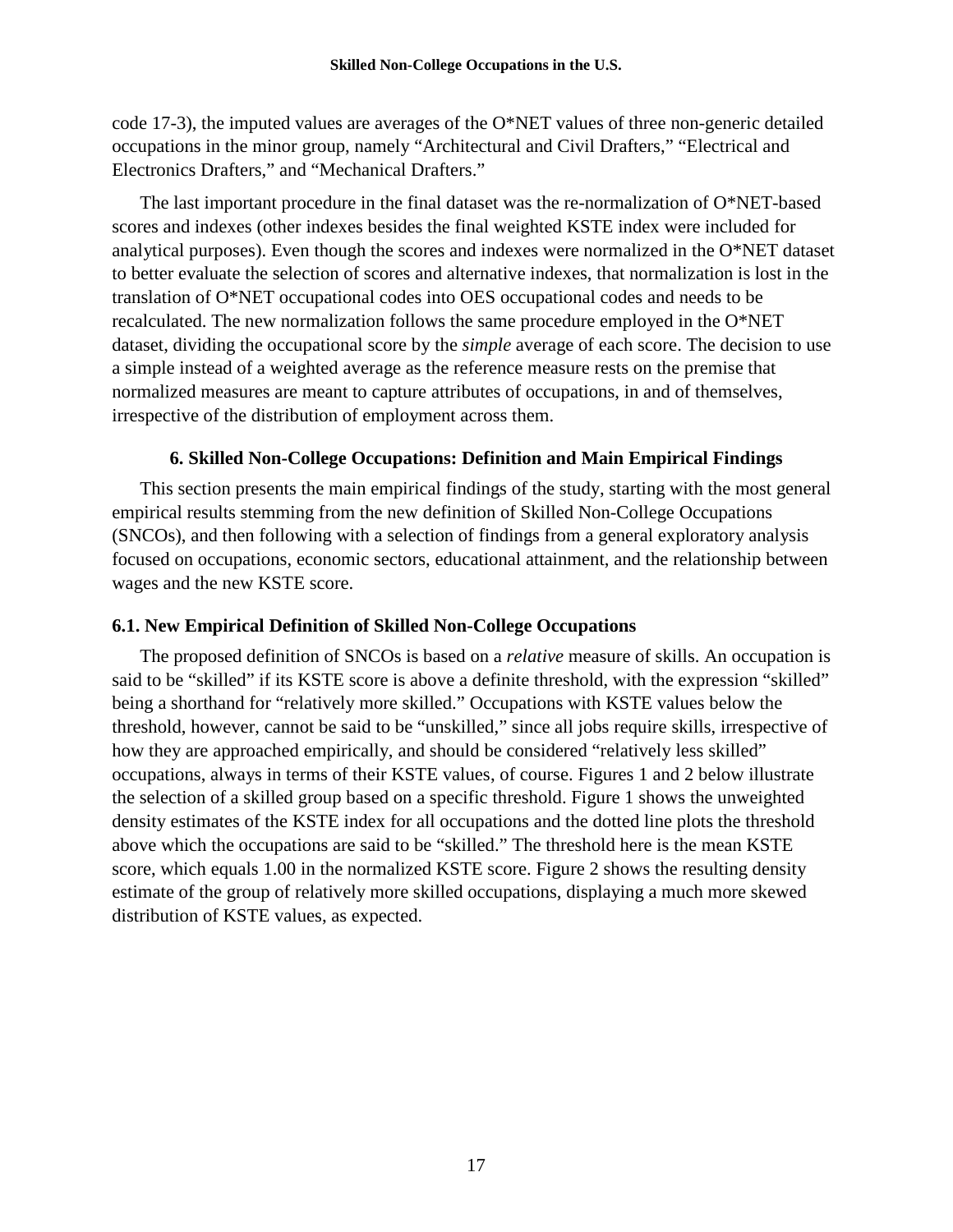code 17-3), the imputed values are averages of the O*NET values of three non-generic detailed occupations in the minor group, namely "Architectural and Civil Drafters," "Electrical and Electronics Drafters," and "Mechanical Drafters."

The last important procedure in the final dataset was the re-normalization of O*NET-based scores and indexes (other indexes besides the final weighted KSTE index were included for analytical purposes). Even though the scores and indexes were normalized in the O*NET dataset to better evaluate the selection of scores and alternative indexes, that normalization is lost in the translation of O*NET occupational codes into OES occupational codes and needs to be recalculated. The new normalization follows the same procedure employed in the O*NET dataset, dividing the occupational score by the *simple* average of each score. The decision to use a simple instead of a weighted average as the reference measure rests on the premise that normalized measures are meant to capture attributes of occupations, in and of themselves, irrespective of the distribution of employment across them.

## 6. Skilled Non-College Occupations: Definition and Main Empirical Findings

This section presents the main empirical findings of the study, starting with the most general empirical results stemming from the new definition of Skilled Non-College Occupations (SNCOs), and then following with a selection of findings from a general exploratory analysis focused on occupations, economic sectors, educational attainment, and the relationship between wages and the new KSTE score.

### 6.1. New Empirical Definition of Skilled Non-College Occupations

The proposed definition of SNCOs is based on a *relative* measure of skills. An occupation is said to be "skilled" if its KSTE score is above a definite threshold, with the expression "skilled" being a shorthand for "relatively more skilled." Occupations with KSTE values below the threshold, however, cannot be said to be "unskilled," since all jobs require skills, irrespective of how they are approached empirically, and should be considered "relatively less skilled" occupations, always in terms of their KSTE values, of course. Figures 1 and 2 below illustrate the selection of a skilled group based on a specific threshold. Figure 1 shows the unweighted density estimates of the KSTE index for all occupations and the dotted line plots the threshold above which the occupations are said to be "skilled." The threshold here is the mean KSTE score, which equals 1.00 in the normalized KSTE score. Figure 2 shows the resulting density estimate of the group of relatively more skilled occupations, displaying a much more skewed distribution of KSTE values, as expected.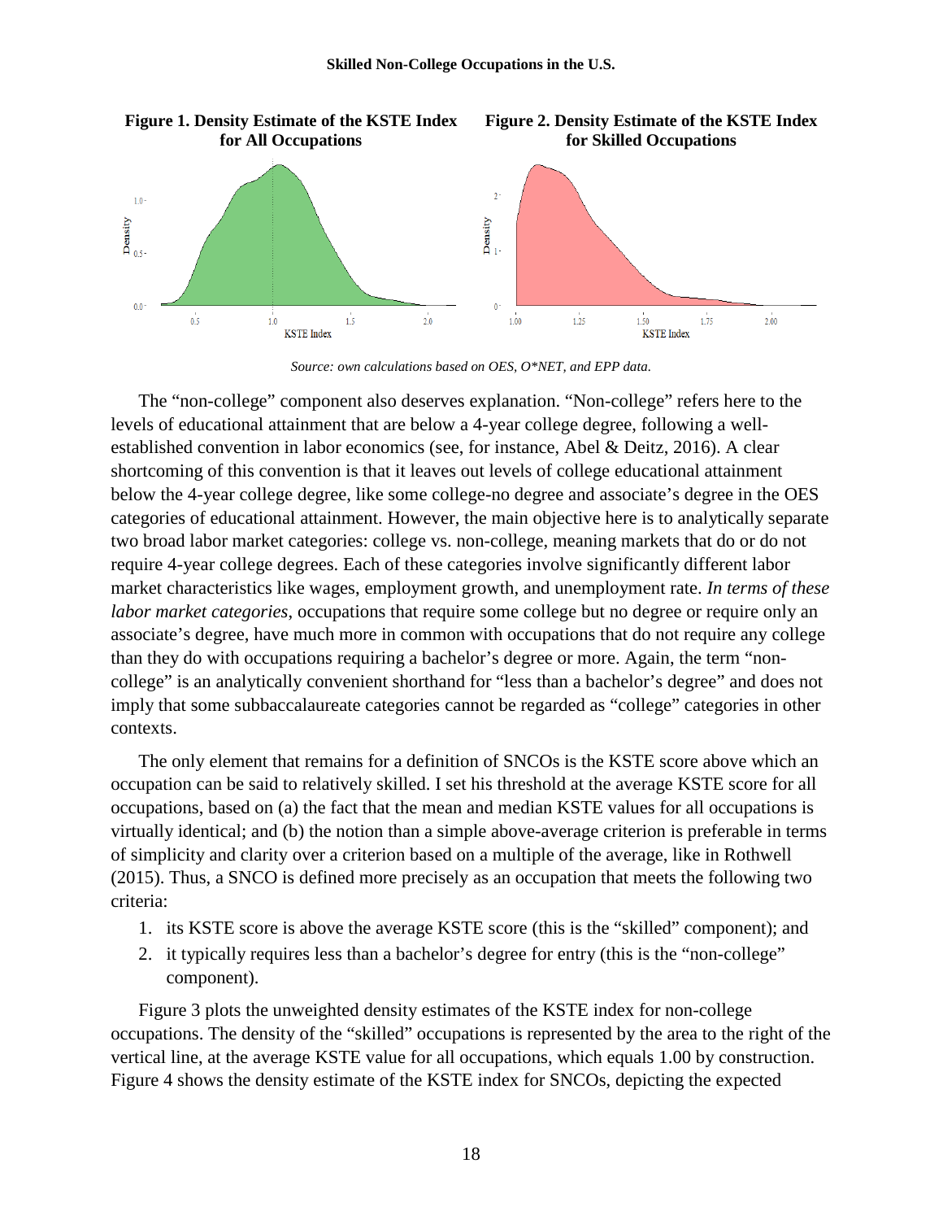**Figure 1. Density Estimate of the KSTE Index for All Occupations**

**Figure 2. Density Estimate of the KSTE Index for Skilled Occupations**

*Source: own calculations based on OES, O*NET, and EPP data.*

The "non-college" component also deserves explanation. "Non-college" refers here to the levels of educational attainment that are below a 4-year college degree, following a well-established convention in labor economics (see, for instance, Abel & Deitz, 2016). A clear shortcoming of this convention is that it leaves out levels of college educational attainment below the 4-year college degree, like some college-no degree and associate's degree in the OES categories of educational attainment. However, the main objective here is to analytically separate two broad labor market categories: college vs. non-college, meaning markets that do or do not require 4-year college degrees. Each of these categories involve significantly different labor market characteristics like wages, employment growth, and unemployment rate. *In terms of these labor market categories*, occupations that require some college but no degree or require only an associate's degree, have much more in common with occupations that do not require any college than they do with occupations requiring a bachelor's degree or more. Again, the term "non-college" is an analytically convenient shorthand for "less than a bachelor's degree" and does not imply that some subbaccalaureate categories cannot be regarded as "college" categories in other contexts.

The only element that remains for a definition of SNCOs is the KSTE score above which an occupation can be said to relatively skilled. I set his threshold at the average KSTE score for all occupations, based on (a) the fact that the mean and median KSTE values for all occupations is virtually identical; and (b) the notion than a simple above-average criterion is preferable in terms of simplicity and clarity over a criterion based on a multiple of the average, like in Rothwell (2015). Thus, a SNCO is defined more precisely as an occupation that meets the following two criteria:

1. its KSTE score is above the average KSTE score (this is the "skilled" component); and
2. it typically requires less than a bachelor's degree for entry (this is the "non-college" component).

Figure 3 plots the unweighted density estimates of the KSTE index for non-college occupations. The density of the "skilled" occupations is represented by the area to the right of the vertical line, at the average KSTE value for all occupations, which equals 1.00 by construction. Figure 4 shows the density estimate of the KSTE index for SNCOs, depicting the expected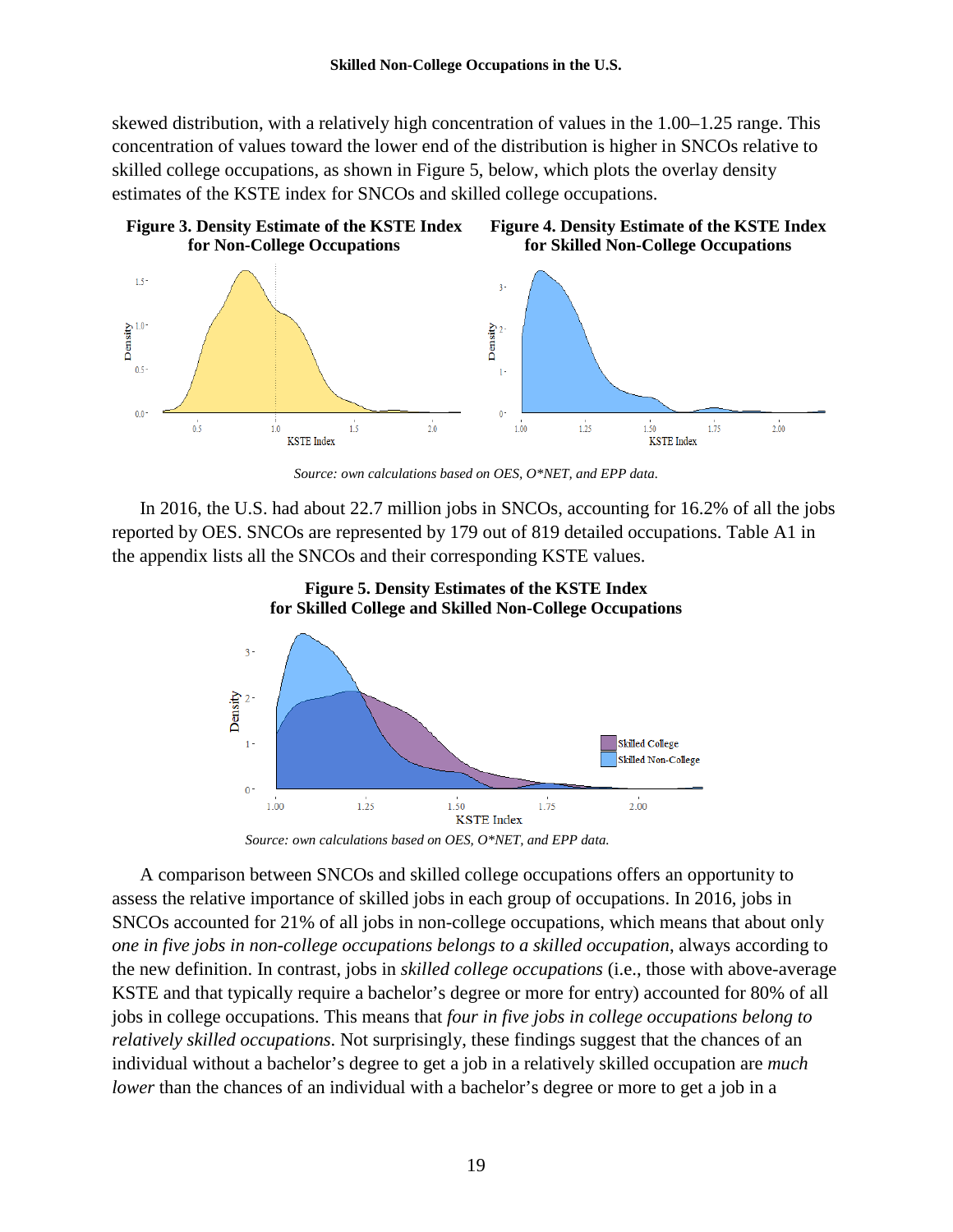skewed distribution, with a relatively high concentration of values in the 1.00–1.25 range. This concentration of values toward the lower end of the distribution is higher in SNCOs relative to skilled college occupations, as shown in Figure 5, below, which plots the overlay density estimates of the KSTE index for SNCOs and skilled college occupations.

**Figure 3. Density Estimate of the KSTE Index for Non-College Occupations**

**Figure 4. Density Estimate of the KSTE Index for Skilled Non-College Occupations**

*Source: own calculations based on OES, O*NET, and EPP data.*

In 2016, the U.S. had about 22.7 million jobs in SNCOs, accounting for 16.2% of all the jobs reported by OES. SNCOs are represented by 179 out of 819 detailed occupations. Table A1 in the appendix lists all the SNCOs and their corresponding KSTE values.

**Figure 5. Density Estimates of the KSTE Index for Skilled College and Skilled Non-College Occupations**

*Source: own calculations based on OES, O*NET, and EPP data.*

A comparison between SNCOs and skilled college occupations offers an opportunity to assess the relative importance of skilled jobs in each group of occupations. In 2016, jobs in SNCOs accounted for 21% of all jobs in non-college occupations, which means that about only *one in five jobs in non-college occupations belongs to a skilled occupation*, always according to the new definition. In contrast, jobs in *skilled college occupations* (i.e., those with above-average KSTE and that typically require a bachelor's degree or more for entry) accounted for 80% of all jobs in college occupations. This means that *four in five jobs in college occupations belong to relatively skilled occupations*. Not surprisingly, these findings suggest that the chances of an individual without a bachelor's degree to get a job in a relatively skilled occupation are *much lower* than the chances of an individual with a bachelor's degree or more to get a job in a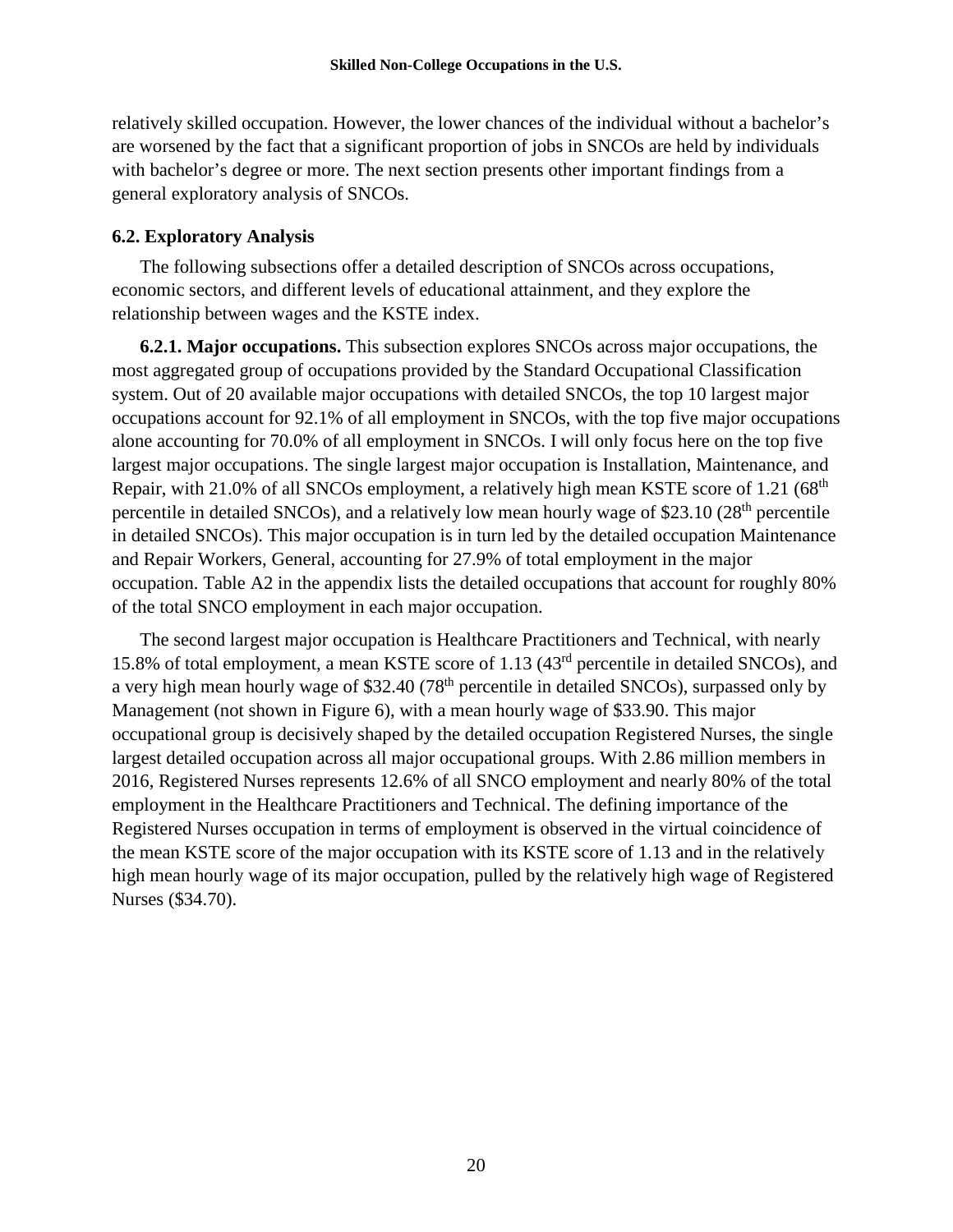relatively skilled occupation. However, the lower chances of the individual without a bachelor's are worsened by the fact that a significant proportion of jobs in SNCOs are held by individuals with bachelor's degree or more. The next section presents other important findings from a general exploratory analysis of SNCOs.

### 6.2. Exploratory Analysis

The following subsections offer a detailed description of SNCOs across occupations, economic sectors, and different levels of educational attainment, and they explore the relationship between wages and the KSTE index.

**6.2.1. Major occupations.** This subsection explores SNCOs across major occupations, the most aggregated group of occupations provided by the Standard Occupational Classification system. Out of 20 available major occupations with detailed SNCOs, the top 10 largest major occupations account for 92.1% of all employment in SNCOs, with the top five major occupations alone accounting for 70.0% of all employment in SNCOs. I will only focus here on the top five largest major occupations. The single largest major occupation is Installation, Maintenance, and Repair, with 21.0% of all SNCOs employment, a relatively high mean KSTE score of 1.21 (68th percentile in detailed SNCOs), and a relatively low mean hourly wage of $23.10 (28th percentile in detailed SNCOs). This major occupation is in turn led by the detailed occupation Maintenance and Repair Workers, General, accounting for 27.9% of total employment in the major occupation. Table A2 in the appendix lists the detailed occupations that account for roughly 80% of the total SNCO employment in each major occupation.

The second largest major occupation is Healthcare Practitioners and Technical, with nearly 15.8% of total employment, a mean KSTE score of 1.13 (43rd percentile in detailed SNCOs), and a very high mean hourly wage of $32.40 (78th percentile in detailed SNCOs), surpassed only by Management (not shown in Figure 6), with a mean hourly wage of $33.90. This major occupational group is decisively shaped by the detailed occupation Registered Nurses, the single largest detailed occupation across all major occupational groups. With 2.86 million members in 2016, Registered Nurses represents 12.6% of all SNCO employment and nearly 80% of the total employment in the Healthcare Practitioners and Technical. The defining importance of the Registered Nurses occupation in terms of employment is observed in the virtual coincidence of the mean KSTE score of the major occupation with its KSTE score of 1.13 and in the relatively high mean hourly wage of its major occupation, pulled by the relatively high wage of Registered Nurses ($34.70).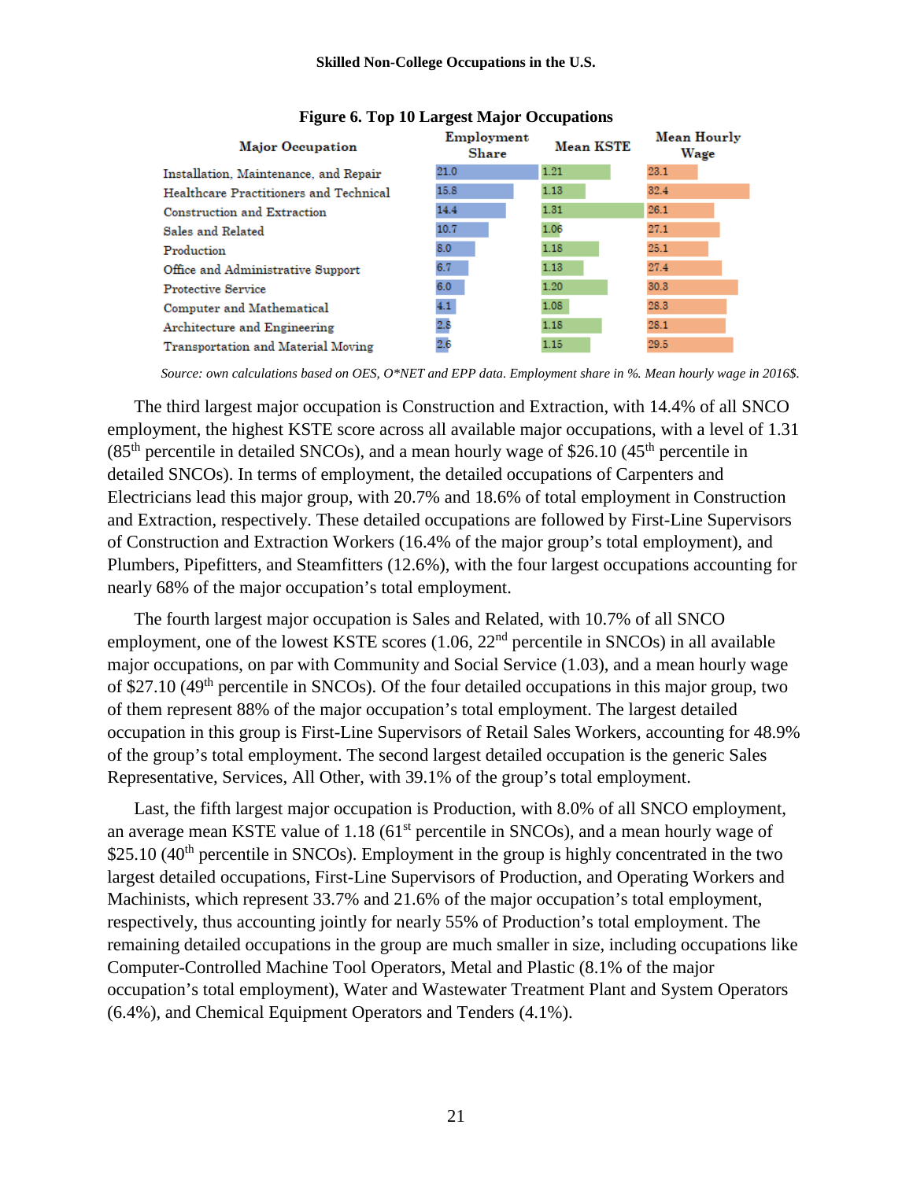**Figure 6. Top 10 Largest Major Occupations**

| Major Occupation | Employment Share | Mean KSTE | Mean Hourly Wage |
|---|---|---|---|
| Installation, Maintenance, and Repair | 21.0 | 1.21 | 23.1 |
| Healthcare Practitioners and Technical | 15.8 | 1.13 | 32.4 |
| Construction and Extraction | 14.4 | 1.31 | 26.1 |
| Sales and Related | 10.7 | 1.06 | 27.1 |
| Production | 8.0 | 1.18 | 25.1 |
| Office and Administrative Support | 6.7 | 1.13 | 27.4 |
| Protective Service | 6.0 | 1.20 | 30.3 |
| Computer and Mathematical | 4.1 | 1.08 | 28.3 |
| Architecture and Engineering | 2.8 | 1.18 | 28.1 |
| Transportation and Material Moving | 2.6 | 1.15 | 29.5 |

*Source: own calculations based on OES, O\*NET and EPP data. Employment share in %. Mean hourly wage in 2016$.*

The third largest major occupation is Construction and Extraction, with 14.4% of all SNCO employment, the highest KSTE score across all available major occupations, with a level of 1.31 (85th percentile in detailed SNCOs), and a mean hourly wage of $26.10 (45th percentile in detailed SNCOs). In terms of employment, the detailed occupations of Carpenters and Electricians lead this major group, with 20.7% and 18.6% of total employment in Construction and Extraction, respectively. These detailed occupations are followed by First-Line Supervisors of Construction and Extraction Workers (16.4% of the major group's total employment), and Plumbers, Pipefitters, and Steamfitters (12.6%), with the four largest occupations accounting for nearly 68% of the major occupation's total employment.

The fourth largest major occupation is Sales and Related, with 10.7% of all SNCO employment, one of the lowest KSTE scores (1.06, 22nd percentile in SNCOs) in all available major occupations, on par with Community and Social Service (1.03), and a mean hourly wage of $27.10 (49th percentile in SNCOs). Of the four detailed occupations in this major group, two of them represent 88% of the major occupation's total employment. The largest detailed occupation in this group is First-Line Supervisors of Retail Sales Workers, accounting for 48.9% of the group's total employment. The second largest detailed occupation is the generic Sales Representative, Services, All Other, with 39.1% of the group's total employment.

Last, the fifth largest major occupation is Production, with 8.0% of all SNCO employment, an average mean KSTE value of 1.18 (61st percentile in SNCOs), and a mean hourly wage of $25.10 (40th percentile in SNCOs). Employment in the group is highly concentrated in the two largest detailed occupations, First-Line Supervisors of Production, and Operating Workers and Machinists, which represent 33.7% and 21.6% of the major occupation's total employment, respectively, thus accounting jointly for nearly 55% of Production's total employment. The remaining detailed occupations in the group are much smaller in size, including occupations like Computer-Controlled Machine Tool Operators, Metal and Plastic (8.1% of the major occupation's total employment), Water and Wastewater Treatment Plant and System Operators (6.4%), and Chemical Equipment Operators and Tenders (4.1%).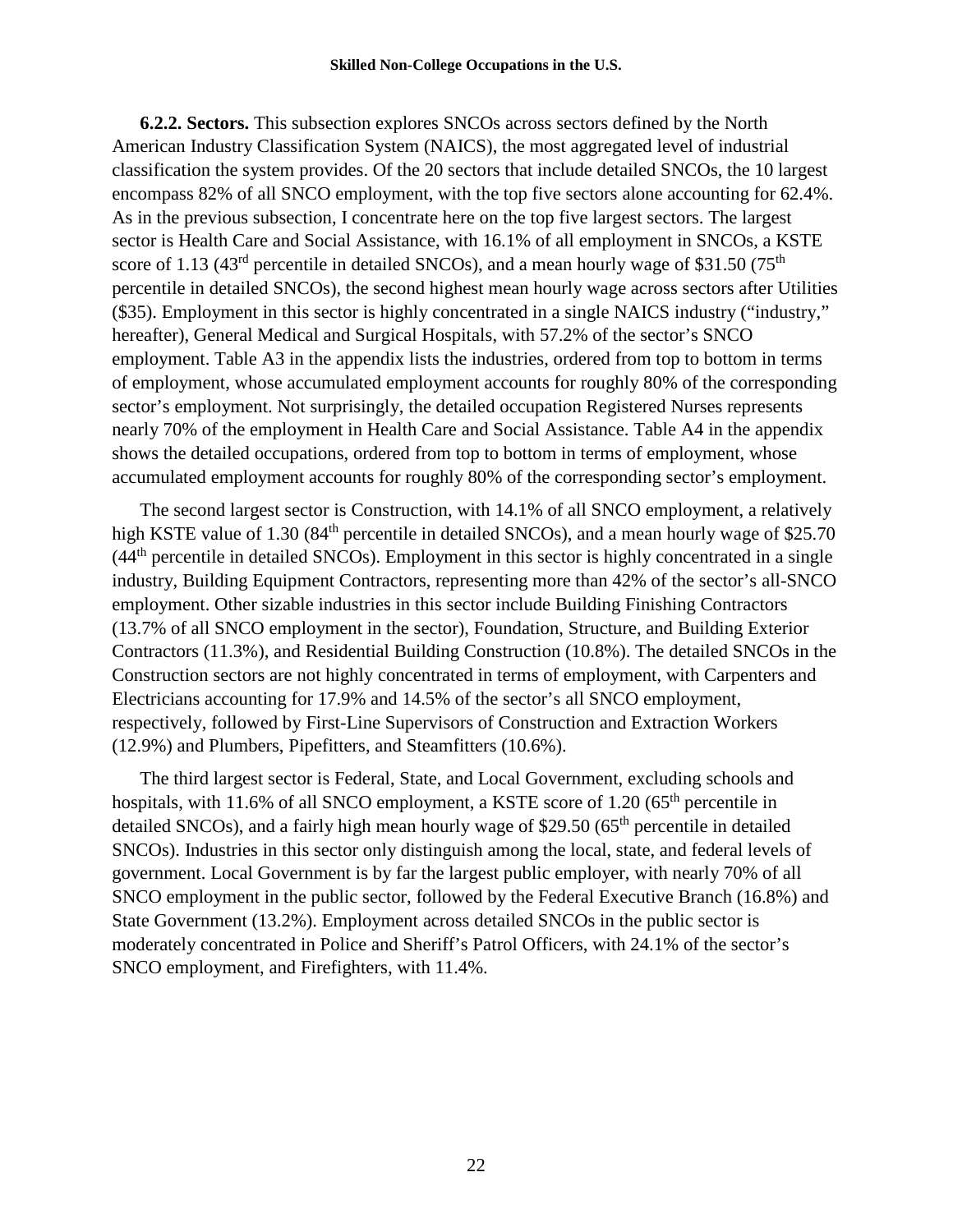**6.2.2. Sectors.** This subsection explores SNCOs across sectors defined by the North American Industry Classification System (NAICS), the most aggregated level of industrial classification the system provides. Of the 20 sectors that include detailed SNCOs, the 10 largest encompass 82% of all SNCO employment, with the top five sectors alone accounting for 62.4%. As in the previous subsection, I concentrate here on the top five largest sectors. The largest sector is Health Care and Social Assistance, with 16.1% of all employment in SNCOs, a KSTE score of 1.13 (43rd percentile in detailed SNCOs), and a mean hourly wage of $31.50 (75th percentile in detailed SNCOs), the second highest mean hourly wage across sectors after Utilities ($35). Employment in this sector is highly concentrated in a single NAICS industry ("industry," hereafter), General Medical and Surgical Hospitals, with 57.2% of the sector's SNCO employment. Table A3 in the appendix lists the industries, ordered from top to bottom in terms of employment, whose accumulated employment accounts for roughly 80% of the corresponding sector's employment. Not surprisingly, the detailed occupation Registered Nurses represents nearly 70% of the employment in Health Care and Social Assistance. Table A4 in the appendix shows the detailed occupations, ordered from top to bottom in terms of employment, whose accumulated employment accounts for roughly 80% of the corresponding sector's employment.

The second largest sector is Construction, with 14.1% of all SNCO employment, a relatively high KSTE value of 1.30 (84th percentile in detailed SNCOs), and a mean hourly wage of $25.70 (44th percentile in detailed SNCOs). Employment in this sector is highly concentrated in a single industry, Building Equipment Contractors, representing more than 42% of the sector's all-SNCO employment. Other sizable industries in this sector include Building Finishing Contractors (13.7% of all SNCO employment in the sector), Foundation, Structure, and Building Exterior Contractors (11.3%), and Residential Building Construction (10.8%). The detailed SNCOs in the Construction sectors are not highly concentrated in terms of employment, with Carpenters and Electricians accounting for 17.9% and 14.5% of the sector's all SNCO employment, respectively, followed by First-Line Supervisors of Construction and Extraction Workers (12.9%) and Plumbers, Pipefitters, and Steamfitters (10.6%).

The third largest sector is Federal, State, and Local Government, excluding schools and hospitals, with 11.6% of all SNCO employment, a KSTE score of 1.20 (65th percentile in detailed SNCOs), and a fairly high mean hourly wage of $29.50 (65th percentile in detailed SNCOs). Industries in this sector only distinguish among the local, state, and federal levels of government. Local Government is by far the largest public employer, with nearly 70% of all SNCO employment in the public sector, followed by the Federal Executive Branch (16.8%) and State Government (13.2%). Employment across detailed SNCOs in the public sector is moderately concentrated in Police and Sheriff's Patrol Officers, with 24.1% of the sector's SNCO employment, and Firefighters, with 11.4%.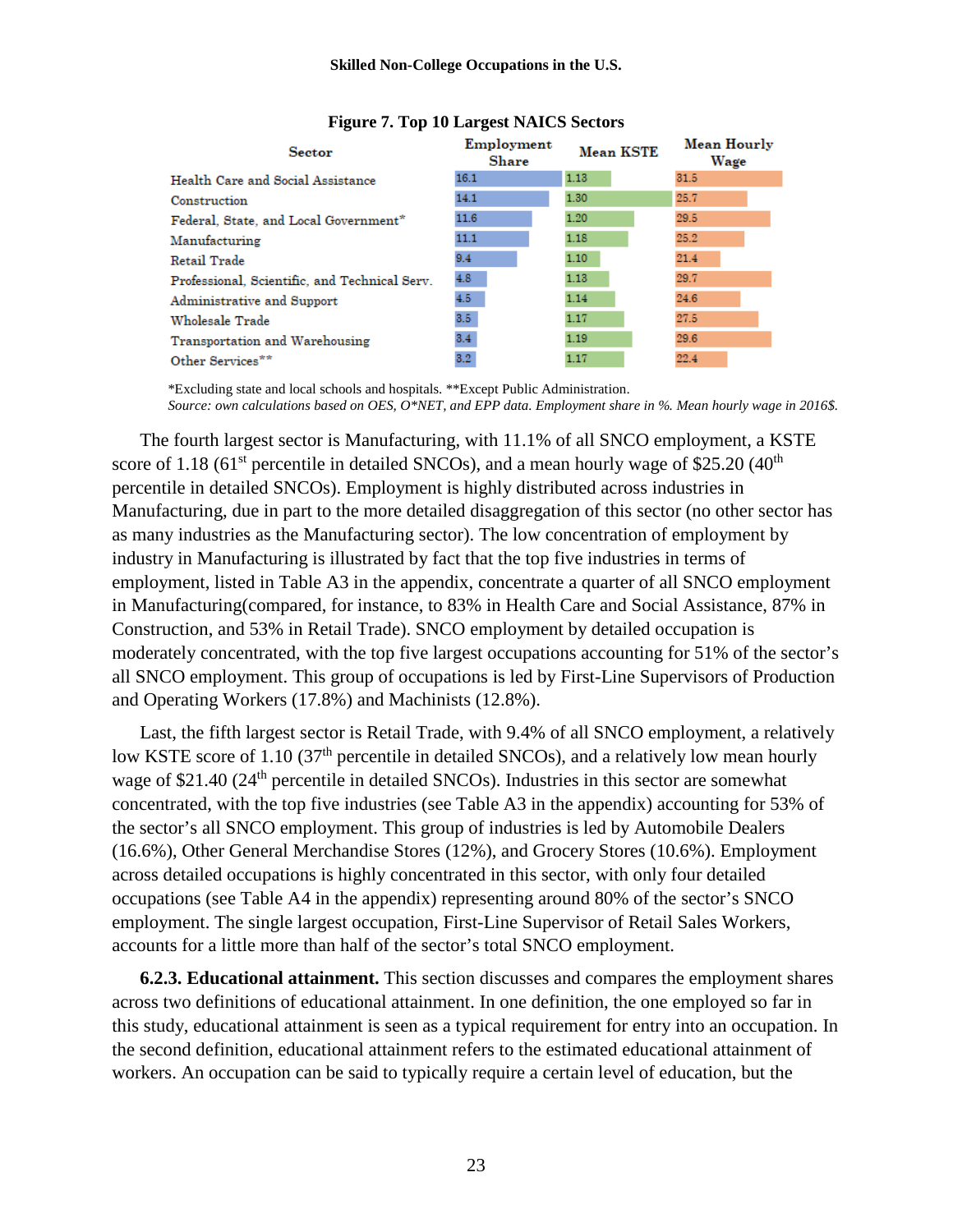**Figure 7. Top 10 Largest NAICS Sectors**

| Sector | Employment Share | Mean KSTE | Mean Hourly Wage |
|---|---|---|---|
| Health Care and Social Assistance | 16.1 | 1.13 | 31.5 |
| Construction | 14.1 | 1.30 | 25.7 |
| Federal, State, and Local Government* | 11.6 | 1.20 | 29.5 |
| Manufacturing | 11.1 | 1.18 | 25.2 |
| Retail Trade | 9.4 | 1.10 | 21.4 |
| Professional, Scientific, and Technical Serv. | 4.8 | 1.13 | 29.7 |
| Administrative and Support | 4.5 | 1.14 | 24.6 |
| Wholesale Trade | 3.5 | 1.17 | 27.5 |
| Transportation and Warehousing | 3.4 | 1.19 | 29.6 |
| Other Services** | 3.2 | 1.17 | 22.4 |

*Excluding state and local schools and hospitals. **Except Public Administration.
*Source: own calculations based on OES, O\*NET, and EPP data. Employment share in %. Mean hourly wage in 2016$.*

The fourth largest sector is Manufacturing, with 11.1% of all SNCO employment, a KSTE score of 1.18 (61st percentile in detailed SNCOs), and a mean hourly wage of $25.20 (40th percentile in detailed SNCOs). Employment is highly distributed across industries in Manufacturing, due in part to the more detailed disaggregation of this sector (no other sector has as many industries as the Manufacturing sector). The low concentration of employment by industry in Manufacturing is illustrated by fact that the top five industries in terms of employment, listed in Table A3 in the appendix, concentrate a quarter of all SNCO employment in Manufacturing(compared, for instance, to 83% in Health Care and Social Assistance, 87% in Construction, and 53% in Retail Trade). SNCO employment by detailed occupation is moderately concentrated, with the top five largest occupations accounting for 51% of the sector's all SNCO employment. This group of occupations is led by First-Line Supervisors of Production and Operating Workers (17.8%) and Machinists (12.8%).

Last, the fifth largest sector is Retail Trade, with 9.4% of all SNCO employment, a relatively low KSTE score of 1.10 (37th percentile in detailed SNCOs), and a relatively low mean hourly wage of $21.40 (24th percentile in detailed SNCOs). Industries in this sector are somewhat concentrated, with the top five industries (see Table A3 in the appendix) accounting for 53% of the sector's all SNCO employment. This group of industries is led by Automobile Dealers (16.6%), Other General Merchandise Stores (12%), and Grocery Stores (10.6%). Employment across detailed occupations is highly concentrated in this sector, with only four detailed occupations (see Table A4 in the appendix) representing around 80% of the sector's SNCO employment. The single largest occupation, First-Line Supervisor of Retail Sales Workers, accounts for a little more than half of the sector's total SNCO employment.

**6.2.3. Educational attainment.** This section discusses and compares the employment shares across two definitions of educational attainment. In one definition, the one employed so far in this study, educational attainment is seen as a typical requirement for entry into an occupation. In the second definition, educational attainment refers to the estimated educational attainment of workers. An occupation can be said to typically require a certain level of education, but the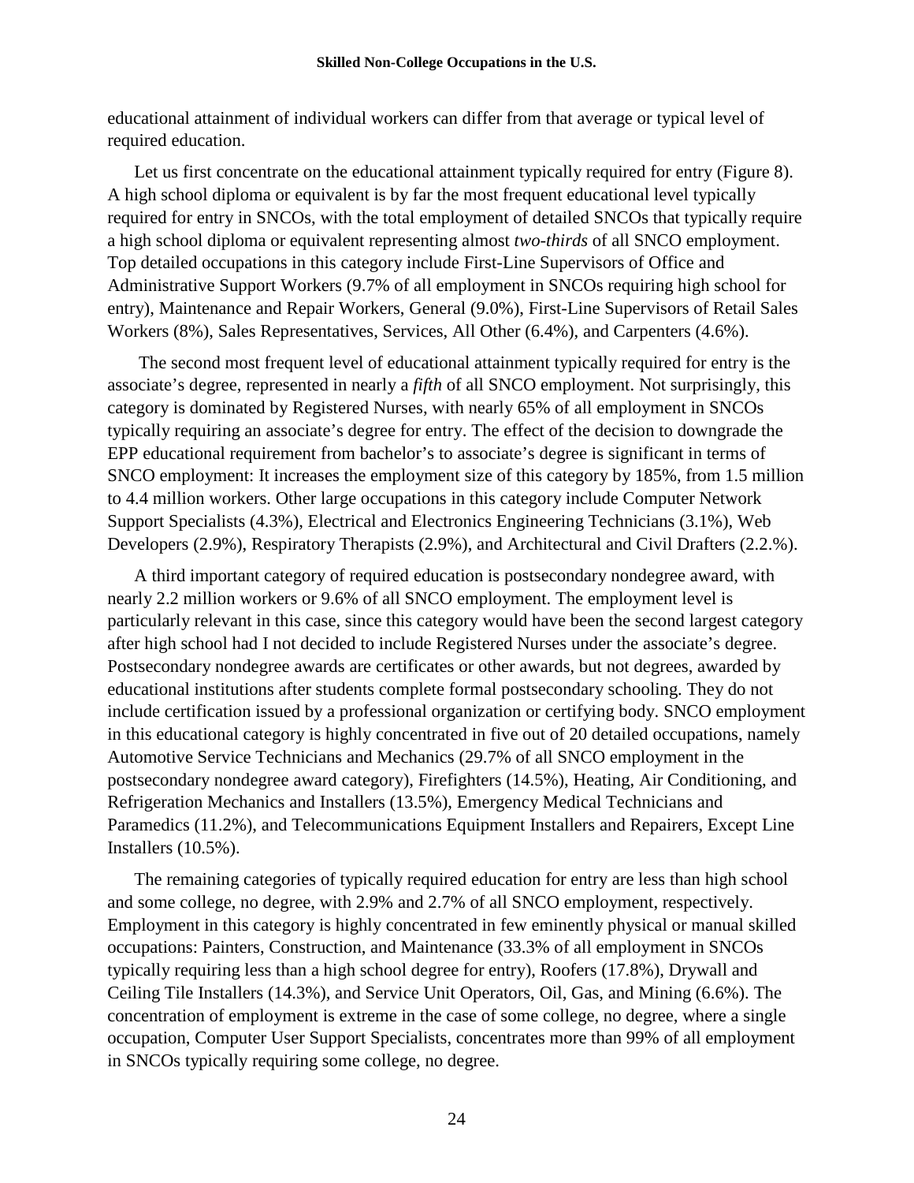educational attainment of individual workers can differ from that average or typical level of required education.

Let us first concentrate on the educational attainment typically required for entry (Figure 8). A high school diploma or equivalent is by far the most frequent educational level typically required for entry in SNCOs, with the total employment of detailed SNCOs that typically require a high school diploma or equivalent representing almost *two-thirds* of all SNCO employment. Top detailed occupations in this category include First-Line Supervisors of Office and Administrative Support Workers (9.7% of all employment in SNCOs requiring high school for entry), Maintenance and Repair Workers, General (9.0%), First-Line Supervisors of Retail Sales Workers (8%), Sales Representatives, Services, All Other (6.4%), and Carpenters (4.6%).

The second most frequent level of educational attainment typically required for entry is the associate's degree, represented in nearly a *fifth* of all SNCO employment. Not surprisingly, this category is dominated by Registered Nurses, with nearly 65% of all employment in SNCOs typically requiring an associate's degree for entry. The effect of the decision to downgrade the EPP educational requirement from bachelor's to associate's degree is significant in terms of SNCO employment: It increases the employment size of this category by 185%, from 1.5 million to 4.4 million workers. Other large occupations in this category include Computer Network Support Specialists (4.3%), Electrical and Electronics Engineering Technicians (3.1%), Web Developers (2.9%), Respiratory Therapists (2.9%), and Architectural and Civil Drafters (2.2.%).

A third important category of required education is postsecondary nondegree award, with nearly 2.2 million workers or 9.6% of all SNCO employment. The employment level is particularly relevant in this case, since this category would have been the second largest category after high school had I not decided to include Registered Nurses under the associate's degree. Postsecondary nondegree awards are certificates or other awards, but not degrees, awarded by educational institutions after students complete formal postsecondary schooling. They do not include certification issued by a professional organization or certifying body. SNCO employment in this educational category is highly concentrated in five out of 20 detailed occupations, namely Automotive Service Technicians and Mechanics (29.7% of all SNCO employment in the postsecondary nondegree award category), Firefighters (14.5%), Heating, Air Conditioning, and Refrigeration Mechanics and Installers (13.5%), Emergency Medical Technicians and Paramedics (11.2%), and Telecommunications Equipment Installers and Repairers, Except Line Installers (10.5%).

The remaining categories of typically required education for entry are less than high school and some college, no degree, with 2.9% and 2.7% of all SNCO employment, respectively. Employment in this category is highly concentrated in few eminently physical or manual skilled occupations: Painters, Construction, and Maintenance (33.3% of all employment in SNCOs typically requiring less than a high school degree for entry), Roofers (17.8%), Drywall and Ceiling Tile Installers (14.3%), and Service Unit Operators, Oil, Gas, and Mining (6.6%). The concentration of employment is extreme in the case of some college, no degree, where a single occupation, Computer User Support Specialists, concentrates more than 99% of all employment in SNCOs typically requiring some college, no degree.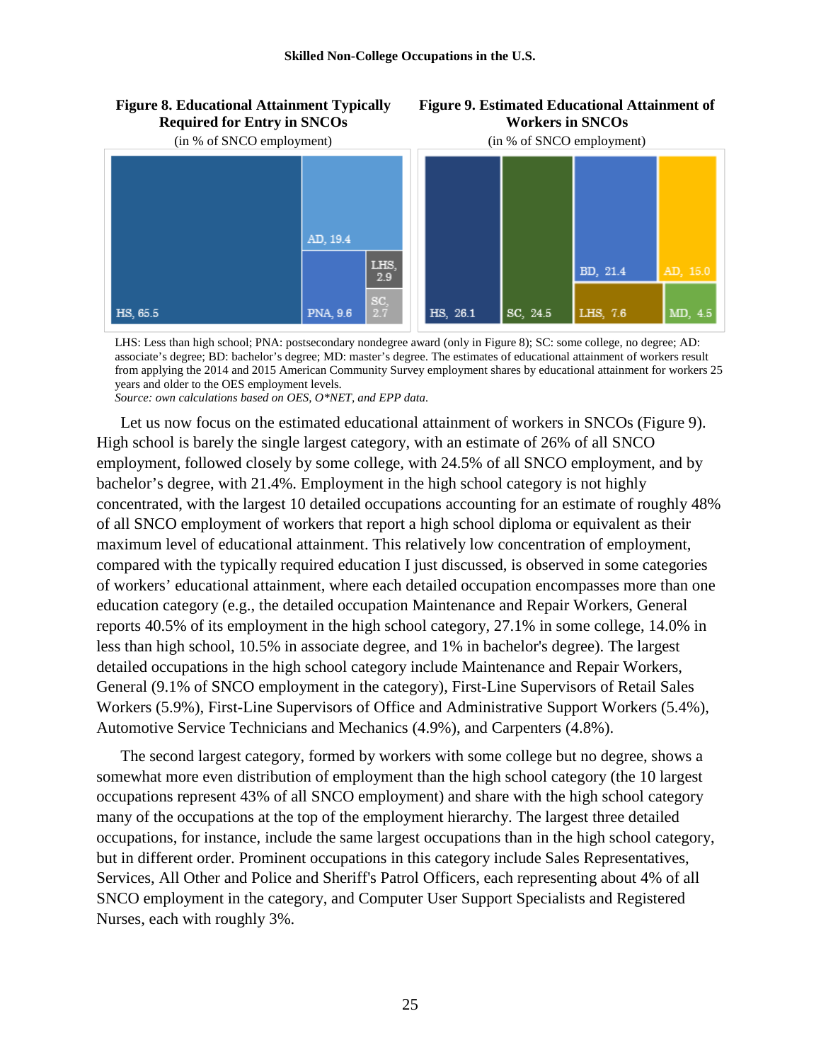**Figure 8. Educational Attainment Typically Required for Entry in SNCOs**
(in % of SNCO employment)

HS, 65.5; AD, 19.4; PNA, 9.6; LHS, 2.9; SC, 2.7

**Figure 9. Estimated Educational Attainment of Workers in SNCOs**
(in % of SNCO employment)

HS, 26.1; SC, 24.5; BD, 21.4; AD, 15.0; LHS, 7.6; MD, 4.5

LHS: Less than high school; PNA: postsecondary nondegree award (only in Figure 8); SC: some college, no degree; AD: associate's degree; BD: bachelor's degree; MD: master's degree. The estimates of educational attainment of workers result from applying the 2014 and 2015 American Community Survey employment shares by educational attainment for workers 25 years and older to the OES employment levels.
*Source: own calculations based on OES, O\*NET, and EPP data.*

Let us now focus on the estimated educational attainment of workers in SNCOs (Figure 9). High school is barely the single largest category, with an estimate of 26% of all SNCO employment, followed closely by some college, with 24.5% of all SNCO employment, and by bachelor's degree, with 21.4%. Employment in the high school category is not highly concentrated, with the largest 10 detailed occupations accounting for an estimate of roughly 48% of all SNCO employment of workers that report a high school diploma or equivalent as their maximum level of educational attainment. This relatively low concentration of employment, compared with the typically required education I just discussed, is observed in some categories of workers' educational attainment, where each detailed occupation encompasses more than one education category (e.g., the detailed occupation Maintenance and Repair Workers, General reports 40.5% of its employment in the high school category, 27.1% in some college, 14.0% in less than high school, 10.5% in associate degree, and 1% in bachelor's degree). The largest detailed occupations in the high school category include Maintenance and Repair Workers, General (9.1% of SNCO employment in the category), First-Line Supervisors of Retail Sales Workers (5.9%), First-Line Supervisors of Office and Administrative Support Workers (5.4%), Automotive Service Technicians and Mechanics (4.9%), and Carpenters (4.8%).

The second largest category, formed by workers with some college but no degree, shows a somewhat more even distribution of employment than the high school category (the 10 largest occupations represent 43% of all SNCO employment) and share with the high school category many of the occupations at the top of the employment hierarchy. The largest three detailed occupations, for instance, include the same largest occupations than in the high school category, but in different order. Prominent occupations in this category include Sales Representatives, Services, All Other and Police and Sheriff's Patrol Officers, each representing about 4% of all SNCO employment in the category, and Computer User Support Specialists and Registered Nurses, each with roughly 3%.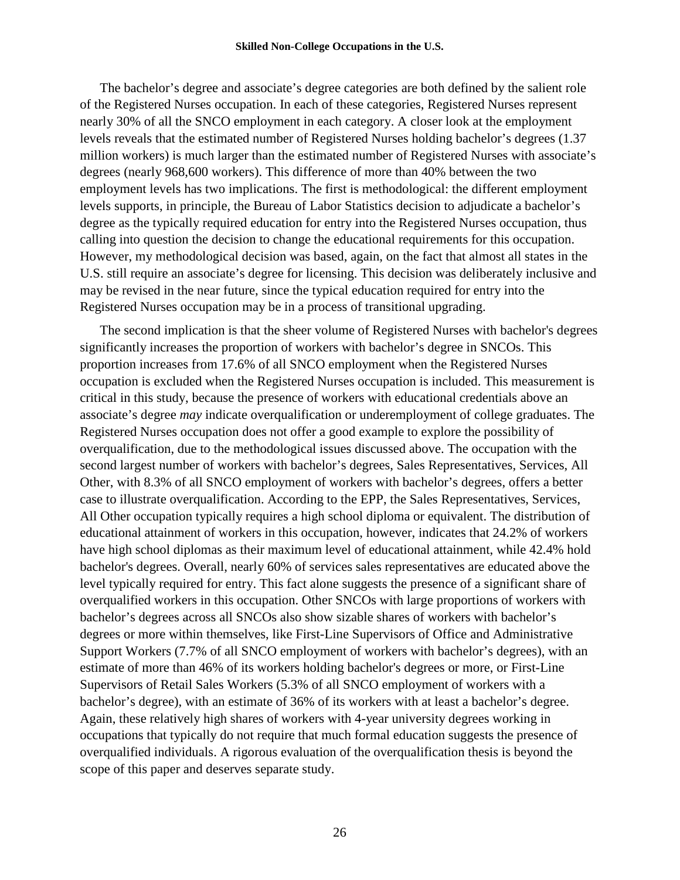The bachelor's degree and associate's degree categories are both defined by the salient role of the Registered Nurses occupation. In each of these categories, Registered Nurses represent nearly 30% of all the SNCO employment in each category. A closer look at the employment levels reveals that the estimated number of Registered Nurses holding bachelor's degrees (1.37 million workers) is much larger than the estimated number of Registered Nurses with associate's degrees (nearly 968,600 workers). This difference of more than 40% between the two employment levels has two implications. The first is methodological: the different employment levels supports, in principle, the Bureau of Labor Statistics decision to adjudicate a bachelor's degree as the typically required education for entry into the Registered Nurses occupation, thus calling into question the decision to change the educational requirements for this occupation. However, my methodological decision was based, again, on the fact that almost all states in the U.S. still require an associate's degree for licensing. This decision was deliberately inclusive and may be revised in the near future, since the typical education required for entry into the Registered Nurses occupation may be in a process of transitional upgrading.

The second implication is that the sheer volume of Registered Nurses with bachelor's degrees significantly increases the proportion of workers with bachelor's degree in SNCOs. This proportion increases from 17.6% of all SNCO employment when the Registered Nurses occupation is excluded when the Registered Nurses occupation is included. This measurement is critical in this study, because the presence of workers with educational credentials above an associate's degree *may* indicate overqualification or underemployment of college graduates. The Registered Nurses occupation does not offer a good example to explore the possibility of overqualification, due to the methodological issues discussed above. The occupation with the second largest number of workers with bachelor's degrees, Sales Representatives, Services, All Other, with 8.3% of all SNCO employment of workers with bachelor's degrees, offers a better case to illustrate overqualification. According to the EPP, the Sales Representatives, Services, All Other occupation typically requires a high school diploma or equivalent. The distribution of educational attainment of workers in this occupation, however, indicates that 24.2% of workers have high school diplomas as their maximum level of educational attainment, while 42.4% hold bachelor's degrees. Overall, nearly 60% of services sales representatives are educated above the level typically required for entry. This fact alone suggests the presence of a significant share of overqualified workers in this occupation. Other SNCOs with large proportions of workers with bachelor's degrees across all SNCOs also show sizable shares of workers with bachelor's degrees or more within themselves, like First-Line Supervisors of Office and Administrative Support Workers (7.7% of all SNCO employment of workers with bachelor's degrees), with an estimate of more than 46% of its workers holding bachelor's degrees or more, or First-Line Supervisors of Retail Sales Workers (5.3% of all SNCO employment of workers with a bachelor's degree), with an estimate of 36% of its workers with at least a bachelor's degree. Again, these relatively high shares of workers with 4-year university degrees working in occupations that typically do not require that much formal education suggests the presence of overqualified individuals. A rigorous evaluation of the overqualification thesis is beyond the scope of this paper and deserves separate study.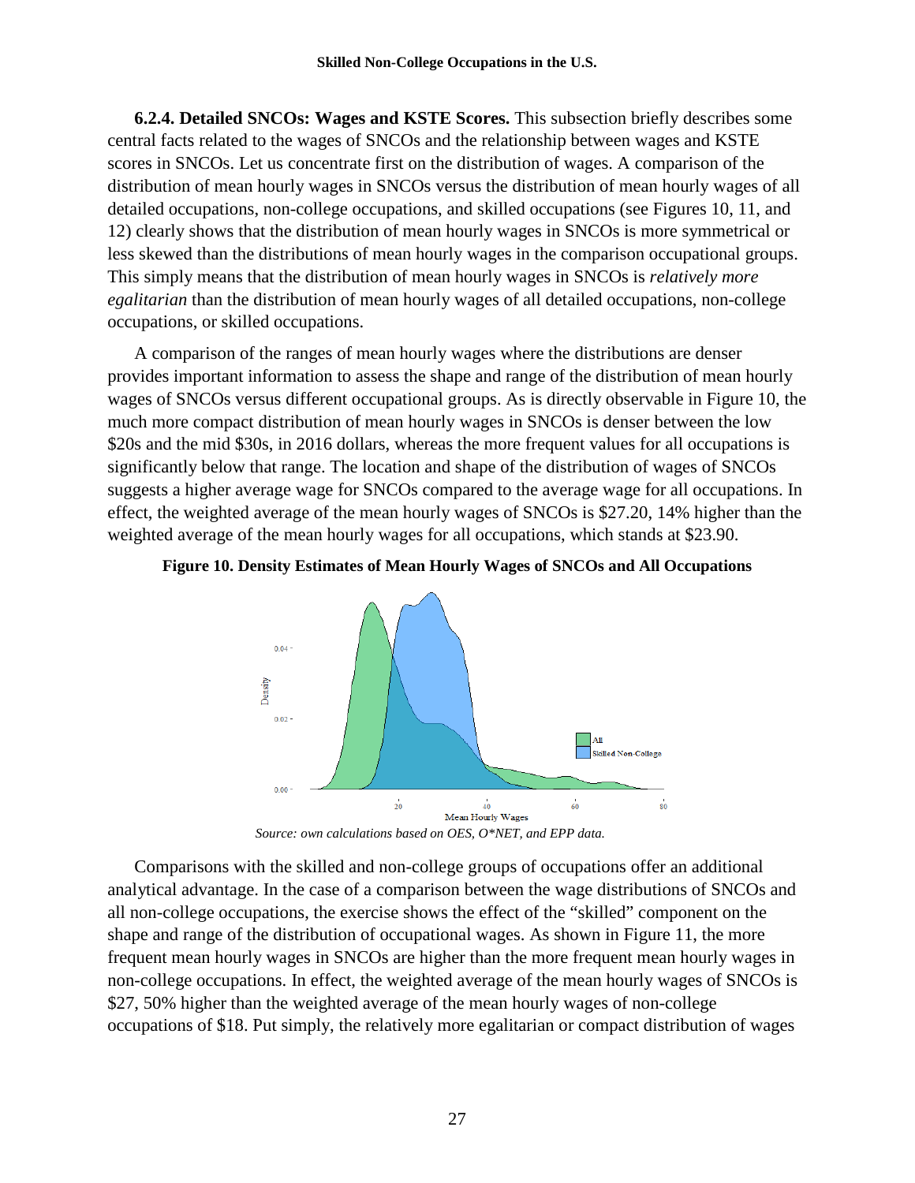**6.2.4. Detailed SNCOs: Wages and KSTE Scores.** This subsection briefly describes some central facts related to the wages of SNCOs and the relationship between wages and KSTE scores in SNCOs. Let us concentrate first on the distribution of wages. A comparison of the distribution of mean hourly wages in SNCOs versus the distribution of mean hourly wages of all detailed occupations, non-college occupations, and skilled occupations (see Figures 10, 11, and 12) clearly shows that the distribution of mean hourly wages in SNCOs is more symmetrical or less skewed than the distributions of mean hourly wages in the comparison occupational groups. This simply means that the distribution of mean hourly wages in SNCOs is *relatively more egalitarian* than the distribution of mean hourly wages of all detailed occupations, non-college occupations, or skilled occupations.

A comparison of the ranges of mean hourly wages where the distributions are denser provides important information to assess the shape and range of the distribution of mean hourly wages of SNCOs versus different occupational groups. As is directly observable in Figure 10, the much more compact distribution of mean hourly wages in SNCOs is denser between the low $20s and the mid $30s, in 2016 dollars, whereas the more frequent values for all occupations is significantly below that range. The location and shape of the distribution of wages of SNCOs suggests a higher average wage for SNCOs compared to the average wage for all occupations. In effect, the weighted average of the mean hourly wages of SNCOs is $27.20, 14% higher than the weighted average of the mean hourly wages for all occupations, which stands at $23.90.

**Figure 10. Density Estimates of Mean Hourly Wages of SNCOs and All Occupations**

*Source: own calculations based on OES, O\*NET, and EPP data.*

Comparisons with the skilled and non-college groups of occupations offer an additional analytical advantage. In the case of a comparison between the wage distributions of SNCOs and all non-college occupations, the exercise shows the effect of the "skilled" component on the shape and range of the distribution of occupational wages. As shown in Figure 11, the more frequent mean hourly wages in SNCOs are higher than the more frequent mean hourly wages in non-college occupations. In effect, the weighted average of the mean hourly wages of SNCOs is $27, 50% higher than the weighted average of the mean hourly wages of non-college occupations of $18. Put simply, the relatively more egalitarian or compact distribution of wages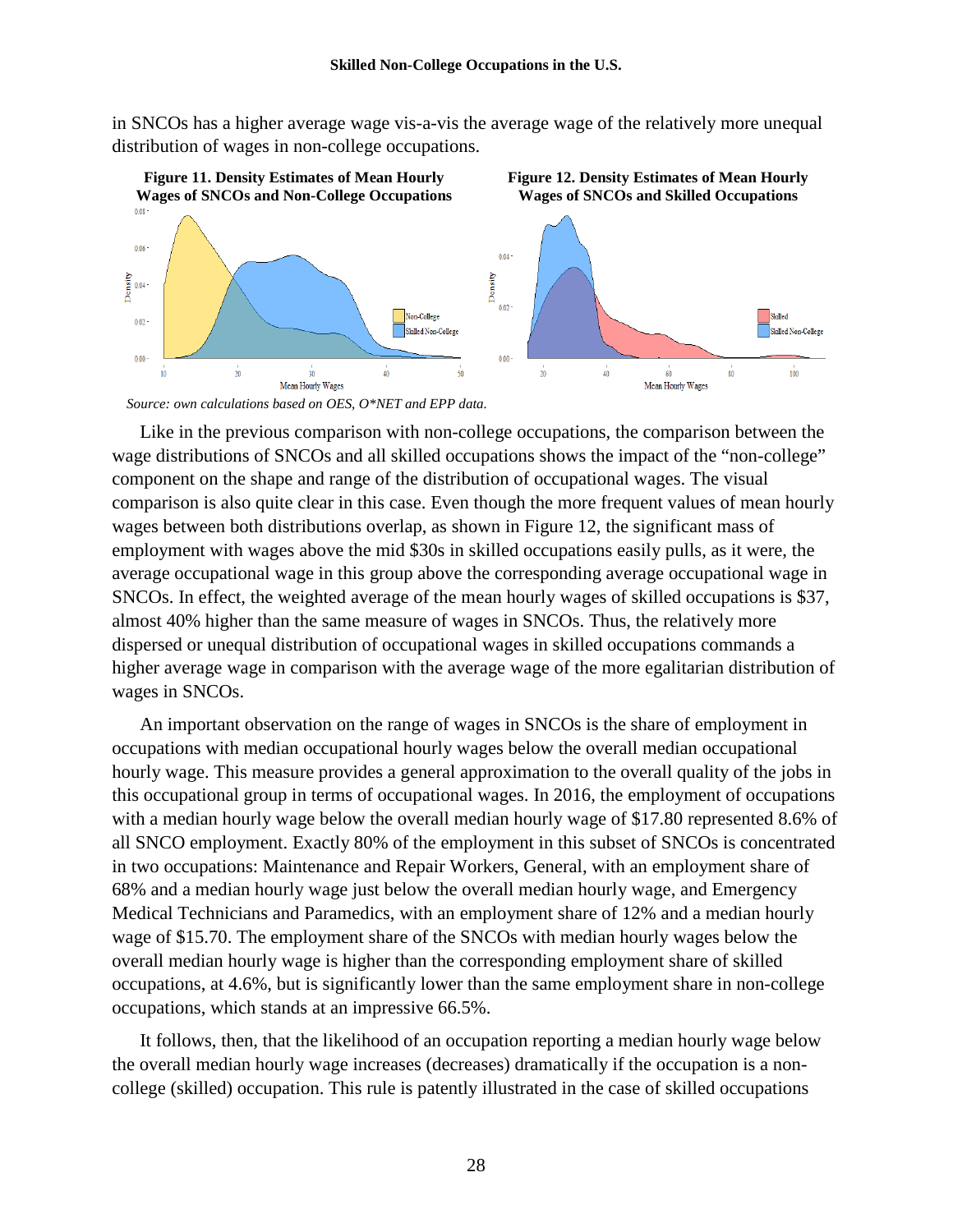in SNCOs has a higher average wage vis-a-vis the average wage of the relatively more unequal distribution of wages in non-college occupations.

**Figure 11. Density Estimates of Mean Hourly Wages of SNCOs and Non-College Occupations**

**Figure 12. Density Estimates of Mean Hourly Wages of SNCOs and Skilled Occupations**

*Source: own calculations based on OES, O\*NET and EPP data.*

Like in the previous comparison with non-college occupations, the comparison between the wage distributions of SNCOs and all skilled occupations shows the impact of the "non-college" component on the shape and range of the distribution of occupational wages. The visual comparison is also quite clear in this case. Even though the more frequent values of mean hourly wages between both distributions overlap, as shown in Figure 12, the significant mass of employment with wages above the mid $30s in skilled occupations easily pulls, as it were, the average occupational wage in this group above the corresponding average occupational wage in SNCOs. In effect, the weighted average of the mean hourly wages of skilled occupations is $37, almost 40% higher than the same measure of wages in SNCOs. Thus, the relatively more dispersed or unequal distribution of occupational wages in skilled occupations commands a higher average wage in comparison with the average wage of the more egalitarian distribution of wages in SNCOs.

An important observation on the range of wages in SNCOs is the share of employment in occupations with median occupational hourly wages below the overall median occupational hourly wage. This measure provides a general approximation to the overall quality of the jobs in this occupational group in terms of occupational wages. In 2016, the employment of occupations with a median hourly wage below the overall median hourly wage of $17.80 represented 8.6% of all SNCO employment. Exactly 80% of the employment in this subset of SNCOs is concentrated in two occupations: Maintenance and Repair Workers, General, with an employment share of 68% and a median hourly wage just below the overall median hourly wage, and Emergency Medical Technicians and Paramedics, with an employment share of 12% and a median hourly wage of $15.70. The employment share of the SNCOs with median hourly wages below the overall median hourly wage is higher than the corresponding employment share of skilled occupations, at 4.6%, but is significantly lower than the same employment share in non-college occupations, which stands at an impressive 66.5%.

It follows, then, that the likelihood of an occupation reporting a median hourly wage below the overall median hourly wage increases (decreases) dramatically if the occupation is a non-college (skilled) occupation. This rule is patently illustrated in the case of skilled occupations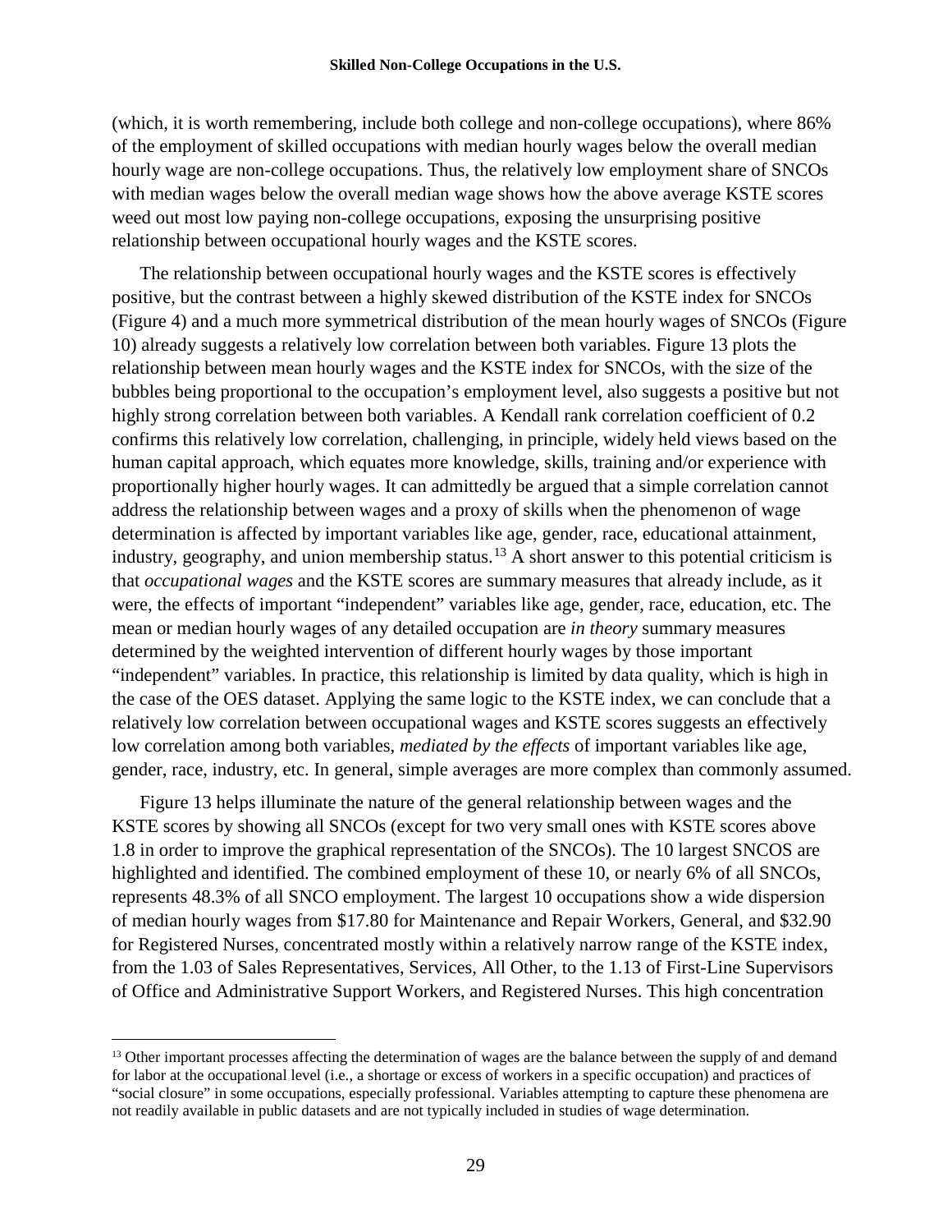(which, it is worth remembering, include both college and non-college occupations), where 86% of the employment of skilled occupations with median hourly wages below the overall median hourly wage are non-college occupations. Thus, the relatively low employment share of SNCOs with median wages below the overall median wage shows how the above average KSTE scores weed out most low paying non-college occupations, exposing the unsurprising positive relationship between occupational hourly wages and the KSTE scores.

The relationship between occupational hourly wages and the KSTE scores is effectively positive, but the contrast between a highly skewed distribution of the KSTE index for SNCOs (Figure 4) and a much more symmetrical distribution of the mean hourly wages of SNCOs (Figure 10) already suggests a relatively low correlation between both variables. Figure 13 plots the relationship between mean hourly wages and the KSTE index for SNCOs, with the size of the bubbles being proportional to the occupation's employment level, also suggests a positive but not highly strong correlation between both variables. A Kendall rank correlation coefficient of 0.2 confirms this relatively low correlation, challenging, in principle, widely held views based on the human capital approach, which equates more knowledge, skills, training and/or experience with proportionally higher hourly wages. It can admittedly be argued that a simple correlation cannot address the relationship between wages and a proxy of skills when the phenomenon of wage determination is affected by important variables like age, gender, race, educational attainment, industry, geography, and union membership status.[13] A short answer to this potential criticism is that *occupational wages* and the KSTE scores are summary measures that already include, as it were, the effects of important "independent" variables like age, gender, race, education, etc. The mean or median hourly wages of any detailed occupation are *in theory* summary measures determined by the weighted intervention of different hourly wages by those important "independent" variables. In practice, this relationship is limited by data quality, which is high in the case of the OES dataset. Applying the same logic to the KSTE index, we can conclude that a relatively low correlation between occupational wages and KSTE scores suggests an effectively low correlation among both variables, *mediated by the effects* of important variables like age, gender, race, industry, etc. In general, simple averages are more complex than commonly assumed.

Figure 13 helps illuminate the nature of the general relationship between wages and the KSTE scores by showing all SNCOs (except for two very small ones with KSTE scores above 1.8 in order to improve the graphical representation of the SNCOs). The 10 largest SNCOS are highlighted and identified. The combined employment of these 10, or nearly 6% of all SNCOs, represents 48.3% of all SNCO employment. The largest 10 occupations show a wide dispersion of median hourly wages from $17.80 for Maintenance and Repair Workers, General, and $32.90 for Registered Nurses, concentrated mostly within a relatively narrow range of the KSTE index, from the 1.03 of Sales Representatives, Services, All Other, to the 1.13 of First-Line Supervisors of Office and Administrative Support Workers, and Registered Nurses. This high concentration

[13] Other important processes affecting the determination of wages are the balance between the supply of and demand for labor at the occupational level (i.e., a shortage or excess of workers in a specific occupation) and practices of "social closure" in some occupations, especially professional. Variables attempting to capture these phenomena are not readily available in public datasets and are not typically included in studies of wage determination.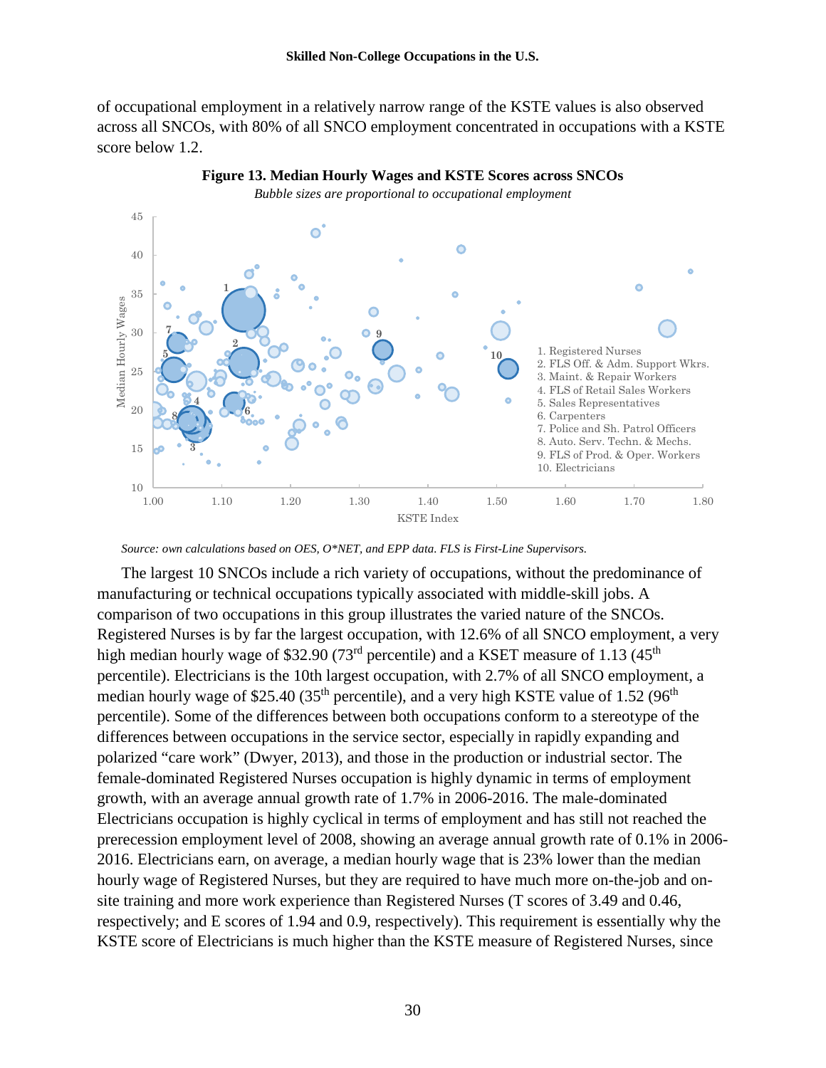of occupational employment in a relatively narrow range of the KSTE values is also observed across all SNCOs, with 80% of all SNCO employment concentrated in occupations with a KSTE score below 1.2.

**Figure 13. Median Hourly Wages and KSTE Scores across SNCOs**

*Bubble sizes are proportional to occupational employment*

1. Registered Nurses
2. FLS Off. & Adm. Support Wkrs.
3. Maint. & Repair Workers
4. FLS of Retail Sales Workers
5. Sales Representatives
6. Carpenters
7. Police and Sh. Patrol Officers
8. Auto. Serv. Techn. & Mechs.
9. FLS of Prod. & Oper. Workers
10. Electricians

*Source: own calculations based on OES, O\*NET, and EPP data. FLS is First-Line Supervisors.*

The largest 10 SNCOs include a rich variety of occupations, without the predominance of manufacturing or technical occupations typically associated with middle-skill jobs. A comparison of two occupations in this group illustrates the varied nature of the SNCOs. Registered Nurses is by far the largest occupation, with 12.6% of all SNCO employment, a very high median hourly wage of $32.90 (73rd percentile) and a KSET measure of 1.13 (45th percentile). Electricians is the 10th largest occupation, with 2.7% of all SNCO employment, a median hourly wage of $25.40 (35th percentile), and a very high KSTE value of 1.52 (96th percentile). Some of the differences between both occupations conform to a stereotype of the differences between occupations in the service sector, especially in rapidly expanding and polarized "care work" (Dwyer, 2013), and those in the production or industrial sector. The female-dominated Registered Nurses occupation is highly dynamic in terms of employment growth, with an average annual growth rate of 1.7% in 2006-2016. The male-dominated Electricians occupation is highly cyclical in terms of employment and has still not reached the prerecession employment level of 2008, showing an average annual growth rate of 0.1% in 2006-2016. Electricians earn, on average, a median hourly wage that is 23% lower than the median hourly wage of Registered Nurses, but they are required to have much more on-the-job and on-site training and more work experience than Registered Nurses (T scores of 3.49 and 0.46, respectively; and E scores of 1.94 and 0.9, respectively). This requirement is essentially why the KSTE score of Electricians is much higher than the KSTE measure of Registered Nurses, since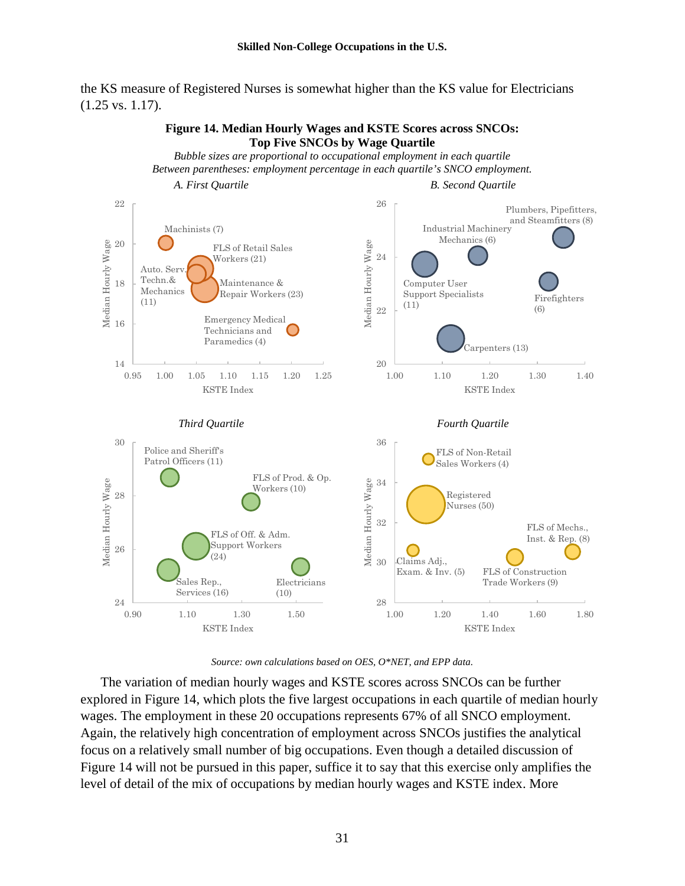the KS measure of Registered Nurses is somewhat higher than the KS value for Electricians (1.25 vs. 1.17).

**Figure 14. Median Hourly Wages and KSTE Scores across SNCOs: Top Five SNCOs by Wage Quartile**

*Bubble sizes are proportional to occupational employment in each quartile*
*Between parentheses: employment percentage in each quartile's SNCO employment.*

*A. First Quartile* — Machinists (7); FLS of Retail Sales Workers (21); Auto. Serv. Techn.& Mechanics (11); Maintenance & Repair Workers (23); Emergency Medical Technicians and Paramedics (4)

*B. Second Quartile* — Plumbers, Pipefitters, and Steamfitters (8); Industrial Machinery Mechanics (6); Computer User Support Specialists (11); Firefighters (6); Carpenters (13)

*Third Quartile* — Police and Sheriff's Patrol Officers (11); FLS of Prod. & Op. Workers (10); FLS of Off. & Adm. Support Workers (24); Sales Rep., Services (16); Electricians (10)

*Fourth Quartile* — FLS of Non-Retail Sales Workers (4); Registered Nurses (50); FLS of Mechs., Inst. & Rep. (8); Claims Adj., Exam. & Inv. (5); FLS of Construction Trade Workers (9)

*Source: own calculations based on OES, O*NET, and EPP data.*

The variation of median hourly wages and KSTE scores across SNCOs can be further explored in Figure 14, which plots the five largest occupations in each quartile of median hourly wages. The employment in these 20 occupations represents 67% of all SNCO employment. Again, the relatively high concentration of employment across SNCOs justifies the analytical focus on a relatively small number of big occupations. Even though a detailed discussion of Figure 14 will not be pursued in this paper, suffice it to say that this exercise only amplifies the level of detail of the mix of occupations by median hourly wages and KSTE index. More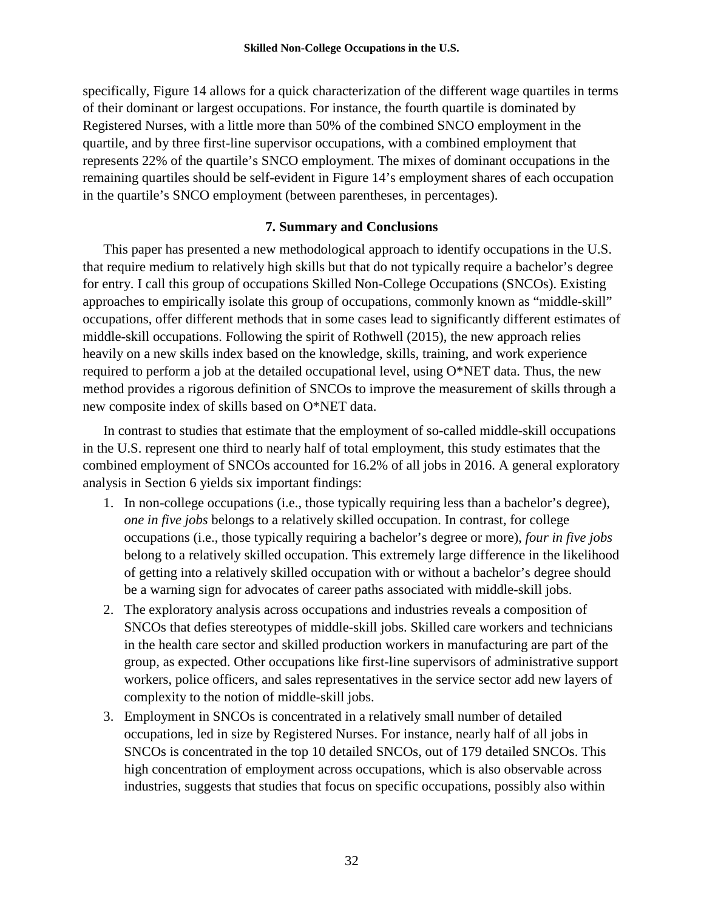specifically, Figure 14 allows for a quick characterization of the different wage quartiles in terms of their dominant or largest occupations. For instance, the fourth quartile is dominated by Registered Nurses, with a little more than 50% of the combined SNCO employment in the quartile, and by three first-line supervisor occupations, with a combined employment that represents 22% of the quartile's SNCO employment. The mixes of dominant occupations in the remaining quartiles should be self-evident in Figure 14's employment shares of each occupation in the quartile's SNCO employment (between parentheses, in percentages).

## 7. Summary and Conclusions

This paper has presented a new methodological approach to identify occupations in the U.S. that require medium to relatively high skills but that do not typically require a bachelor's degree for entry. I call this group of occupations Skilled Non-College Occupations (SNCOs). Existing approaches to empirically isolate this group of occupations, commonly known as "middle-skill" occupations, offer different methods that in some cases lead to significantly different estimates of middle-skill occupations. Following the spirit of Rothwell (2015), the new approach relies heavily on a new skills index based on the knowledge, skills, training, and work experience required to perform a job at the detailed occupational level, using O*NET data. Thus, the new method provides a rigorous definition of SNCOs to improve the measurement of skills through a new composite index of skills based on O*NET data.

In contrast to studies that estimate that the employment of so-called middle-skill occupations in the U.S. represent one third to nearly half of total employment, this study estimates that the combined employment of SNCOs accounted for 16.2% of all jobs in 2016. A general exploratory analysis in Section 6 yields six important findings:

1. In non-college occupations (i.e., those typically requiring less than a bachelor's degree), *one in five jobs* belongs to a relatively skilled occupation. In contrast, for college occupations (i.e., those typically requiring a bachelor's degree or more), *four in five jobs* belong to a relatively skilled occupation. This extremely large difference in the likelihood of getting into a relatively skilled occupation with or without a bachelor's degree should be a warning sign for advocates of career paths associated with middle-skill jobs.
2. The exploratory analysis across occupations and industries reveals a composition of SNCOs that defies stereotypes of middle-skill jobs. Skilled care workers and technicians in the health care sector and skilled production workers in manufacturing are part of the group, as expected. Other occupations like first-line supervisors of administrative support workers, police officers, and sales representatives in the service sector add new layers of complexity to the notion of middle-skill jobs.
3. Employment in SNCOs is concentrated in a relatively small number of detailed occupations, led in size by Registered Nurses. For instance, nearly half of all jobs in SNCOs is concentrated in the top 10 detailed SNCOs, out of 179 detailed SNCOs. This high concentration of employment across occupations, which is also observable across industries, suggests that studies that focus on specific occupations, possibly also within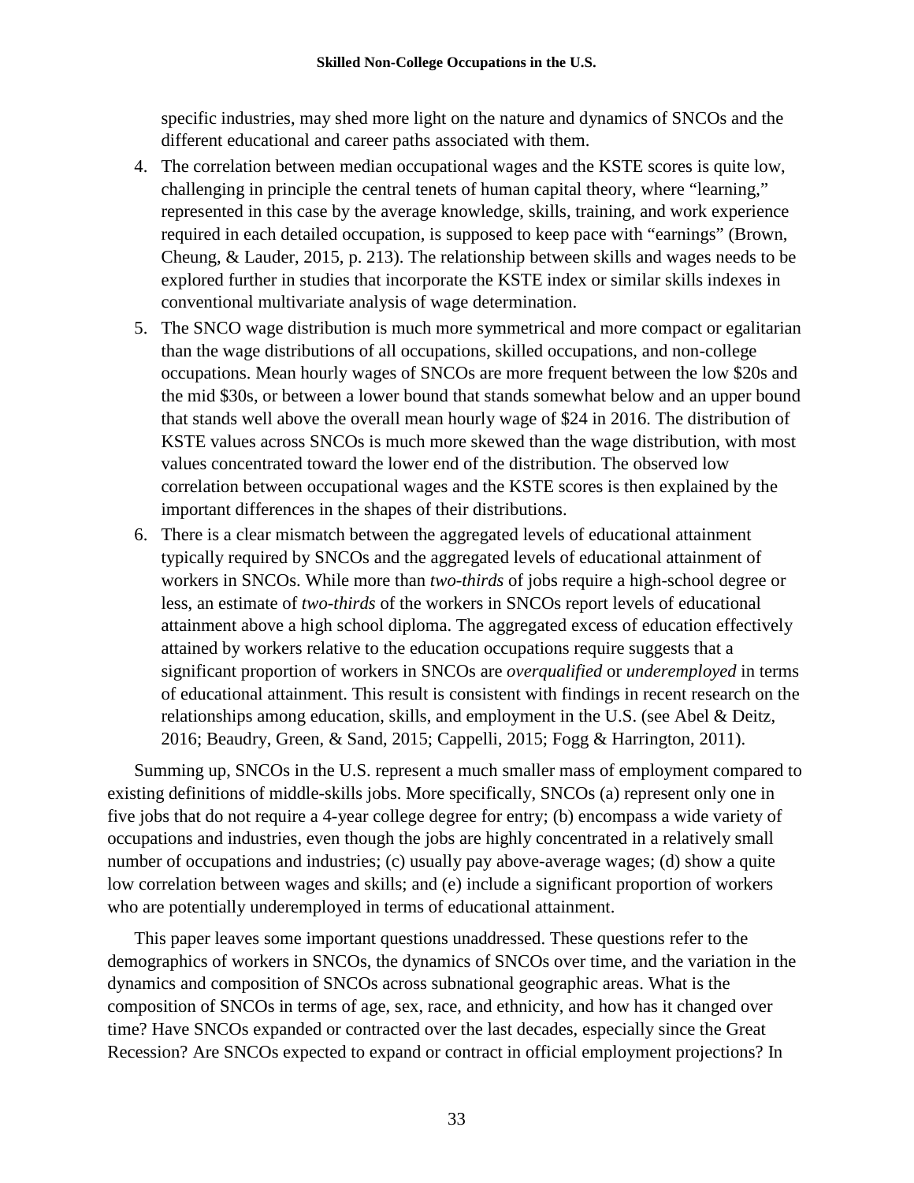specific industries, may shed more light on the nature and dynamics of SNCOs and the different educational and career paths associated with them.

4. The correlation between median occupational wages and the KSTE scores is quite low, challenging in principle the central tenets of human capital theory, where "learning," represented in this case by the average knowledge, skills, training, and work experience required in each detailed occupation, is supposed to keep pace with "earnings" (Brown, Cheung, & Lauder, 2015, p. 213). The relationship between skills and wages needs to be explored further in studies that incorporate the KSTE index or similar skills indexes in conventional multivariate analysis of wage determination.
5. The SNCO wage distribution is much more symmetrical and more compact or egalitarian than the wage distributions of all occupations, skilled occupations, and non-college occupations. Mean hourly wages of SNCOs are more frequent between the low $20s and the mid $30s, or between a lower bound that stands somewhat below and an upper bound that stands well above the overall mean hourly wage of $24 in 2016. The distribution of KSTE values across SNCOs is much more skewed than the wage distribution, with most values concentrated toward the lower end of the distribution. The observed low correlation between occupational wages and the KSTE scores is then explained by the important differences in the shapes of their distributions.
6. There is a clear mismatch between the aggregated levels of educational attainment typically required by SNCOs and the aggregated levels of educational attainment of workers in SNCOs. While more than *two-thirds* of jobs require a high-school degree or less, an estimate of *two-thirds* of the workers in SNCOs report levels of educational attainment above a high school diploma. The aggregated excess of education effectively attained by workers relative to the education occupations require suggests that a significant proportion of workers in SNCOs are *overqualified* or *underemployed* in terms of educational attainment. This result is consistent with findings in recent research on the relationships among education, skills, and employment in the U.S. (see Abel & Deitz, 2016; Beaudry, Green, & Sand, 2015; Cappelli, 2015; Fogg & Harrington, 2011).

Summing up, SNCOs in the U.S. represent a much smaller mass of employment compared to existing definitions of middle-skills jobs. More specifically, SNCOs (a) represent only one in five jobs that do not require a 4-year college degree for entry; (b) encompass a wide variety of occupations and industries, even though the jobs are highly concentrated in a relatively small number of occupations and industries; (c) usually pay above-average wages; (d) show a quite low correlation between wages and skills; and (e) include a significant proportion of workers who are potentially underemployed in terms of educational attainment.

This paper leaves some important questions unaddressed. These questions refer to the demographics of workers in SNCOs, the dynamics of SNCOs over time, and the variation in the dynamics and composition of SNCOs across subnational geographic areas. What is the composition of SNCOs in terms of age, sex, race, and ethnicity, and how has it changed over time? Have SNCOs expanded or contracted over the last decades, especially since the Great Recession? Are SNCOs expected to expand or contract in official employment projections? In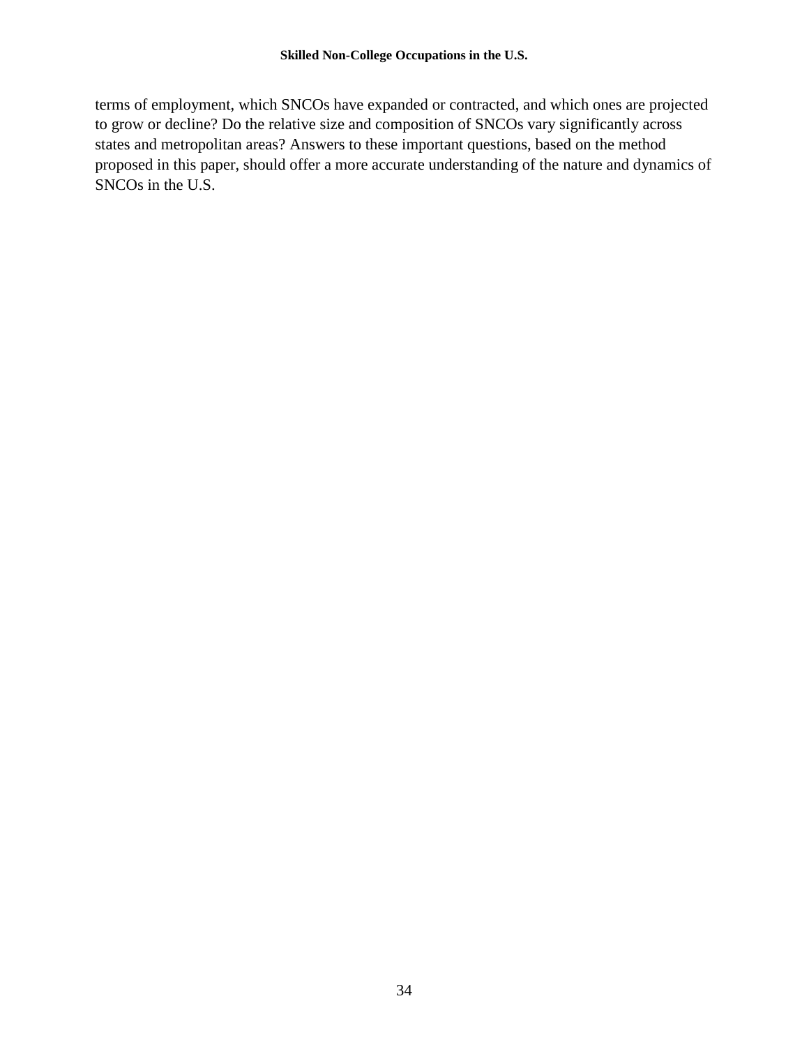terms of employment, which SNCOs have expanded or contracted, and which ones are projected to grow or decline? Do the relative size and composition of SNCOs vary significantly across states and metropolitan areas? Answers to these important questions, based on the method proposed in this paper, should offer a more accurate understanding of the nature and dynamics of SNCOs in the U.S.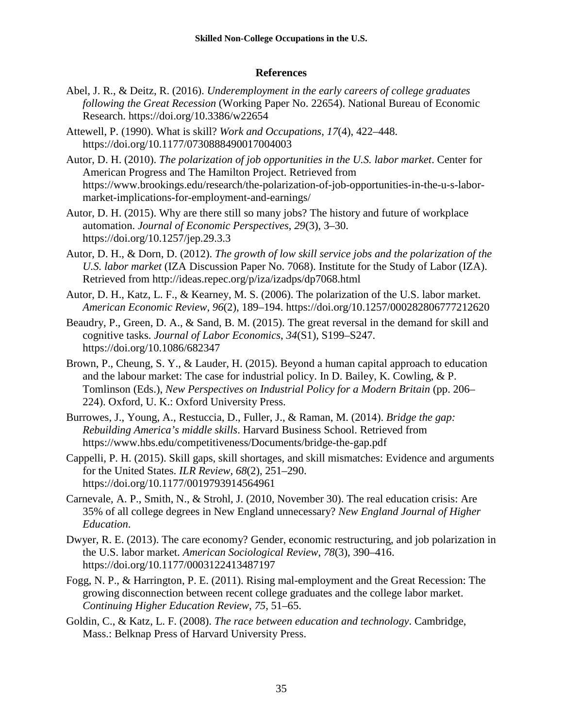## References

Abel, J. R., & Deitz, R. (2016). *Underemployment in the early careers of college graduates following the Great Recession* (Working Paper No. 22654). National Bureau of Economic Research. https://doi.org/10.3386/w22654

Attewell, P. (1990). What is skill? *Work and Occupations*, *17*(4), 422–448. https://doi.org/10.1177/0730888490017004003

Autor, D. H. (2010). *The polarization of job opportunities in the U.S. labor market*. Center for American Progress and The Hamilton Project. Retrieved from https://www.brookings.edu/research/the-polarization-of-job-opportunities-in-the-u-s-labor-market-implications-for-employment-and-earnings/

Autor, D. H. (2015). Why are there still so many jobs? The history and future of workplace automation. *Journal of Economic Perspectives*, *29*(3), 3–30. https://doi.org/10.1257/jep.29.3.3

Autor, D. H., & Dorn, D. (2012). *The growth of low skill service jobs and the polarization of the U.S. labor market* (IZA Discussion Paper No. 7068). Institute for the Study of Labor (IZA). Retrieved from http://ideas.repec.org/p/iza/izadps/dp7068.html

Autor, D. H., Katz, L. F., & Kearney, M. S. (2006). The polarization of the U.S. labor market. *American Economic Review*, *96*(2), 189–194. https://doi.org/10.1257/000282806777212620

Beaudry, P., Green, D. A., & Sand, B. M. (2015). The great reversal in the demand for skill and cognitive tasks. *Journal of Labor Economics*, *34*(S1), S199–S247. https://doi.org/10.1086/682347

Brown, P., Cheung, S. Y., & Lauder, H. (2015). Beyond a human capital approach to education and the labour market: The case for industrial policy. In D. Bailey, K. Cowling, & P. Tomlinson (Eds.), *New Perspectives on Industrial Policy for a Modern Britain* (pp. 206–224). Oxford, U. K.: Oxford University Press.

Burrowes, J., Young, A., Restuccia, D., Fuller, J., & Raman, M. (2014). *Bridge the gap: Rebuilding America's middle skills*. Harvard Business School. Retrieved from https://www.hbs.edu/competitiveness/Documents/bridge-the-gap.pdf

Cappelli, P. H. (2015). Skill gaps, skill shortages, and skill mismatches: Evidence and arguments for the United States. *ILR Review*, *68*(2), 251–290. https://doi.org/10.1177/0019793914564961

Carnevale, A. P., Smith, N., & Strohl, J. (2010, November 30). The real education crisis: Are 35% of all college degrees in New England unnecessary? *New England Journal of Higher Education*.

Dwyer, R. E. (2013). The care economy? Gender, economic restructuring, and job polarization in the U.S. labor market. *American Sociological Review*, *78*(3), 390–416. https://doi.org/10.1177/0003122413487197

Fogg, N. P., & Harrington, P. E. (2011). Rising mal-employment and the Great Recession: The growing disconnection between recent college graduates and the college labor market. *Continuing Higher Education Review*, *75*, 51–65.

Goldin, C., & Katz, L. F. (2008). *The race between education and technology*. Cambridge, Mass.: Belknap Press of Harvard University Press.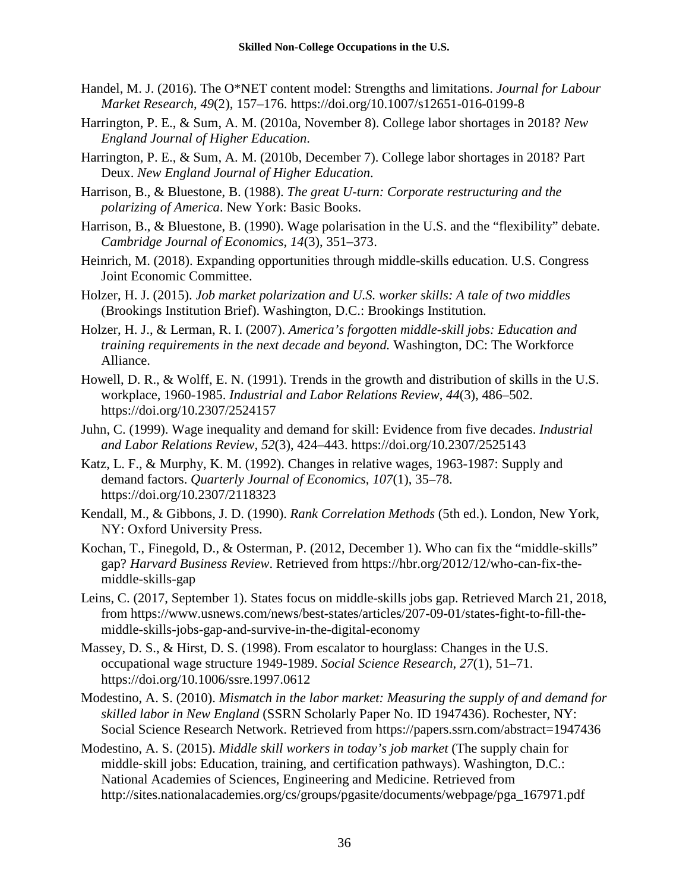Handel, M. J. (2016). The O*NET content model: Strengths and limitations. *Journal for Labour Market Research*, *49*(2), 157–176. https://doi.org/10.1007/s12651-016-0199-8

Harrington, P. E., & Sum, A. M. (2010a, November 8). College labor shortages in 2018? *New England Journal of Higher Education*.

Harrington, P. E., & Sum, A. M. (2010b, December 7). College labor shortages in 2018? Part Deux. *New England Journal of Higher Education*.

Harrison, B., & Bluestone, B. (1988). *The great U-turn: Corporate restructuring and the polarizing of America*. New York: Basic Books.

Harrison, B., & Bluestone, B. (1990). Wage polarisation in the U.S. and the "flexibility" debate. *Cambridge Journal of Economics*, *14*(3), 351–373.

Heinrich, M. (2018). Expanding opportunities through middle-skills education. U.S. Congress Joint Economic Committee.

Holzer, H. J. (2015). *Job market polarization and U.S. worker skills: A tale of two middles* (Brookings Institution Brief). Washington, D.C.: Brookings Institution.

Holzer, H. J., & Lerman, R. I. (2007). *America's forgotten middle-skill jobs: Education and training requirements in the next decade and beyond.* Washington, DC: The Workforce Alliance.

Howell, D. R., & Wolff, E. N. (1991). Trends in the growth and distribution of skills in the U.S. workplace, 1960-1985. *Industrial and Labor Relations Review*, *44*(3), 486–502. https://doi.org/10.2307/2524157

Juhn, C. (1999). Wage inequality and demand for skill: Evidence from five decades. *Industrial and Labor Relations Review*, *52*(3), 424–443. https://doi.org/10.2307/2525143

Katz, L. F., & Murphy, K. M. (1992). Changes in relative wages, 1963-1987: Supply and demand factors. *Quarterly Journal of Economics*, *107*(1), 35–78. https://doi.org/10.2307/2118323

Kendall, M., & Gibbons, J. D. (1990). *Rank Correlation Methods* (5th ed.). London, New York, NY: Oxford University Press.

Kochan, T., Finegold, D., & Osterman, P. (2012, December 1). Who can fix the "middle-skills" gap? *Harvard Business Review*. Retrieved from https://hbr.org/2012/12/who-can-fix-the-middle-skills-gap

Leins, C. (2017, September 1). States focus on middle-skills jobs gap. Retrieved March 21, 2018, from https://www.usnews.com/news/best-states/articles/207-09-01/states-fight-to-fill-the-middle-skills-jobs-gap-and-survive-in-the-digital-economy

Massey, D. S., & Hirst, D. S. (1998). From escalator to hourglass: Changes in the U.S. occupational wage structure 1949-1989. *Social Science Research*, *27*(1), 51–71. https://doi.org/10.1006/ssre.1997.0612

Modestino, A. S. (2010). *Mismatch in the labor market: Measuring the supply of and demand for skilled labor in New England* (SSRN Scholarly Paper No. ID 1947436). Rochester, NY: Social Science Research Network. Retrieved from https://papers.ssrn.com/abstract=1947436

Modestino, A. S. (2015). *Middle skill workers in today's job market* (The supply chain for middle-skill jobs: Education, training, and certification pathways). Washington, D.C.: National Academies of Sciences, Engineering and Medicine. Retrieved from http://sites.nationalacademies.org/cs/groups/pgasite/documents/webpage/pga_167971.pdf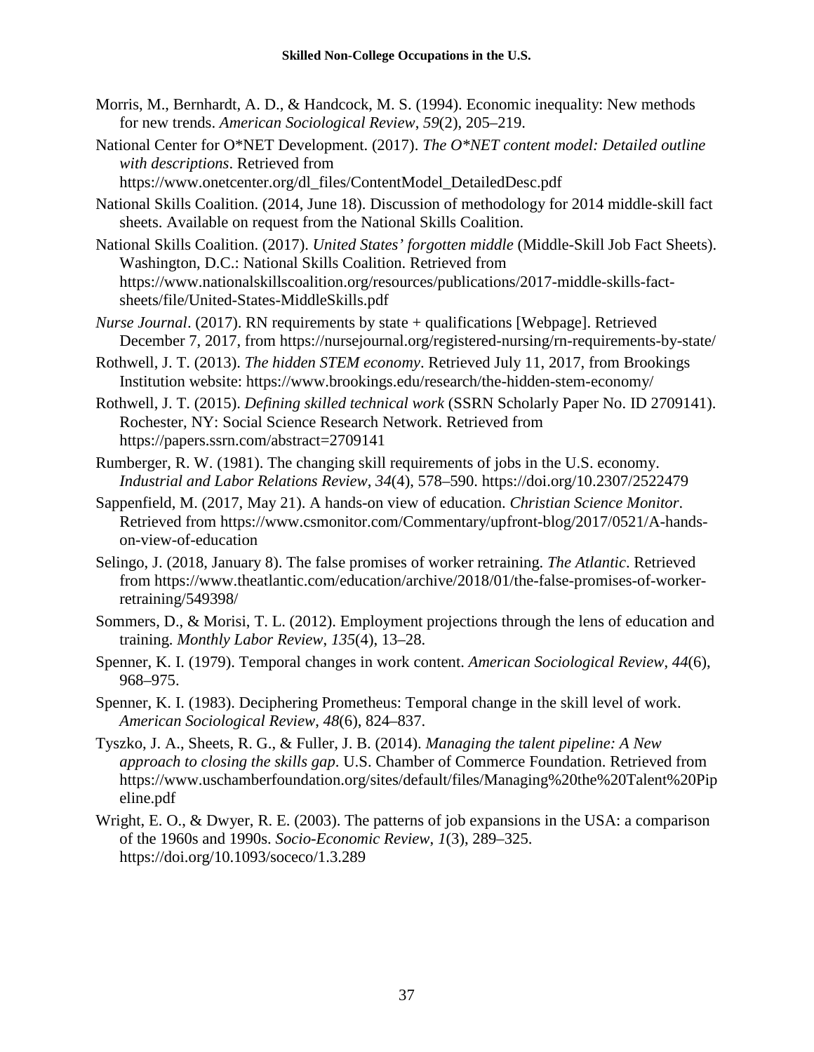Morris, M., Bernhardt, A. D., & Handcock, M. S. (1994). Economic inequality: New methods for new trends. *American Sociological Review*, *59*(2), 205–219.

National Center for O*NET Development. (2017). *The O*NET content model: Detailed outline with descriptions*. Retrieved from https://www.onetcenter.org/dl_files/ContentModel_DetailedDesc.pdf

National Skills Coalition. (2014, June 18). Discussion of methodology for 2014 middle-skill fact sheets. Available on request from the National Skills Coalition.

National Skills Coalition. (2017). *United States' forgotten middle* (Middle-Skill Job Fact Sheets). Washington, D.C.: National Skills Coalition. Retrieved from https://www.nationalskillscoalition.org/resources/publications/2017-middle-skills-fact-sheets/file/United-States-MiddleSkills.pdf

*Nurse Journal*. (2017). RN requirements by state + qualifications [Webpage]. Retrieved December 7, 2017, from https://nursejournal.org/registered-nursing/rn-requirements-by-state/

Rothwell, J. T. (2013). *The hidden STEM economy*. Retrieved July 11, 2017, from Brookings Institution website: https://www.brookings.edu/research/the-hidden-stem-economy/

Rothwell, J. T. (2015). *Defining skilled technical work* (SSRN Scholarly Paper No. ID 2709141). Rochester, NY: Social Science Research Network. Retrieved from https://papers.ssrn.com/abstract=2709141

Rumberger, R. W. (1981). The changing skill requirements of jobs in the U.S. economy. *Industrial and Labor Relations Review*, *34*(4), 578–590. https://doi.org/10.2307/2522479

Sappenfield, M. (2017, May 21). A hands-on view of education. *Christian Science Monitor*. Retrieved from https://www.csmonitor.com/Commentary/upfront-blog/2017/0521/A-hands-on-view-of-education

Selingo, J. (2018, January 8). The false promises of worker retraining. *The Atlantic*. Retrieved from https://www.theatlantic.com/education/archive/2018/01/the-false-promises-of-worker-retraining/549398/

Sommers, D., & Morisi, T. L. (2012). Employment projections through the lens of education and training. *Monthly Labor Review*, *135*(4), 13–28.

Spenner, K. I. (1979). Temporal changes in work content. *American Sociological Review*, *44*(6), 968–975.

Spenner, K. I. (1983). Deciphering Prometheus: Temporal change in the skill level of work. *American Sociological Review*, *48*(6), 824–837.

Tyszko, J. A., Sheets, R. G., & Fuller, J. B. (2014). *Managing the talent pipeline: A New approach to closing the skills gap*. U.S. Chamber of Commerce Foundation. Retrieved from https://www.uschamberfoundation.org/sites/default/files/Managing%20the%20Talent%20Pipeline.pdf

Wright, E. O., & Dwyer, R. E. (2003). The patterns of job expansions in the USA: a comparison of the 1960s and 1990s. *Socio-Economic Review*, *1*(3), 289–325. https://doi.org/10.1093/soceco/1.3.289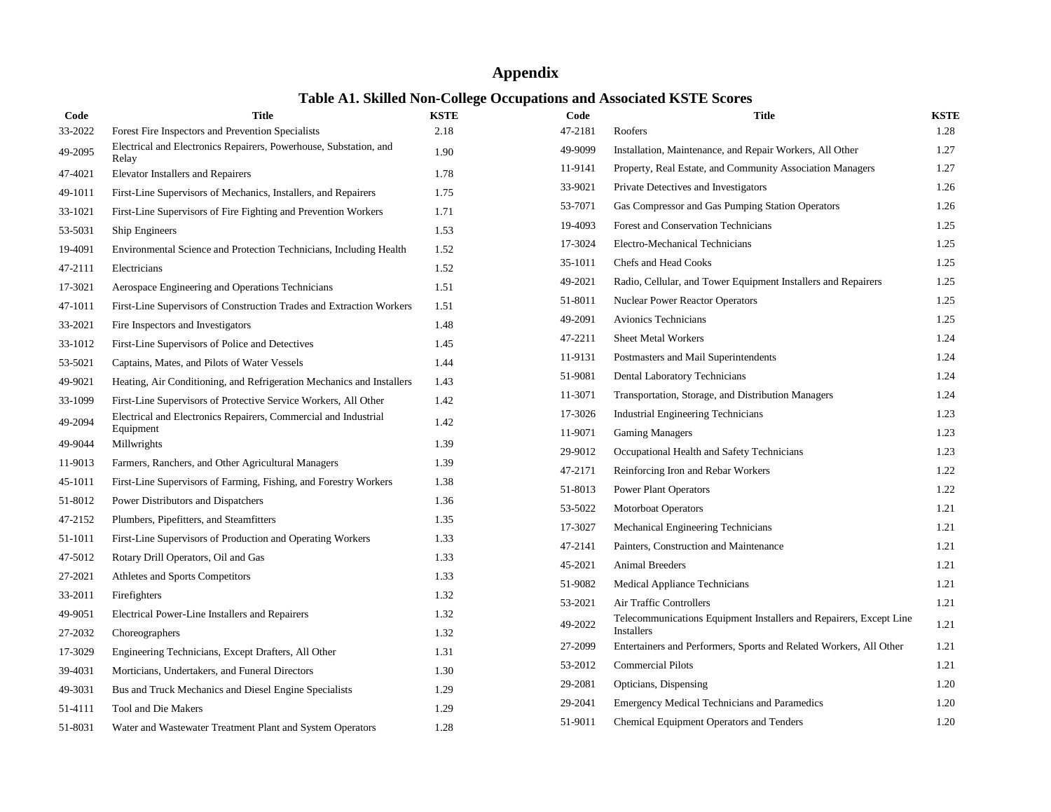# Appendix

## Table A1. Skilled Non-College Occupations and Associated KSTE Scores

| Code | Title | KSTE |
|---|---|---|
| 33-2022 | Forest Fire Inspectors and Prevention Specialists | 2.18 |
| 49-2095 | Electrical and Electronics Repairers, Powerhouse, Substation, and Relay | 1.90 |
| 47-4021 | Elevator Installers and Repairers | 1.78 |
| 49-1011 | First-Line Supervisors of Mechanics, Installers, and Repairers | 1.75 |
| 33-1021 | First-Line Supervisors of Fire Fighting and Prevention Workers | 1.71 |
| 53-5031 | Ship Engineers | 1.53 |
| 19-4091 | Environmental Science and Protection Technicians, Including Health | 1.52 |
| 47-2111 | Electricians | 1.52 |
| 17-3021 | Aerospace Engineering and Operations Technicians | 1.51 |
| 47-1011 | First-Line Supervisors of Construction Trades and Extraction Workers | 1.51 |
| 33-2021 | Fire Inspectors and Investigators | 1.48 |
| 33-1012 | First-Line Supervisors of Police and Detectives | 1.45 |
| 53-5021 | Captains, Mates, and Pilots of Water Vessels | 1.44 |
| 49-9021 | Heating, Air Conditioning, and Refrigeration Mechanics and Installers | 1.43 |
| 33-1099 | First-Line Supervisors of Protective Service Workers, All Other | 1.42 |
| 49-2094 | Electrical and Electronics Repairers, Commercial and Industrial Equipment | 1.42 |
| 49-9044 | Millwrights | 1.39 |
| 11-9013 | Farmers, Ranchers, and Other Agricultural Managers | 1.39 |
| 45-1011 | First-Line Supervisors of Farming, Fishing, and Forestry Workers | 1.38 |
| 51-8012 | Power Distributors and Dispatchers | 1.36 |
| 47-2152 | Plumbers, Pipefitters, and Steamfitters | 1.35 |
| 51-1011 | First-Line Supervisors of Production and Operating Workers | 1.33 |
| 47-5012 | Rotary Drill Operators, Oil and Gas | 1.33 |
| 27-2021 | Athletes and Sports Competitors | 1.33 |
| 33-2011 | Firefighters | 1.32 |
| 49-9051 | Electrical Power-Line Installers and Repairers | 1.32 |
| 27-2032 | Choreographers | 1.32 |
| 17-3029 | Engineering Technicians, Except Drafters, All Other | 1.31 |
| 39-4031 | Morticians, Undertakers, and Funeral Directors | 1.30 |
| 49-3031 | Bus and Truck Mechanics and Diesel Engine Specialists | 1.29 |
| 51-4111 | Tool and Die Makers | 1.29 |
| 51-8031 | Water and Wastewater Treatment Plant and System Operators | 1.28 |
| 47-2181 | Roofers | 1.28 |
| 49-9099 | Installation, Maintenance, and Repair Workers, All Other | 1.27 |
| 11-9141 | Property, Real Estate, and Community Association Managers | 1.27 |
| 33-9021 | Private Detectives and Investigators | 1.26 |
| 53-7071 | Gas Compressor and Gas Pumping Station Operators | 1.26 |
| 19-4093 | Forest and Conservation Technicians | 1.25 |
| 17-3024 | Electro-Mechanical Technicians | 1.25 |
| 35-1011 | Chefs and Head Cooks | 1.25 |
| 49-2021 | Radio, Cellular, and Tower Equipment Installers and Repairers | 1.25 |
| 51-8011 | Nuclear Power Reactor Operators | 1.25 |
| 49-2091 | Avionics Technicians | 1.25 |
| 47-2211 | Sheet Metal Workers | 1.24 |
| 11-9131 | Postmasters and Mail Superintendents | 1.24 |
| 51-9081 | Dental Laboratory Technicians | 1.24 |
| 11-3071 | Transportation, Storage, and Distribution Managers | 1.24 |
| 17-3026 | Industrial Engineering Technicians | 1.23 |
| 11-9071 | Gaming Managers | 1.23 |
| 29-9012 | Occupational Health and Safety Technicians | 1.23 |
| 47-2171 | Reinforcing Iron and Rebar Workers | 1.22 |
| 51-8013 | Power Plant Operators | 1.22 |
| 53-5022 | Motorboat Operators | 1.21 |
| 17-3027 | Mechanical Engineering Technicians | 1.21 |
| 47-2141 | Painters, Construction and Maintenance | 1.21 |
| 45-2021 | Animal Breeders | 1.21 |
| 51-9082 | Medical Appliance Technicians | 1.21 |
| 53-2021 | Air Traffic Controllers | 1.21 |
| 49-2022 | Telecommunications Equipment Installers and Repairers, Except Line Installers | 1.21 |
| 27-2099 | Entertainers and Performers, Sports and Related Workers, All Other | 1.21 |
| 53-2012 | Commercial Pilots | 1.21 |
| 29-2081 | Opticians, Dispensing | 1.20 |
| 29-2041 | Emergency Medical Technicians and Paramedics | 1.20 |
| 51-9011 | Chemical Equipment Operators and Tenders | 1.20 |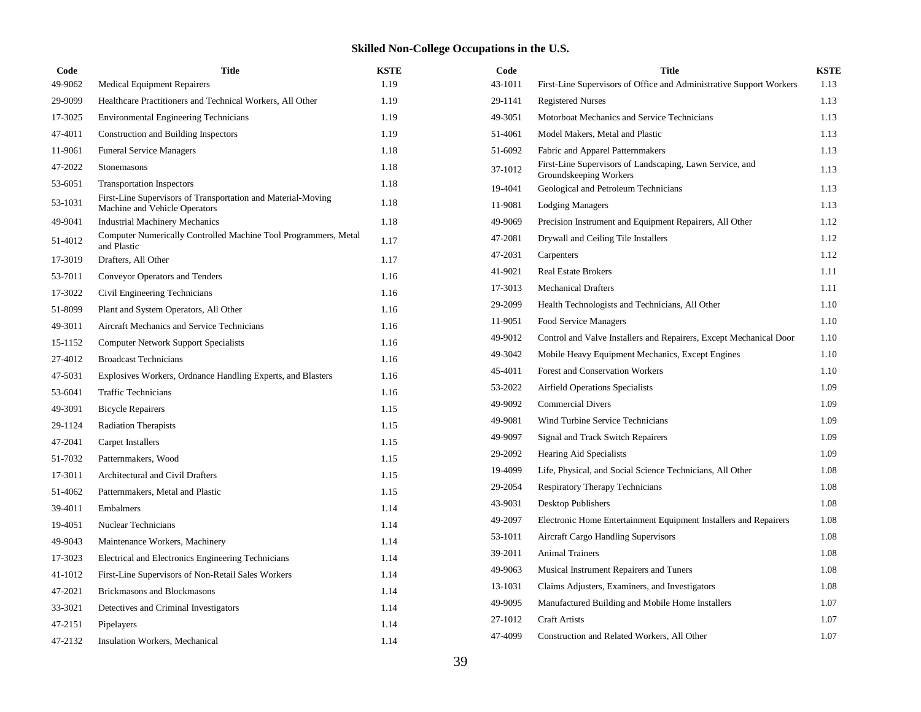## Skilled Non-College Occupations in the U.S.

| Code | Title | KSTE |
|---|---|---|
| 49-9062 | Medical Equipment Repairers | 1.19 |
| 29-9099 | Healthcare Practitioners and Technical Workers, All Other | 1.19 |
| 17-3025 | Environmental Engineering Technicians | 1.19 |
| 47-4011 | Construction and Building Inspectors | 1.19 |
| 11-9061 | Funeral Service Managers | 1.18 |
| 47-2022 | Stonemasons | 1.18 |
| 53-6051 | Transportation Inspectors | 1.18 |
| 53-1031 | First-Line Supervisors of Transportation and Material-Moving Machine and Vehicle Operators | 1.18 |
| 49-9041 | Industrial Machinery Mechanics | 1.18 |
| 51-4012 | Computer Numerically Controlled Machine Tool Programmers, Metal and Plastic | 1.17 |
| 17-3019 | Drafters, All Other | 1.17 |
| 53-7011 | Conveyor Operators and Tenders | 1.16 |
| 17-3022 | Civil Engineering Technicians | 1.16 |
| 51-8099 | Plant and System Operators, All Other | 1.16 |
| 49-3011 | Aircraft Mechanics and Service Technicians | 1.16 |
| 15-1152 | Computer Network Support Specialists | 1.16 |
| 27-4012 | Broadcast Technicians | 1.16 |
| 47-5031 | Explosives Workers, Ordnance Handling Experts, and Blasters | 1.16 |
| 53-6041 | Traffic Technicians | 1.16 |
| 49-3091 | Bicycle Repairers | 1.15 |
| 29-1124 | Radiation Therapists | 1.15 |
| 47-2041 | Carpet Installers | 1.15 |
| 51-7032 | Patternmakers, Wood | 1.15 |
| 17-3011 | Architectural and Civil Drafters | 1.15 |
| 51-4062 | Patternmakers, Metal and Plastic | 1.15 |
| 39-4011 | Embalmers | 1.14 |
| 19-4051 | Nuclear Technicians | 1.14 |
| 49-9043 | Maintenance Workers, Machinery | 1.14 |
| 17-3023 | Electrical and Electronics Engineering Technicians | 1.14 |
| 41-1012 | First-Line Supervisors of Non-Retail Sales Workers | 1.14 |
| 47-2021 | Brickmasons and Blockmasons | 1.14 |
| 33-3021 | Detectives and Criminal Investigators | 1.14 |
| 47-2151 | Pipelayers | 1.14 |
| 47-2132 | Insulation Workers, Mechanical | 1.14 |
| 43-1011 | First-Line Supervisors of Office and Administrative Support Workers | 1.13 |
| 29-1141 | Registered Nurses | 1.13 |
| 49-3051 | Motorboat Mechanics and Service Technicians | 1.13 |
| 51-4061 | Model Makers, Metal and Plastic | 1.13 |
| 51-6092 | Fabric and Apparel Patternmakers | 1.13 |
| 37-1012 | First-Line Supervisors of Landscaping, Lawn Service, and Groundskeeping Workers | 1.13 |
| 19-4041 | Geological and Petroleum Technicians | 1.13 |
| 11-9081 | Lodging Managers | 1.13 |
| 49-9069 | Precision Instrument and Equipment Repairers, All Other | 1.12 |
| 47-2081 | Drywall and Ceiling Tile Installers | 1.12 |
| 47-2031 | Carpenters | 1.12 |
| 41-9021 | Real Estate Brokers | 1.11 |
| 17-3013 | Mechanical Drafters | 1.11 |
| 29-2099 | Health Technologists and Technicians, All Other | 1.10 |
| 11-9051 | Food Service Managers | 1.10 |
| 49-9012 | Control and Valve Installers and Repairers, Except Mechanical Door | 1.10 |
| 49-3042 | Mobile Heavy Equipment Mechanics, Except Engines | 1.10 |
| 45-4011 | Forest and Conservation Workers | 1.10 |
| 53-2022 | Airfield Operations Specialists | 1.09 |
| 49-9092 | Commercial Divers | 1.09 |
| 49-9081 | Wind Turbine Service Technicians | 1.09 |
| 49-9097 | Signal and Track Switch Repairers | 1.09 |
| 29-2092 | Hearing Aid Specialists | 1.09 |
| 19-4099 | Life, Physical, and Social Science Technicians, All Other | 1.08 |
| 29-2054 | Respiratory Therapy Technicians | 1.08 |
| 43-9031 | Desktop Publishers | 1.08 |
| 49-2097 | Electronic Home Entertainment Equipment Installers and Repairers | 1.08 |
| 53-1011 | Aircraft Cargo Handling Supervisors | 1.08 |
| 39-2011 | Animal Trainers | 1.08 |
| 49-9063 | Musical Instrument Repairers and Tuners | 1.08 |
| 13-1031 | Claims Adjusters, Examiners, and Investigators | 1.08 |
| 49-9095 | Manufactured Building and Mobile Home Installers | 1.07 |
| 27-1012 | Craft Artists | 1.07 |
| 47-4099 | Construction and Related Workers, All Other | 1.07 |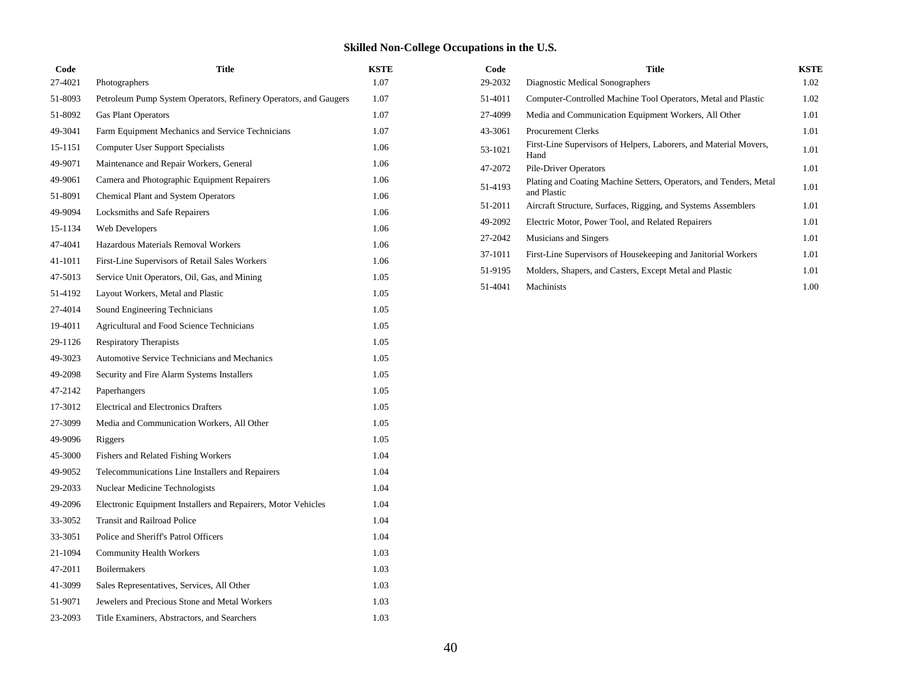## Skilled Non-College Occupations in the U.S.

| Code | Title | KSTE |
|---|---|---|
| 27-4021 | Photographers | 1.07 |
| 51-8093 | Petroleum Pump System Operators, Refinery Operators, and Gaugers | 1.07 |
| 51-8092 | Gas Plant Operators | 1.07 |
| 49-3041 | Farm Equipment Mechanics and Service Technicians | 1.07 |
| 15-1151 | Computer User Support Specialists | 1.06 |
| 49-9071 | Maintenance and Repair Workers, General | 1.06 |
| 49-9061 | Camera and Photographic Equipment Repairers | 1.06 |
| 51-8091 | Chemical Plant and System Operators | 1.06 |
| 49-9094 | Locksmiths and Safe Repairers | 1.06 |
| 15-1134 | Web Developers | 1.06 |
| 47-4041 | Hazardous Materials Removal Workers | 1.06 |
| 41-1011 | First-Line Supervisors of Retail Sales Workers | 1.06 |
| 47-5013 | Service Unit Operators, Oil, Gas, and Mining | 1.05 |
| 51-4192 | Layout Workers, Metal and Plastic | 1.05 |
| 27-4014 | Sound Engineering Technicians | 1.05 |
| 19-4011 | Agricultural and Food Science Technicians | 1.05 |
| 29-1126 | Respiratory Therapists | 1.05 |
| 49-3023 | Automotive Service Technicians and Mechanics | 1.05 |
| 49-2098 | Security and Fire Alarm Systems Installers | 1.05 |
| 47-2142 | Paperhangers | 1.05 |
| 17-3012 | Electrical and Electronics Drafters | 1.05 |
| 27-3099 | Media and Communication Workers, All Other | 1.05 |
| 49-9096 | Riggers | 1.05 |
| 45-3000 | Fishers and Related Fishing Workers | 1.04 |
| 49-9052 | Telecommunications Line Installers and Repairers | 1.04 |
| 29-2033 | Nuclear Medicine Technologists | 1.04 |
| 49-2096 | Electronic Equipment Installers and Repairers, Motor Vehicles | 1.04 |
| 33-3052 | Transit and Railroad Police | 1.04 |
| 33-3051 | Police and Sheriff's Patrol Officers | 1.04 |
| 21-1094 | Community Health Workers | 1.03 |
| 47-2011 | Boilermakers | 1.03 |
| 41-3099 | Sales Representatives, Services, All Other | 1.03 |
| 51-9071 | Jewelers and Precious Stone and Metal Workers | 1.03 |
| 23-2093 | Title Examiners, Abstractors, and Searchers | 1.03 |
| 29-2032 | Diagnostic Medical Sonographers | 1.02 |
| 51-4011 | Computer-Controlled Machine Tool Operators, Metal and Plastic | 1.02 |
| 27-4099 | Media and Communication Equipment Workers, All Other | 1.01 |
| 43-3061 | Procurement Clerks | 1.01 |
| 53-1021 | First-Line Supervisors of Helpers, Laborers, and Material Movers, Hand | 1.01 |
| 47-2072 | Pile-Driver Operators | 1.01 |
| 51-4193 | Plating and Coating Machine Setters, Operators, and Tenders, Metal and Plastic | 1.01 |
| 51-2011 | Aircraft Structure, Surfaces, Rigging, and Systems Assemblers | 1.01 |
| 49-2092 | Electric Motor, Power Tool, and Related Repairers | 1.01 |
| 27-2042 | Musicians and Singers | 1.01 |
| 37-1011 | First-Line Supervisors of Housekeeping and Janitorial Workers | 1.01 |
| 51-9195 | Molders, Shapers, and Casters, Except Metal and Plastic | 1.01 |
| 51-4041 | Machinists | 1.00 |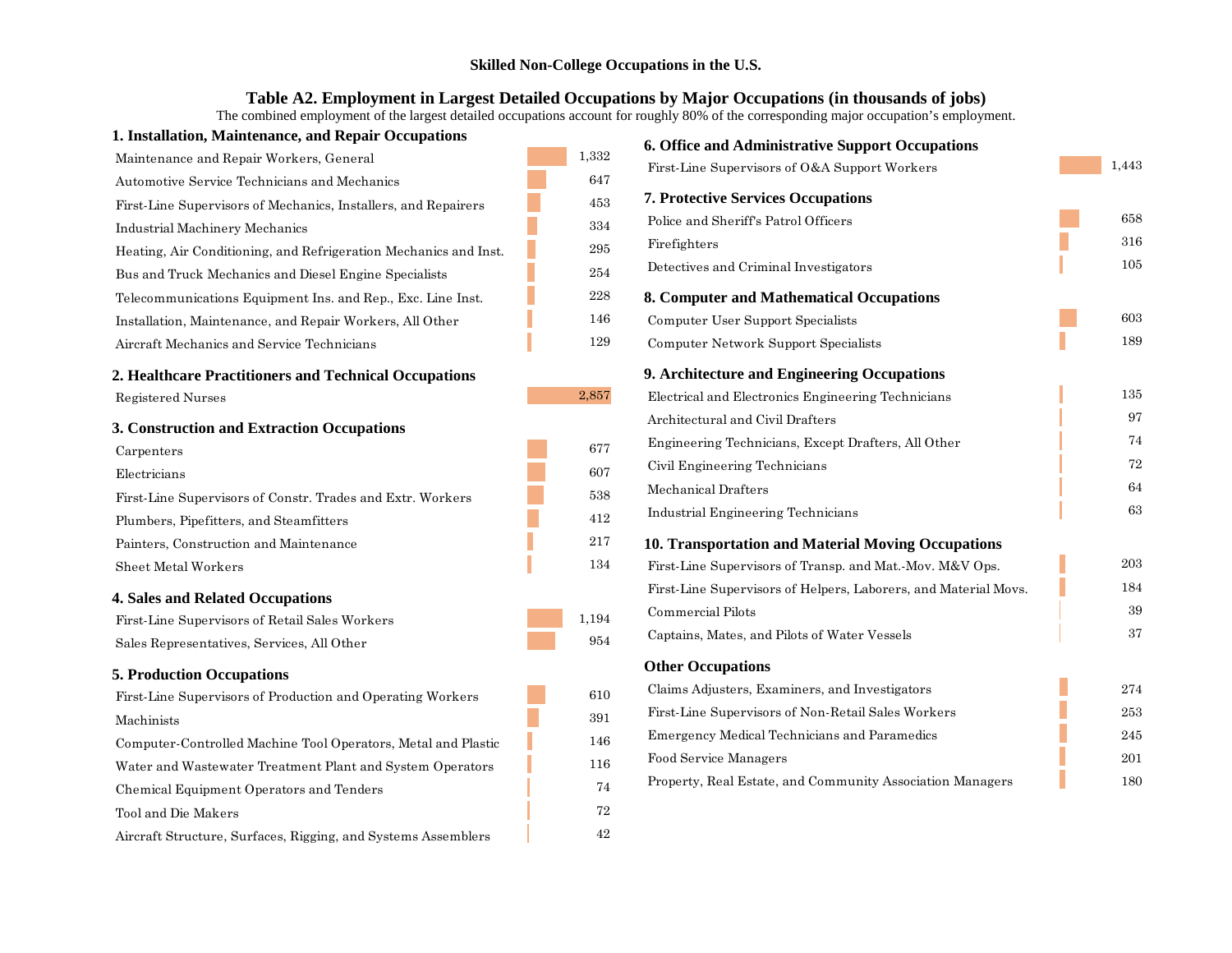**Skilled Non-College Occupations in the U.S.**

## Table A2. Employment in Largest Detailed Occupations by Major Occupations (in thousands of jobs)

The combined employment of the largest detailed occupations account for roughly 80% of the corresponding major occupation's employment.

### 1. Installation, Maintenance, and Repair Occupations

| Occupation | Employment |
|---|---|
| Maintenance and Repair Workers, General | 1,332 |
| Automotive Service Technicians and Mechanics | 647 |
| First-Line Supervisors of Mechanics, Installers, and Repairers | 453 |
| Industrial Machinery Mechanics | 334 |
| Heating, Air Conditioning, and Refrigeration Mechanics and Inst. | 295 |
| Bus and Truck Mechanics and Diesel Engine Specialists | 254 |
| Telecommunications Equipment Ins. and Rep., Exc. Line Inst. | 228 |
| Installation, Maintenance, and Repair Workers, All Other | 146 |
| Aircraft Mechanics and Service Technicians | 129 |

### 2. Healthcare Practitioners and Technical Occupations

| Occupation | Employment |
|---|---|
| Registered Nurses | 2,857 |

### 3. Construction and Extraction Occupations

| Occupation | Employment |
|---|---|
| Carpenters | 677 |
| Electricians | 607 |
| First-Line Supervisors of Constr. Trades and Extr. Workers | 538 |
| Plumbers, Pipefitters, and Steamfitters | 412 |
| Painters, Construction and Maintenance | 217 |
| Sheet Metal Workers | 134 |

### 4. Sales and Related Occupations

| Occupation | Employment |
|---|---|
| First-Line Supervisors of Retail Sales Workers | 1,194 |
| Sales Representatives, Services, All Other | 954 |

### 5. Production Occupations

| Occupation | Employment |
|---|---|
| First-Line Supervisors of Production and Operating Workers | 610 |
| Machinists | 391 |
| Computer-Controlled Machine Tool Operators, Metal and Plastic | 146 |
| Water and Wastewater Treatment Plant and System Operators | 116 |
| Chemical Equipment Operators and Tenders | 74 |
| Tool and Die Makers | 72 |
| Aircraft Structure, Surfaces, Rigging, and Systems Assemblers | 42 |

### 6. Office and Administrative Support Occupations

| Occupation | Employment |
|---|---|
| First-Line Supervisors of O&A Support Workers | 1,443 |

### 7. Protective Services Occupations

| Occupation | Employment |
|---|---|
| Police and Sheriff's Patrol Officers | 658 |
| Firefighters | 316 |
| Detectives and Criminal Investigators | 105 |

### 8. Computer and Mathematical Occupations

| Occupation | Employment |
|---|---|
| Computer User Support Specialists | 603 |
| Computer Network Support Specialists | 189 |

### 9. Architecture and Engineering Occupations

| Occupation | Employment |
|---|---|
| Electrical and Electronics Engineering Technicians | 135 |
| Architectural and Civil Drafters | 97 |
| Engineering Technicians, Except Drafters, All Other | 74 |
| Civil Engineering Technicians | 72 |
| Mechanical Drafters | 64 |
| Industrial Engineering Technicians | 63 |

### 10. Transportation and Material Moving Occupations

| Occupation | Employment |
|---|---|
| First-Line Supervisors of Transp. and Mat.-Mov. M&V Ops. | 203 |
| First-Line Supervisors of Helpers, Laborers, and Material Movs. | 184 |
| Commercial Pilots | 39 |
| Captains, Mates, and Pilots of Water Vessels | 37 |

### Other Occupations

| Occupation | Employment |
|---|---|
| Claims Adjusters, Examiners, and Investigators | 274 |
| First-Line Supervisors of Non-Retail Sales Workers | 253 |
| Emergency Medical Technicians and Paramedics | 245 |
| Food Service Managers | 201 |
| Property, Real Estate, and Community Association Managers | 180 |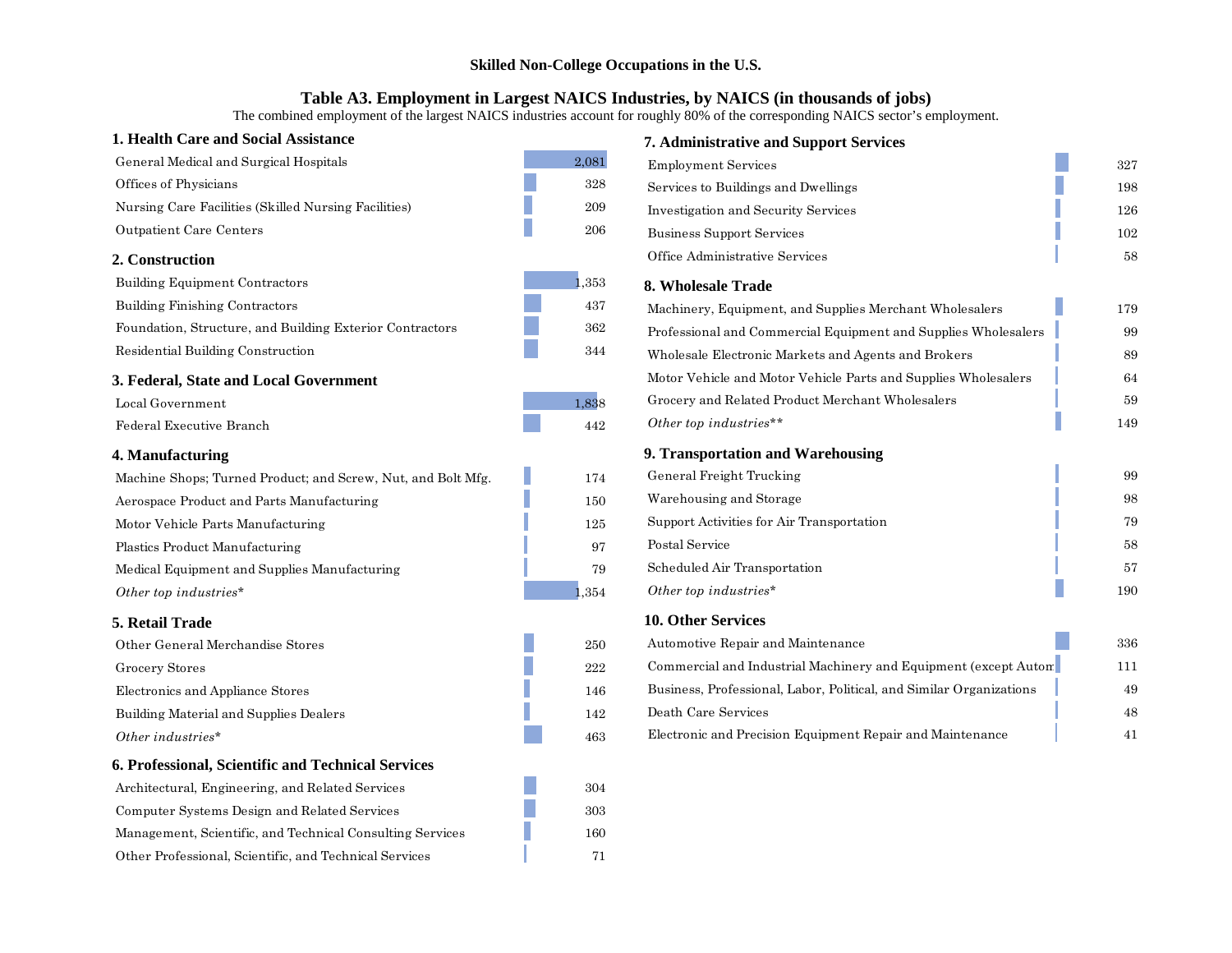# Skilled Non-College Occupations in the U.S.

## Table A3. Employment in Largest NAICS Industries, by NAICS (in thousands of jobs)

The combined employment of the largest NAICS industries account for roughly 80% of the corresponding NAICS sector's employment.

### 1. Health Care and Social Assistance

| Industry | Jobs |
|---|---|
| General Medical and Surgical Hospitals | 2,081 |
| Offices of Physicians | 328 |
| Nursing Care Facilities (Skilled Nursing Facilities) | 209 |
| Outpatient Care Centers | 206 |

### 2. Construction

| Industry | Jobs |
|---|---|
| Building Equipment Contractors | 1,353 |
| Building Finishing Contractors | 437 |
| Foundation, Structure, and Building Exterior Contractors | 362 |
| Residential Building Construction | 344 |

### 3. Federal, State and Local Government

| Industry | Jobs |
|---|---|
| Local Government | 1,838 |
| Federal Executive Branch | 442 |

### 4. Manufacturing

| Industry | Jobs |
|---|---|
| Machine Shops; Turned Product; and Screw, Nut, and Bolt Mfg. | 174 |
| Aerospace Product and Parts Manufacturing | 150 |
| Motor Vehicle Parts Manufacturing | 125 |
| Plastics Product Manufacturing | 97 |
| Medical Equipment and Supplies Manufacturing | 79 |
| *Other top industries** | 1,354 |

### 5. Retail Trade

| Industry | Jobs |
|---|---|
| Other General Merchandise Stores | 250 |
| Grocery Stores | 222 |
| Electronics and Appliance Stores | 146 |
| Building Material and Supplies Dealers | 142 |
| *Other industries** | 463 |

### 6. Professional, Scientific and Technical Services

| Industry | Jobs |
|---|---|
| Architectural, Engineering, and Related Services | 304 |
| Computer Systems Design and Related Services | 303 |
| Management, Scientific, and Technical Consulting Services | 160 |
| Other Professional, Scientific, and Technical Services | 71 |

### 7. Administrative and Support Services

| Industry | Jobs |
|---|---|
| Employment Services | 327 |
| Services to Buildings and Dwellings | 198 |
| Investigation and Security Services | 126 |
| Business Support Services | 102 |
| Office Administrative Services | 58 |

### 8. Wholesale Trade

| Industry | Jobs |
|---|---|
| Machinery, Equipment, and Supplies Merchant Wholesalers | 179 |
| Professional and Commercial Equipment and Supplies Wholesalers | 99 |
| Wholesale Electronic Markets and Agents and Brokers | 89 |
| Motor Vehicle and Motor Vehicle Parts and Supplies Wholesalers | 64 |
| Grocery and Related Product Merchant Wholesalers | 59 |
| *Other top industries*** | 149 |

### 9. Transportation and Warehousing

| Industry | Jobs |
|---|---|
| General Freight Trucking | 99 |
| Warehousing and Storage | 98 |
| Support Activities for Air Transportation | 79 |
| Postal Service | 58 |
| Scheduled Air Transportation | 57 |
| *Other top industries** | 190 |

### 10. Other Services

| Industry | Jobs |
|---|---|
| Automotive Repair and Maintenance | 336 |
| Commercial and Industrial Machinery and Equipment (except Autom | 111 |
| Business, Professional, Labor, Political, and Similar Organizations | 49 |
| Death Care Services | 48 |
| Electronic and Precision Equipment Repair and Maintenance | 41 |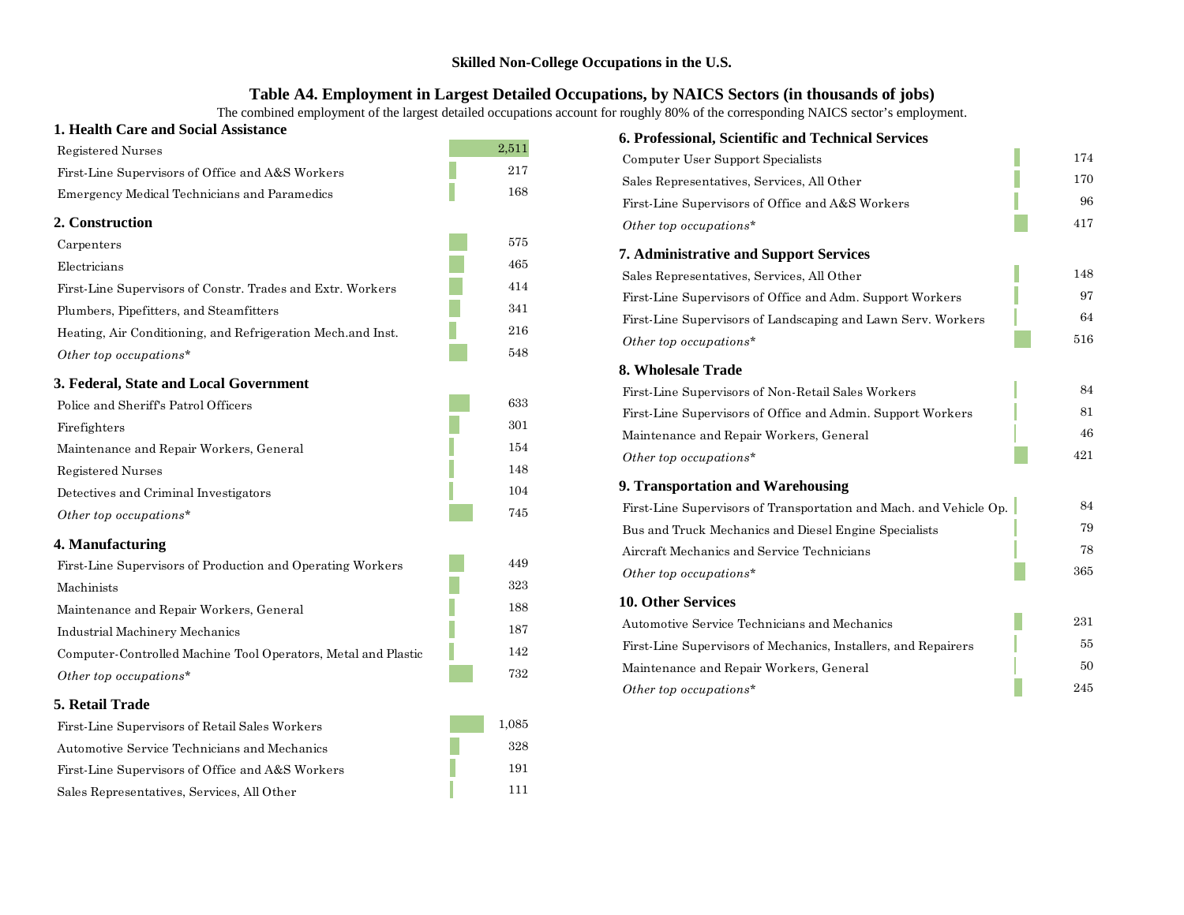**Skilled Non-College Occupations in the U.S.**

## Table A4. Employment in Largest Detailed Occupations, by NAICS Sectors (in thousands of jobs)

The combined employment of the largest detailed occupations account for roughly 80% of the corresponding NAICS sector's employment.

### 1. Health Care and Social Assistance

| | |
|---|---|
| Registered Nurses | 2,511 |
| First-Line Supervisors of Office and A&S Workers | 217 |
| Emergency Medical Technicians and Paramedics | 168 |

### 2. Construction

| | |
|---|---|
| Carpenters | 575 |
| Electricians | 465 |
| First-Line Supervisors of Constr. Trades and Extr. Workers | 414 |
| Plumbers, Pipefitters, and Steamfitters | 341 |
| Heating, Air Conditioning, and Refrigeration Mech.and Inst. | 216 |
| *Other top occupations** | 548 |

### 3. Federal, State and Local Government

| | |
|---|---|
| Police and Sheriff's Patrol Officers | 633 |
| Firefighters | 301 |
| Maintenance and Repair Workers, General | 154 |
| Registered Nurses | 148 |
| Detectives and Criminal Investigators | 104 |
| *Other top occupations** | 745 |

### 4. Manufacturing

| | |
|---|---|
| First-Line Supervisors of Production and Operating Workers | 449 |
| Machinists | 323 |
| Maintenance and Repair Workers, General | 188 |
| Industrial Machinery Mechanics | 187 |
| Computer-Controlled Machine Tool Operators, Metal and Plastic | 142 |
| *Other top occupations** | 732 |

### 5. Retail Trade

| | |
|---|---|
| First-Line Supervisors of Retail Sales Workers | 1,085 |
| Automotive Service Technicians and Mechanics | 328 |
| First-Line Supervisors of Office and A&S Workers | 191 |
| Sales Representatives, Services, All Other | 111 |

### 6. Professional, Scientific and Technical Services

| | |
|---|---|
| Computer User Support Specialists | 174 |
| Sales Representatives, Services, All Other | 170 |
| First-Line Supervisors of Office and A&S Workers | 96 |
| *Other top occupations** | 417 |

### 7. Administrative and Support Services

| | |
|---|---|
| Sales Representatives, Services, All Other | 148 |
| First-Line Supervisors of Office and Adm. Support Workers | 97 |
| First-Line Supervisors of Landscaping and Lawn Serv. Workers | 64 |
| *Other top occupations** | 516 |

### 8. Wholesale Trade

| | |
|---|---|
| First-Line Supervisors of Non-Retail Sales Workers | 84 |
| First-Line Supervisors of Office and Admin. Support Workers | 81 |
| Maintenance and Repair Workers, General | 46 |
| *Other top occupations** | 421 |

### 9. Transportation and Warehousing

| | |
|---|---|
| First-Line Supervisors of Transportation and Mach. and Vehicle Op. | 84 |
| Bus and Truck Mechanics and Diesel Engine Specialists | 79 |
| Aircraft Mechanics and Service Technicians | 78 |
| *Other top occupations** | 365 |

### 10. Other Services

| | |
|---|---|
| Automotive Service Technicians and Mechanics | 231 |
| First-Line Supervisors of Mechanics, Installers, and Repairers | 55 |
| Maintenance and Repair Workers, General | 50 |
| *Other top occupations** | 245 |